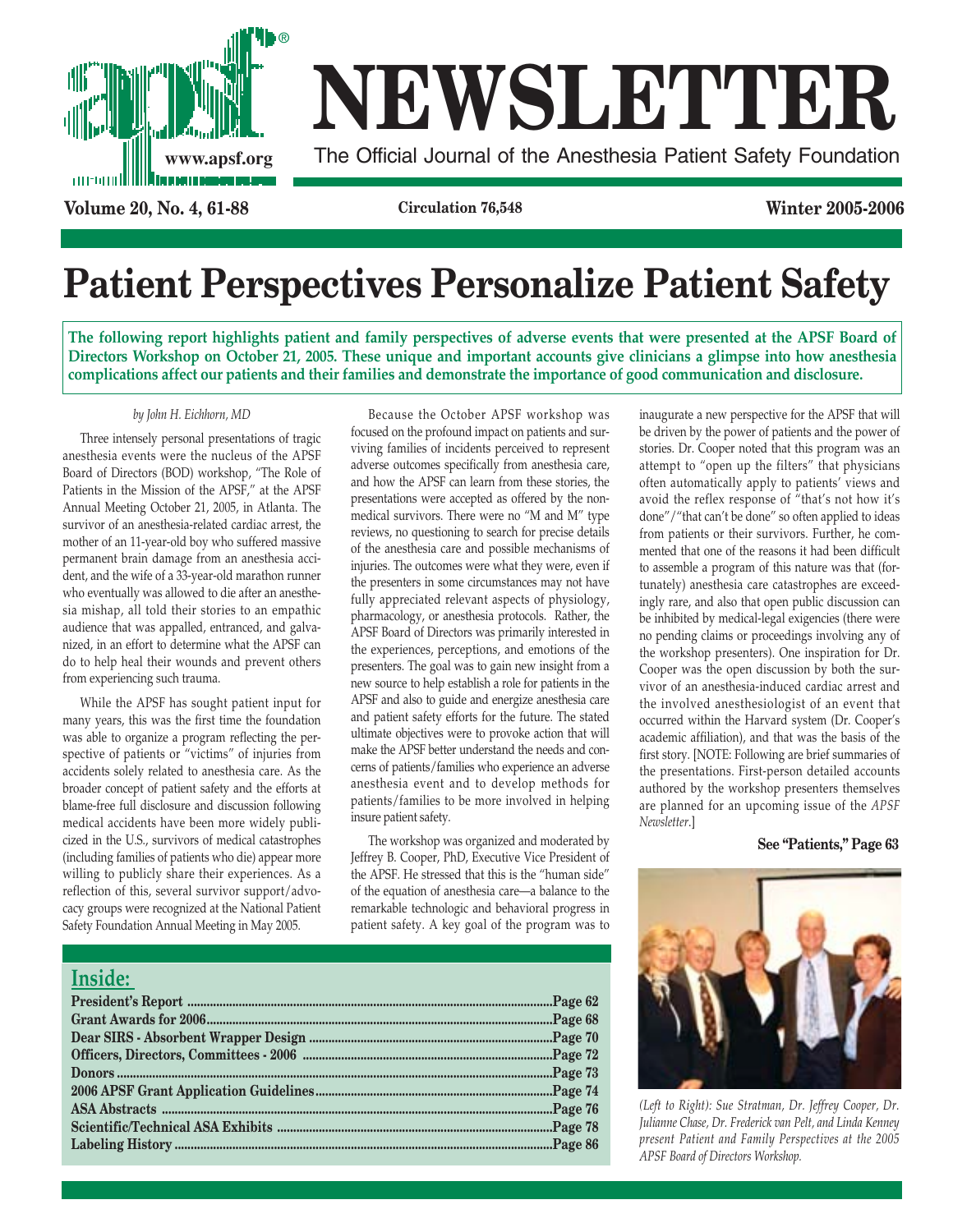# NEWSLETTER

The Official Journal of the Anesthesia Patient Safety Foundation

**Circulation 76,548**

# Patient Perspectives Personalize Patient Safety

**The following report highlights patient and family perspectives of adverse events that were presented at the APSF Board of Directors Workshop on October 21, 2005. These unique and important accounts give clinicians a glimpse into how anesthesia complications affect our patients and their families and demonstrate the importance of good communication and disclosure.**

*by John H. Eichhorn, MD*

Three intensely personal presentations of tragic anesthesia events were the nucleus of the APSF Board of Directors (BOD) workshop, "The Role of Patients in the Mission of the APSF," at the APSF Annual Meeting October 21, 2005, in Atlanta. The survivor of an anesthesia-related cardiac arrest, the mother of an 11-year-old boy who suffered massive permanent brain damage from an anesthesia accident, and the wife of a 33-year-old marathon runner who eventually was allowed to die after an anesthesia mishap, all told their stories to an empathic audience that was appalled, entranced, and galvanized, in an effort to determine what the APSF can do to help heal their wounds and prevent others from experiencing such trauma.

While the APSF has sought patient input for many years, this was the first time the foundation was able to organize a program reflecting the perspective of patients or "victims" of injuries from accidents solely related to anesthesia care. As the broader concept of patient safety and the efforts at blame-free full disclosure and discussion following medical accidents have been more widely publicized in the U.S., survivors of medical catastrophes (including families of patients who die) appear more willing to publicly share their experiences. As a reflection of this, several survivor support/advocacy groups were recognized at the National Patient Safety Foundation Annual Meeting in May 2005.

Because the October APSF workshop was focused on the profound impact on patients and surviving families of incidents perceived to represent adverse outcomes specifically from anesthesia care, and how the APSF can learn from these stories, the presentations were accepted as offered by the non-medical survivors. There were no "M and M" type reviews, no questioning to search for precise details of the anesthesia care and possible mechanisms of injuries. The outcomes were what they were, even if the presenters in some circumstances may not have fully appreciated relevant aspects of physiology, pharmacology, or anesthesia protocols. Rather, the APSF Board of Directors was primarily interested in the experiences, perceptions, and emotions of the presenters. The goal was to gain new insight from a new source to help establish a role for patients in the APSF and also to guide and energize anesthesia care and patient safety efforts for the future. The stated ultimate objectives were to provoke action that will make the APSF better understand the needs and concerns of patients/families who experience an adverse anesthesia event and to develop methods for patients/families to be more involved in helping insure patient safety.

The workshop was organized and moderated by Jeffrey B. Cooper, PhD, Executive Vice President of the APSF. He stressed that this is the "human side" of the equation of anesthesia care—a balance to the remarkable technologic and behavioral progress in patient safety. A key goal of the program was to inaugurate a new perspective for the APSF that will be driven by the power of patients and the power of stories. Dr. Cooper noted that this program was an attempt to "open up the filters" that physicians often automatically apply to patients' views and avoid the reflex response of "that's not how it's done"/"that can't be done" so often applied to ideas from patients or their survivors. Further, he commented that one of the reasons it had been difficult to assemble a program of this nature was that (fortunately) anesthesia care catastrophes are exceedingly rare, and also that open public discussion can be inhibited by medical-legal exigencies (there were no pending claims or proceedings involving any of the workshop presenters). One inspiration for Dr. Cooper was the open discussion by both the survivor of an anesthesia-induced cardiac arrest and the involved anesthesiologist of an event that occurred within the Harvard system (Dr. Cooper's academic affiliation), and that was the basis of the first story. [NOTE: Following are brief summaries of the presentations. First-person detailed accounts authored by the workshop presenters themselves are planned for an upcoming issue of the *APSF Newsletter*.]

**See "Patients," Page 63**

*(Left to Right): Sue Stratman, Dr. Jeffrey Cooper, Dr. Julianne Chase, Dr. Frederick van Pelt, and Linda Kenney present Patient and Family Perspectives at the 2005 APSF Board of Directors Workshop.*

## Inside:

| | |
|---|---|
| **President's Report** | **Page 62** |
| **Grant Awards for 2006** | **Page 68** |
| **Dear SIRS - Absorbent Wrapper Design** | **Page 70** |
| **Officers, Directors, Committees - 2006** | **Page 72** |
| **Donors** | **Page 73** |
| **2006 APSF Grant Application Guidelines** | **Page 74** |
| **ASA Abstracts** | **Page 76** |
| **Scientific/Technical ASA Exhibits** | **Page 78** |
| **Labeling History** | **Page 86** |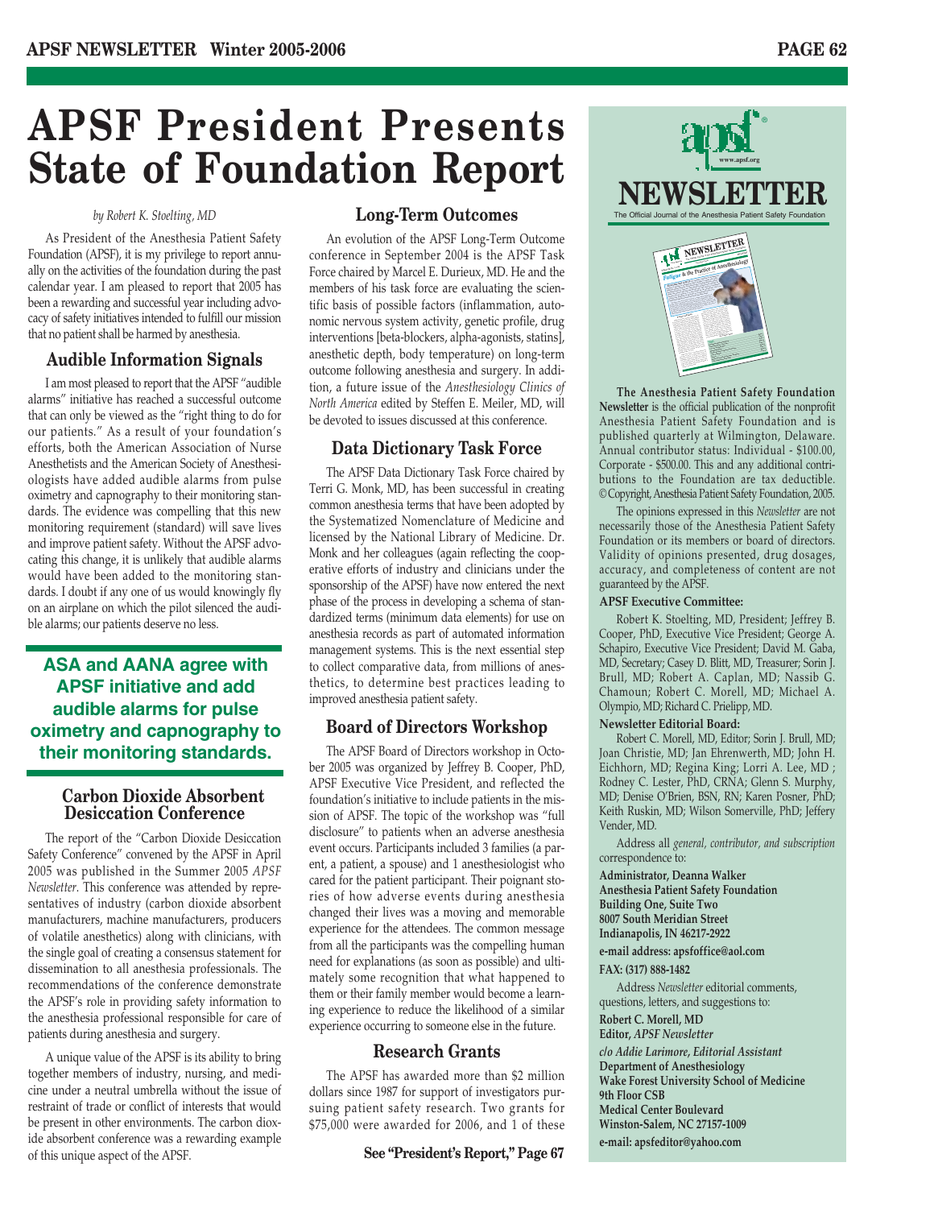# APSF President Presents State of Foundation Report

*by Robert K. Stoelting, MD*

As President of the Anesthesia Patient Safety Foundation (APSF), it is my privilege to report annually on the activities of the foundation during the past calendar year. I am pleased to report that 2005 has been a rewarding and successful year including advocacy of safety initiatives intended to fulfill our mission that no patient shall be harmed by anesthesia.

## Audible Information Signals

I am most pleased to report that the APSF "audible alarms" initiative has reached a successful outcome that can only be viewed as the "right thing to do for our patients." As a result of your foundation's efforts, both the American Association of Nurse Anesthetists and the American Society of Anesthesiologists have added audible alarms from pulse oximetry and capnography to their monitoring standards. The evidence was compelling that this new monitoring requirement (standard) will save lives and improve patient safety. Without the APSF advocating this change, it is unlikely that audible alarms would have been added to the monitoring standards. I doubt if any one of us would knowingly fly on an airplane on which the pilot silenced the audible alarms; our patients deserve no less.

**ASA and AANA agree with APSF initiative and add audible alarms for pulse oximetry and capnography to their monitoring standards.**

## Carbon Dioxide Absorbent Desiccation Conference

The report of the "Carbon Dioxide Desiccation Safety Conference" convened by the APSF in April 2005 was published in the Summer 2005 *APSF Newsletter*. This conference was attended by representatives of industry (carbon dioxide absorbent manufacturers, machine manufacturers, producers of volatile anesthetics) along with clinicians, with the single goal of creating a consensus statement for dissemination to all anesthesia professionals. The recommendations of the conference demonstrate the APSF's role in providing safety information to the anesthesia professional responsible for care of patients during anesthesia and surgery.

A unique value of the APSF is its ability to bring together members of industry, nursing, and medicine under a neutral umbrella without the issue of restraint of trade or conflict of interests that would be present in other environments. The carbon dioxide absorbent conference was a rewarding example of this unique aspect of the APSF.

## Long-Term Outcomes

An evolution of the APSF Long-Term Outcome conference in September 2004 is the APSF Task Force chaired by Marcel E. Durieux, MD. He and the members of his task force are evaluating the scientific basis of possible factors (inflammation, autonomic nervous system activity, genetic profile, drug interventions [beta-blockers, alpha-agonists, statins], anesthetic depth, body temperature) on long-term outcome following anesthesia and surgery. In addition, a future issue of the *Anesthesiology Clinics of North America* edited by Steffen E. Meiler, MD, will be devoted to issues discussed at this conference.

## Data Dictionary Task Force

The APSF Data Dictionary Task Force chaired by Terri G. Monk, MD, has been successful in creating common anesthesia terms that have been adopted by the Systematized Nomenclature of Medicine and licensed by the National Library of Medicine. Dr. Monk and her colleagues (again reflecting the cooperative efforts of industry and clinicians under the sponsorship of the APSF) have now entered the next phase of the process in developing a schema of standardized terms (minimum data elements) for use on anesthesia records as part of automated information management systems. This is the next essential step to collect comparative data, from millions of anesthetics, to determine best practices leading to improved anesthesia patient safety.

## Board of Directors Workshop

The APSF Board of Directors workshop in October 2005 was organized by Jeffrey B. Cooper, PhD, APSF Executive Vice President, and reflected the foundation's initiative to include patients in the mission of APSF. The topic of the workshop was "full disclosure" to patients when an adverse anesthesia event occurs. Participants included 3 families (a parent, a patient, a spouse) and 1 anesthesiologist who cared for the patient participant. Their poignant stories of how adverse events during anesthesia changed their lives was a moving and memorable experience for the attendees. The common message from all the participants was the compelling human need for explanations (as soon as possible) and ultimately some recognition that what happened to them or their family member would become a learning experience to reduce the likelihood of a similar experience occurring to someone else in the future.

## Research Grants

The APSF has awarded more than $2 million dollars since 1987 for support of investigators pursuing patient safety research. Two grants for $75,000 were awarded for 2006, and 1 of these

**See "President's Report," Page 67**

---

**NEWSLETTER**
The Official Journal of the Anesthesia Patient Safety Foundation

**The Anesthesia Patient Safety Foundation Newsletter** is the official publication of the nonprofit Anesthesia Patient Safety Foundation and is published quarterly at Wilmington, Delaware. Annual contributor status: Individual - $100.00, Corporate - $500.00. This and any additional contributions to the Foundation are tax deductible. © Copyright, Anesthesia Patient Safety Foundation, 2005.

The opinions expressed in this *Newsletter* are not necessarily those of the Anesthesia Patient Safety Foundation or its members or board of directors. Validity of opinions presented, drug dosages, accuracy, and completeness of content are not guaranteed by the APSF.

**APSF Executive Committee:**

Robert K. Stoelting, MD, President; Jeffrey B. Cooper, PhD, Executive Vice President; George A. Schapiro, Executive Vice President; David M. Gaba, MD, Secretary; Casey D. Blitt, MD, Treasurer; Sorin J. Brull, MD; Robert A. Caplan, MD; Nassib G. Chamoun; Robert C. Morell, MD; Michael A. Olympio, MD; Richard C. Prielipp, MD.

**Newsletter Editorial Board:**

Robert C. Morell, MD, Editor; Sorin J. Brull, MD; Joan Christie, MD; Jan Ehrenwerth, MD; John H. Eichhorn, MD; Regina King; Lorri A. Lee, MD ; Rodney C. Lester, PhD, CRNA; Glenn S. Murphy, MD; Denise O'Brien, BSN, RN; Karen Posner, PhD; Keith Ruskin, MD; Wilson Somerville, PhD; Jeffery Vender, MD.

Address all *general, contributor, and subscription* correspondence to:

**Administrator, Deanna Walker**
**Anesthesia Patient Safety Foundation**
**Building One, Suite Two**
**8007 South Meridian Street**
**Indianapolis, IN 46217-2922**
**e-mail address: apsfoffice@aol.com**
**FAX: (317) 888-1482**

Address *Newsletter* editorial comments, questions, letters, and suggestions to:

**Robert C. Morell, MD**
**Editor, *APSF Newsletter***
***c/o Addie Larimore, Editorial Assistant***
**Department of Anesthesiology**
**Wake Forest University School of Medicine**
**9th Floor CSB**
**Medical Center Boulevard**
**Winston-Salem, NC 27157-1009**
**e-mail: apsfeditor@yahoo.com**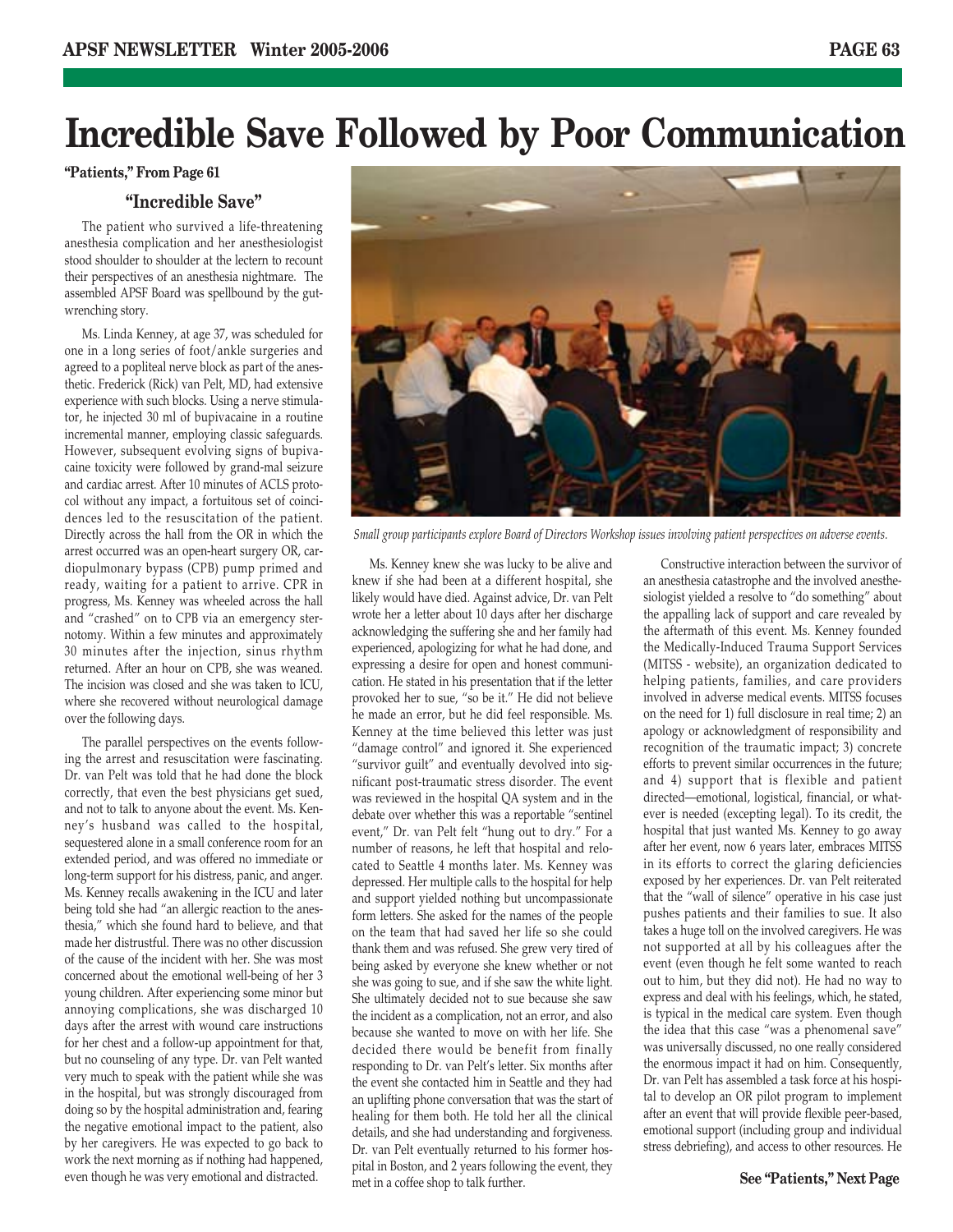# Incredible Save Followed by Poor Communication

**"Patients," From Page 61**

### "Incredible Save"

The patient who survived a life-threatening anesthesia complication and her anesthesiologist stood shoulder to shoulder at the lectern to recount their perspectives of an anesthesia nightmare. The assembled APSF Board was spellbound by the gut-wrenching story.

Ms. Linda Kenney, at age 37, was scheduled for one in a long series of foot/ankle surgeries and agreed to a popliteal nerve block as part of the anesthetic. Frederick (Rick) van Pelt, MD, had extensive experience with such blocks. Using a nerve stimulator, he injected 30 ml of bupivacaine in a routine incremental manner, employing classic safeguards. However, subsequent evolving signs of bupivacaine toxicity were followed by grand-mal seizure and cardiac arrest. After 10 minutes of ACLS protocol without any impact, a fortuitous set of coincidences led to the resuscitation of the patient. Directly across the hall from the OR in which the arrest occurred was an open-heart surgery OR, cardiopulmonary bypass (CPB) pump primed and ready, waiting for a patient to arrive. CPR in progress, Ms. Kenney was wheeled across the hall and "crashed" on to CPB via an emergency sternotomy. Within a few minutes and approximately 30 minutes after the injection, sinus rhythm returned. After an hour on CPB, she was weaned. The incision was closed and she was taken to ICU, where she recovered without neurological damage over the following days.

The parallel perspectives on the events following the arrest and resuscitation were fascinating. Dr. van Pelt was told that he had done the block correctly, that even the best physicians get sued, and not to talk to anyone about the event. Ms. Kenney's husband was called to the hospital, sequestered alone in a small conference room for an extended period, and was offered no immediate or long-term support for his distress, panic, and anger. Ms. Kenney recalls awakening in the ICU and later being told she had "an allergic reaction to the anesthesia," which she found hard to believe, and that made her distrustful. There was no other discussion of the cause of the incident with her. She was most concerned about the emotional well-being of her 3 young children. After experiencing some minor but annoying complications, she was discharged 10 days after the arrest with wound care instructions for her chest and a follow-up appointment for that, but no counseling of any type. Dr. van Pelt wanted very much to speak with the patient while she was in the hospital, but was strongly discouraged from doing so by the hospital administration and, fearing the negative emotional impact to the patient, also by her caregivers. He was expected to go back to work the next morning as if nothing had happened, even though he was very emotional and distracted.

*Small group participants explore Board of Directors Workshop issues involving patient perspectives on adverse events.*

Ms. Kenney knew she was lucky to be alive and knew if she had been at a different hospital, she likely would have died. Against advice, Dr. van Pelt wrote her a letter about 10 days after her discharge acknowledging the suffering she and her family had experienced, apologizing for what he had done, and expressing a desire for open and honest communication. He stated in his presentation that if the letter provoked her to sue, "so be it." He did not believe he made an error, but he did feel responsible. Ms. Kenney at the time believed this letter was just "damage control" and ignored it. She experienced "survivor guilt" and eventually devolved into significant post-traumatic stress disorder. The event was reviewed in the hospital QA system and in the debate over whether this was a reportable "sentinel event," Dr. van Pelt felt "hung out to dry." For a number of reasons, he left that hospital and relocated to Seattle 4 months later. Ms. Kenney was depressed. Her multiple calls to the hospital for help and support yielded nothing but uncompassionate form letters. She asked for the names of the people on the team that had saved her life so she could thank them and was refused. She grew very tired of being asked by everyone she knew whether or not she was going to sue, and if she saw the white light. She ultimately decided not to sue because she saw the incident as a complication, not an error, and also because she wanted to move on with her life. She decided there would be benefit from finally responding to Dr. van Pelt's letter. Six months after the event she contacted him in Seattle and they had an uplifting phone conversation that was the start of healing for them both. He told her all the clinical details, and she had understanding and forgiveness. Dr. van Pelt eventually returned to his former hospital in Boston, and 2 years following the event, they met in a coffee shop to talk further.

Constructive interaction between the survivor of an anesthesia catastrophe and the involved anesthesiologist yielded a resolve to "do something" about the appalling lack of support and care revealed by the aftermath of this event. Ms. Kenney founded the Medically-Induced Trauma Support Services (MITSS - website), an organization dedicated to helping patients, families, and care providers involved in adverse medical events. MITSS focuses on the need for 1) full disclosure in real time; 2) an apology or acknowledgment of responsibility and recognition of the traumatic impact; 3) concrete efforts to prevent similar occurrences in the future; and 4) support that is flexible and patient directed—emotional, logistical, financial, or whatever is needed (excepting legal). To its credit, the hospital that just wanted Ms. Kenney to go away after her event, now 6 years later, embraces MITSS in its efforts to correct the glaring deficiencies exposed by her experiences. Dr. van Pelt reiterated that the "wall of silence" operative in his case just pushes patients and their families to sue. It also takes a huge toll on the involved caregivers. He was not supported at all by his colleagues after the event (even though he felt some wanted to reach out to him, but they did not). He had no way to express and deal with his feelings, which, he stated, is typical in the medical care system. Even though the idea that this case "was a phenomenal save" was universally discussed, no one really considered the enormous impact it had on him. Consequently, Dr. van Pelt has assembled a task force at his hospital to develop an OR pilot program to implement after an event that will provide flexible peer-based, emotional support (including group and individual stress debriefing), and access to other resources. He

**See "Patients," Next Page**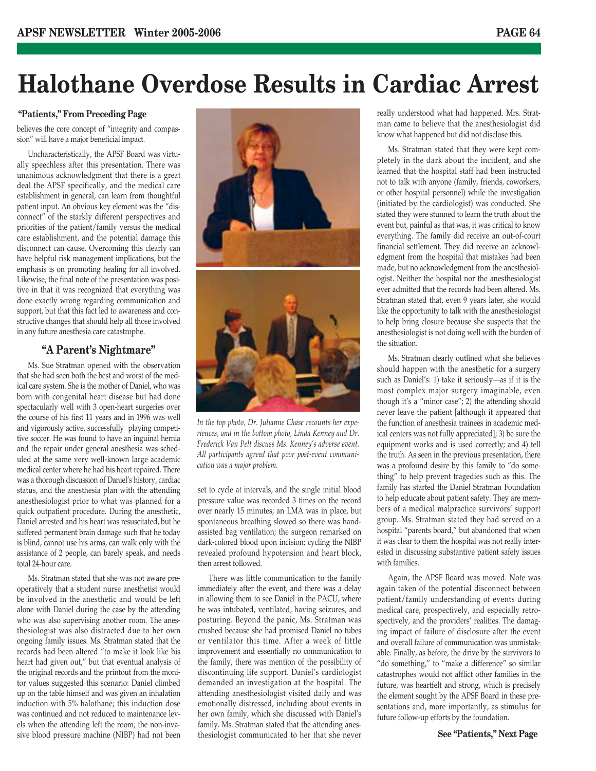# Halothane Overdose Results in Cardiac Arrest

**"Patients," From Preceding Page**

believes the core concept of "integrity and compassion" will have a major beneficial impact.

Uncharacteristically, the APSF Board was virtually speechless after this presentation. There was unanimous acknowledgment that there is a great deal the APSF specifically, and the medical care establishment in general, can learn from thoughtful patient input. An obvious key element was the "disconnect" of the starkly different perspectives and priorities of the patient/family versus the medical care establishment, and the potential damage this disconnect can cause. Overcoming this clearly can have helpful risk management implications, but the emphasis is on promoting healing for all involved. Likewise, the final note of the presentation was positive in that it was recognized that everything was done exactly wrong regarding communication and support, but that this fact led to awareness and constructive changes that should help all those involved in any future anesthesia care catastrophe.

## "A Parent's Nightmare"

Ms. Sue Stratman opened with the observation that she had seen both the best and worst of the medical care system. She is the mother of Daniel, who was born with congenital heart disease but had done spectacularly well with 3 open-heart surgeries over the course of his first 11 years and in 1996 was well and vigorously active, successfully playing competitive soccer. He was found to have an inguinal hernia and the repair under general anesthesia was scheduled at the same very well-known large academic medical center where he had his heart repaired. There was a thorough discussion of Daniel's history, cardiac status, and the anesthesia plan with the attending anesthesiologist prior to what was planned for a quick outpatient procedure. During the anesthetic, Daniel arrested and his heart was resuscitated, but he suffered permanent brain damage such that he today is blind, cannot use his arms, can walk only with the assistance of 2 people, can barely speak, and needs total 24-hour care.

Ms. Stratman stated that she was not aware preoperatively that a student nurse anesthetist would be involved in the anesthetic and would be left alone with Daniel during the case by the attending who was also supervising another room. The anesthesiologist was also distracted due to her own ongoing family issues. Ms. Stratman stated that the records had been altered "to make it look like his heart had given out," but that eventual analysis of the original records and the printout from the monitor values suggested this scenario: Daniel climbed up on the table himself and was given an inhalation induction with 5% halothane; this induction dose was continued and not reduced to maintenance levels when the attending left the room; the non-invasive blood pressure machine (NIBP) had not been set to cycle at intervals, and the single initial blood pressure value was recorded 3 times on the record over nearly 15 minutes; an LMA was in place, but spontaneous breathing slowed so there was hand-assisted bag ventilation; the surgeon remarked on dark-colored blood upon incision; cycling the NIBP revealed profound hypotension and heart block, then arrest followed.

*In the top photo, Dr. Julianne Chase recounts her experiences, and in the bottom photo, Linda Kenney and Dr. Frederick Van Pelt discuss Ms. Kenney's adverse event. All participants agreed that poor post-event communication was a major problem.*

There was little communication to the family immediately after the event, and there was a delay in allowing them to see Daniel in the PACU, where he was intubated, ventilated, having seizures, and posturing. Beyond the panic, Ms. Stratman was crushed because she had promised Daniel no tubes or ventilator this time. After a week of little improvement and essentially no communication to the family, there was mention of the possibility of discontinuing life support. Daniel's cardiologist demanded an investigation at the hospital. The attending anesthesiologist visited daily and was emotionally distressed, including about events in her own family, which she discussed with Daniel's family. Ms. Stratman stated that the attending anesthesiologist communicated to her that she never really understood what had happened. Mrs. Stratman came to believe that the anesthesiologist did know what happened but did not disclose this.

Ms. Stratman stated that they were kept completely in the dark about the incident, and she learned that the hospital staff had been instructed not to talk with anyone (family, friends, coworkers, or other hospital personnel) while the investigation (initiated by the cardiologist) was conducted. She stated they were stunned to learn the truth about the event but, painful as that was, it was critical to know everything. The family did receive an out-of-court financial settlement. They did receive an acknowledgment from the hospital that mistakes had been made, but no acknowledgment from the anesthesiologist. Neither the hospital nor the anesthesiologist ever admitted that the records had been altered. Ms. Stratman stated that, even 9 years later, she would like the opportunity to talk with the anesthesiologist to help bring closure because she suspects that the anesthesiologist is not doing well with the burden of the situation.

Ms. Stratman clearly outlined what she believes should happen with the anesthetic for a surgery such as Daniel's: 1) take it seriously—as if it is the most complex major surgery imaginable, even though it's a "minor case"; 2) the attending should never leave the patient [although it appeared that the function of anesthesia trainees in academic medical centers was not fully appreciated]; 3) be sure the equipment works and is used correctly; and 4) tell the truth. As seen in the previous presentation, there was a profound desire by this family to "do something" to help prevent tragedies such as this. The family has started the Daniel Stratman Foundation to help educate about patient safety. They are members of a medical malpractice survivors' support group. Ms. Stratman stated they had served on a hospital "parents board," but abandoned that when it was clear to them the hospital was not really interested in discussing substantive patient safety issues with families.

Again, the APSF Board was moved. Note was again taken of the potential disconnect between patient/family understanding of events during medical care, prospectively, and especially retrospectively, and the providers' realities. The damaging impact of failure of disclosure after the event and overall failure of communication was unmistakable. Finally, as before, the drive by the survivors to "do something," to "make a difference" so similar catastrophes would not afflict other families in the future, was heartfelt and strong, which is precisely the element sought by the APSF Board in these presentations and, more importantly, as stimulus for future follow-up efforts by the foundation.

**See "Patients," Next Page**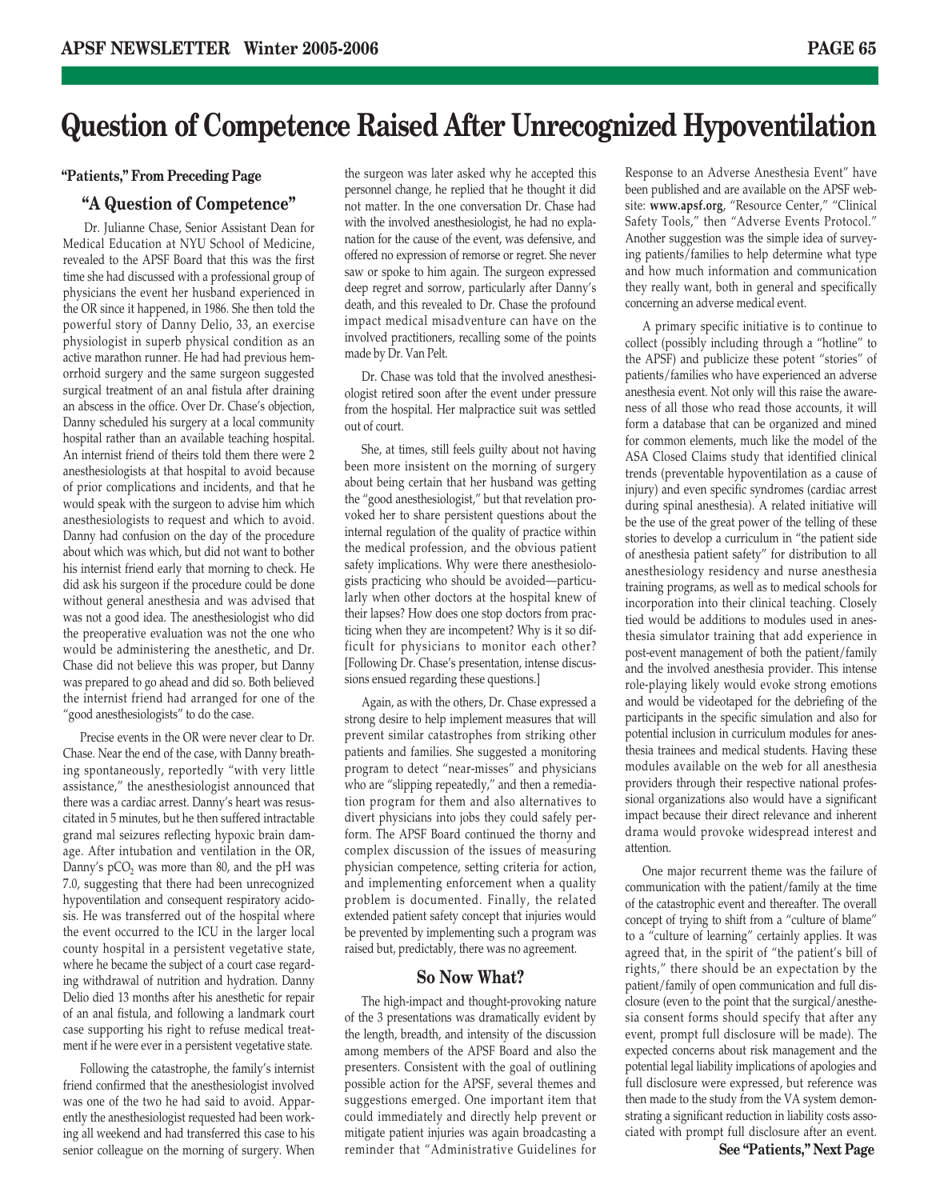# Question of Competence Raised After Unrecognized Hypoventilation

**"Patients," From Preceding Page**

## "A Question of Competence"

Dr. Julianne Chase, Senior Assistant Dean for Medical Education at NYU School of Medicine, revealed to the APSF Board that this was the first time she had discussed with a professional group of physicians the event her husband experienced in the OR since it happened, in 1986. She then told the powerful story of Danny Delio, 33, an exercise physiologist in superb physical condition as an active marathon runner. He had had previous hemorrhoid surgery and the same surgeon suggested surgical treatment of an anal fistula after draining an abscess in the office. Over Dr. Chase's objection, Danny scheduled his surgery at a local community hospital rather than an available teaching hospital. An internist friend of theirs told them there were 2 anesthesiologists at that hospital to avoid because of prior complications and incidents, and that he would speak with the surgeon to advise him which anesthesiologists to request and which to avoid. Danny had confusion on the day of the procedure about which was which, but did not want to bother his internist friend early that morning to check. He did ask his surgeon if the procedure could be done without general anesthesia and was advised that was not a good idea. The anesthesiologist who did the preoperative evaluation was not the one who would be administering the anesthetic, and Dr. Chase did not believe this was proper, but Danny was prepared to go ahead and did so. Both believed the internist friend had arranged for one of the "good anesthesiologists" to do the case.

Precise events in the OR were never clear to Dr. Chase. Near the end of the case, with Danny breathing spontaneously, reportedly "with very little assistance," the anesthesiologist announced that there was a cardiac arrest. Danny's heart was resuscitated in 5 minutes, but he then suffered intractable grand mal seizures reflecting hypoxic brain damage. After intubation and ventilation in the OR, Danny's $pCO_2$ was more than 80, and the pH was 7.0, suggesting that there had been unrecognized hypoventilation and consequent respiratory acidosis. He was transferred out of the hospital where the event occurred to the ICU in the larger local county hospital in a persistent vegetative state, where he became the subject of a court case regarding withdrawal of nutrition and hydration. Danny Delio died 13 months after his anesthetic for repair of an anal fistula, and following a landmark court case supporting his right to refuse medical treatment if he were ever in a persistent vegetative state.

Following the catastrophe, the family's internist friend confirmed that the anesthesiologist involved was one of the two he had said to avoid. Apparently the anesthesiologist requested had been working all weekend and had transferred this case to his senior colleague on the morning of surgery. When the surgeon was later asked why he accepted this personnel change, he replied that he thought it did not matter. In the one conversation Dr. Chase had with the involved anesthesiologist, he had no explanation for the cause of the event, was defensive, and offered no expression of remorse or regret. She never saw or spoke to him again. The surgeon expressed deep regret and sorrow, particularly after Danny's death, and this revealed to Dr. Chase the profound impact medical misadventure can have on the involved practitioners, recalling some of the points made by Dr. Van Pelt.

Dr. Chase was told that the involved anesthesiologist retired soon after the event under pressure from the hospital. Her malpractice suit was settled out of court.

She, at times, still feels guilty about not having been more insistent on the morning of surgery about being certain that her husband was getting the "good anesthesiologist," but that revelation provoked her to share persistent questions about the internal regulation of the quality of practice within the medical profession, and the obvious patient safety implications. Why were there anesthesiologists practicing who should be avoided—particularly when other doctors at the hospital knew of their lapses? How does one stop doctors from practicing when they are incompetent? Why is it so difficult for physicians to monitor each other? [Following Dr. Chase's presentation, intense discussions ensued regarding these questions.]

Again, as with the others, Dr. Chase expressed a strong desire to help implement measures that will prevent similar catastrophes from striking other patients and families. She suggested a monitoring program to detect "near-misses" and physicians who are "slipping repeatedly," and then a remediation program for them and also alternatives to divert physicians into jobs they could safely perform. The APSF Board continued the thorny and complex discussion of the issues of measuring physician competence, setting criteria for action, and implementing enforcement when a quality problem is documented. Finally, the related extended patient safety concept that injuries would be prevented by implementing such a program was raised but, predictably, there was no agreement.

## So Now What?

The high-impact and thought-provoking nature of the 3 presentations was dramatically evident by the length, breadth, and intensity of the discussion among members of the APSF Board and also the presenters. Consistent with the goal of outlining possible action for the APSF, several themes and suggestions emerged. One important item that could immediately and directly help prevent or mitigate patient injuries was again broadcasting a reminder that "Administrative Guidelines for Response to an Adverse Anesthesia Event" have been published and are available on the APSF website: **www.apsf.org**, "Resource Center," "Clinical Safety Tools," then "Adverse Events Protocol." Another suggestion was the simple idea of surveying patients/families to help determine what type and how much information and communication they really want, both in general and specifically concerning an adverse medical event.

A primary specific initiative is to continue to collect (possibly including through a "hotline" to the APSF) and publicize these potent "stories" of patients/families who have experienced an adverse anesthesia event. Not only will this raise the awareness of all those who read those accounts, it will form a database that can be organized and mined for common elements, much like the model of the ASA Closed Claims study that identified clinical trends (preventable hypoventilation as a cause of injury) and even specific syndromes (cardiac arrest during spinal anesthesia). A related initiative will be the use of the great power of the telling of these stories to develop a curriculum in "the patient side of anesthesia patient safety" for distribution to all anesthesiology residency and nurse anesthesia training programs, as well as to medical schools for incorporation into their clinical teaching. Closely tied would be additions to modules used in anesthesia simulator training that add experience in post-event management of both the patient/family and the involved anesthesia provider. This intense role-playing likely would evoke strong emotions and would be videotaped for the debriefing of the participants in the specific simulation and also for potential inclusion in curriculum modules for anesthesia trainees and medical students. Having these modules available on the web for all anesthesia providers through their respective national professional organizations also would have a significant impact because their direct relevance and inherent drama would provoke widespread interest and attention.

One major recurrent theme was the failure of communication with the patient/family at the time of the catastrophic event and thereafter. The overall concept of trying to shift from a "culture of blame" to a "culture of learning" certainly applies. It was agreed that, in the spirit of "the patient's bill of rights," there should be an expectation by the patient/family of open communication and full disclosure (even to the point that the surgical/anesthesia consent forms should specify that after any event, prompt full disclosure will be made). The expected concerns about risk management and the potential legal liability implications of apologies and full disclosure were expressed, but reference was then made to the study from the VA system demonstrating a significant reduction in liability costs associated with prompt full disclosure after an event.

**See "Patients," Next Page**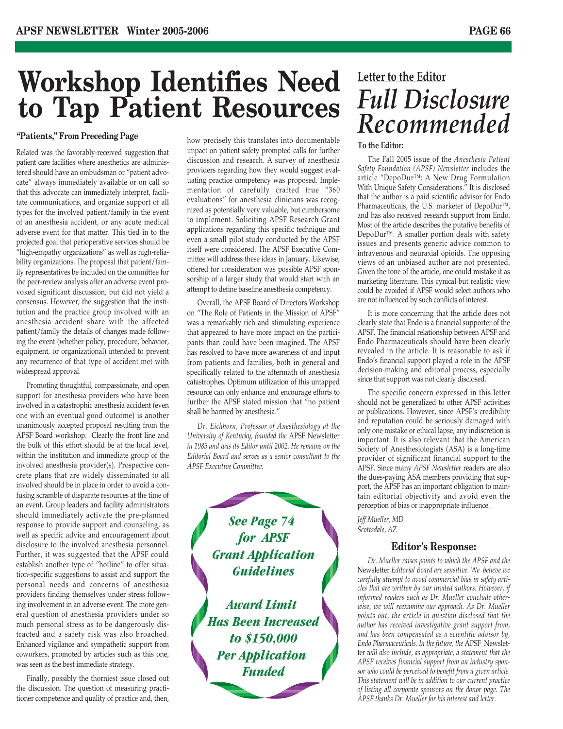# Workshop Identifies Need to Tap Patient Resources

**"Patients," From Preceding Page**

Related was the favorably-received suggestion that patient care facilities where anesthetics are administered should have an ombudsman or "patient advocate" always immediately available or on call so that this advocate can immediately interpret, facilitate communications, and organize support of all types for the involved patient/family in the event of an anesthesia accident, or any acute medical adverse event for that matter. This tied in to the projected goal that perioperative services should be "high-empathy organizations" as well as high-reliability organizations. The proposal that patient/family representatives be included on the committee for the peer-review analysis after an adverse event provoked significant discussion, but did not yield a consensus. However, the suggestion that the institution and the practice group involved with an anesthesia accident share with the affected patient/family the details of changes made following the event (whether policy, procedure, behavior, equipment, or organizational) intended to prevent any recurrence of that type of accident met with widespread approval.

Promoting thoughtful, compassionate, and open support for anesthesia providers who have been involved in a catastrophic anesthesia accident (even one with an eventual good outcome) is another unanimously accepted proposal resulting from the APSF Board workshop. Clearly the front line and the bulk of this effort should be at the local level, within the institution and immediate group of the involved anesthesia provider(s). Prospective concrete plans that are widely disseminated to all involved should be in place in order to avoid a confusing scramble of disparate resources at the time of an event. Group leaders and facility administrators should immediately activate the pre-planned response to provide support and counseling, as well as specific advice and encouragement about disclosure to the involved anesthesia personnel. Further, it was suggested that the APSF could establish another type of "hotline" to offer situation-specific suggestions to assist and support the personal needs and concerns of anesthesia providers finding themselves under stress following involvement in an adverse event. The more general question of anesthesia providers under so much personal stress as to be dangerously distracted and a safety risk was also broached. Enhanced vigilance and sympathetic support from coworkers, promoted by articles such as this one, was seen as the best immediate strategy.

Finally, possibly the thorniest issue closed out the discussion. The question of measuring practitioner competence and quality of practice and, then, how precisely this translates into documentable impact on patient safety prompted calls for further discussion and research. A survey of anesthesia providers regarding how they would suggest evaluating practice competency was proposed. Implementation of carefully crafted true "360 evaluations" for anesthesia clinicians was recognized as potentially very valuable, but cumbersome to implement. Soliciting APSF Research Grant applications regarding this specific technique and even a small pilot study conducted by the APSF itself were considered. The APSF Executive Committee will address these ideas in January. Likewise, offered for consideration was possible APSF sponsorship of a larger study that would start with an attempt to define baseline anesthesia competency.

Overall, the APSF Board of Directors Workshop on "The Role of Patients in the Mission of APSF" was a remarkably rich and stimulating experience that appeared to have more impact on the participants than could have been imagined. The APSF has resolved to have more awareness of and input from patients and families, both in general and specifically related to the aftermath of anesthesia catastrophes. Optimum utilization of this untapped resource can only enhance and encourage efforts to further the APSF stated mission that "no patient shall be harmed by anesthesia."

*Dr. Eichhorn, Professor of Anesthesiology at the University of Kentucky, founded the* APSF Newsletter *in 1985 and was its Editor until 2002. He remains on the Editorial Board and serves as a senior consultant to the APSF Executive Committee.*

***See Page 74 for APSF Grant Application Guidelines***

***Award Limit Has Been Increased to $150,000 Per Application Funded***

## Letter to the Editor

# *Full Disclosure Recommended*

**To the Editor:**

The Fall 2005 issue of the *Anesthesia Patient Safety Foundation (APSF) Newsletter* includes the article "DepoDur™: A New Drug Formulation With Unique Safety Considerations." It is disclosed that the author is a paid scientific advisor for Endo Pharmaceuticals, the U.S. marketer of DepoDur™, and has also received research support from Endo. Most of the article describes the putative benefits of DepoDur™. A smaller portion deals with safety issues and presents generic advice common to intravenous and neuraxial opioids. The opposing views of an unbiased author are not presented. Given the tone of the article, one could mistake it as marketing literature. This cynical but realistic view could be avoided if APSF would select authors who are not influenced by such conflicts of interest.

It is more concerning that the article does not clearly state that Endo is a financial supporter of the APSF. The financial relationship between APSF and Endo Pharmaceuticals should have been clearly revealed in the article. It is reasonable to ask if Endo's financial support played a role in the APSF decision-making and editorial process, especially since that support was not clearly disclosed.

The specific concern expressed in this letter should not be generalized to other APSF activities or publications. However, since APSF's credibility and reputation could be seriously damaged with only one mistake or ethical lapse, any indiscretion is important. It is also relevant that the American Society of Anesthesiologists (ASA) is a long-time provider of significant financial support to the APSF. Since many *APSF Newsletter* readers are also the dues-paying ASA members providing that support, the APSF has an important obligation to maintain editorial objectivity and avoid even the perception of bias or inappropriate influence.

*Jeff Mueller, MD*
*Scottsdale, AZ*

### Editor's Response:

*Dr. Mueller raises points to which the APSF and the* Newsletter *Editorial Board are sensitive. We believe we carefully attempt to avoid commercial bias in safety articles that are written by our invited authors. However, if informed readers such as Dr. Mueller conclude otherwise, we will reexamine our approach. As Dr. Mueller points out, the article in question disclosed that the author has received investigative grant support from, and has been compensated as a scientific advisor by, Endo Pharmaceuticals. In the future, the* APSF Newsletter *will also include, as appropriate, a statement that the APSF receives financial support from an industry sponsor who could be perceived to benefit from a given article. This statement will be in addition to our current practice of listing all corporate sponsors on the donor page. The APSF thanks Dr. Mueller for his interest and letter.*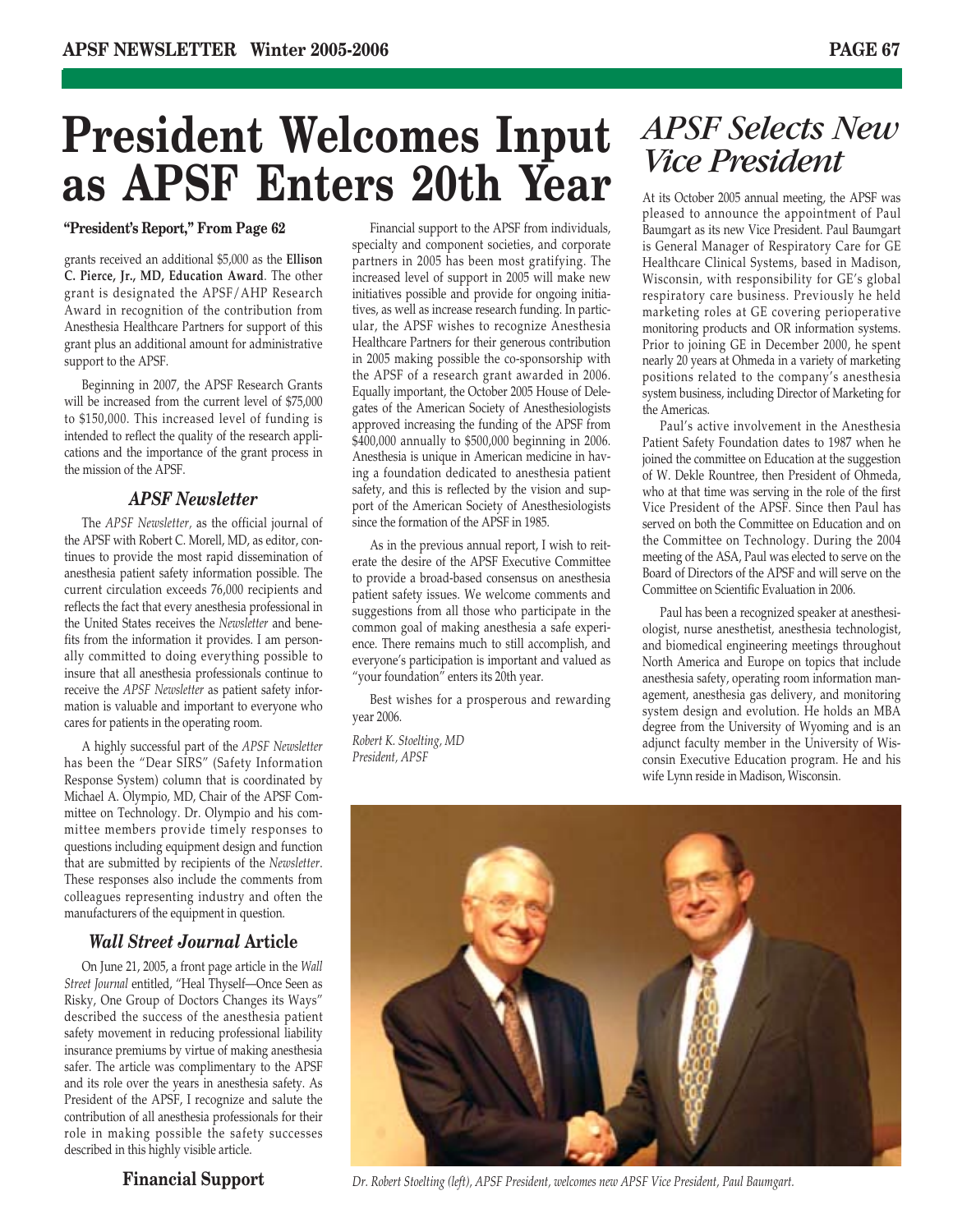# President Welcomes Input as APSF Enters 20th Year

**"President's Report," From Page 62**

grants received an additional $5,000 as the **Ellison C. Pierce, Jr., MD, Education Award**. The other grant is designated the APSF/AHP Research Award in recognition of the contribution from Anesthesia Healthcare Partners for support of this grant plus an additional amount for administrative support to the APSF.

Beginning in 2007, the APSF Research Grants will be increased from the current level of $75,000 to $150,000. This increased level of funding is intended to reflect the quality of the research applications and the importance of the grant process in the mission of the APSF.

### *APSF Newsletter*

The *APSF Newsletter,* as the official journal of the APSF with Robert C. Morell, MD, as editor, continues to provide the most rapid dissemination of anesthesia patient safety information possible. The current circulation exceeds 76,000 recipients and reflects the fact that every anesthesia professional in the United States receives the *Newsletter* and benefits from the information it provides. I am personally committed to doing everything possible to insure that all anesthesia professionals continue to receive the *APSF Newsletter* as patient safety information is valuable and important to everyone who cares for patients in the operating room.

A highly successful part of the *APSF Newsletter* has been the "Dear SIRS" (Safety Information Response System) column that is coordinated by Michael A. Olympio, MD, Chair of the APSF Committee on Technology. Dr. Olympio and his committee members provide timely responses to questions including equipment design and function that are submitted by recipients of the *Newsletter*. These responses also include the comments from colleagues representing industry and often the manufacturers of the equipment in question.

### *Wall Street Journal* Article

On June 21, 2005, a front page article in the *Wall Street Journal* entitled, "Heal Thyself—Once Seen as Risky, One Group of Doctors Changes its Ways" described the success of the anesthesia patient safety movement in reducing professional liability insurance premiums by virtue of making anesthesia safer. The article was complimentary to the APSF and its role over the years in anesthesia safety. As President of the APSF, I recognize and salute the contribution of all anesthesia professionals for their role in making possible the safety successes described in this highly visible article.

### Financial Support

Financial support to the APSF from individuals, specialty and component societies, and corporate partners in 2005 has been most gratifying. The increased level of support in 2005 will make new initiatives possible and provide for ongoing initiatives, as well as increase research funding. In particular, the APSF wishes to recognize Anesthesia Healthcare Partners for their generous contribution in 2005 making possible the co-sponsorship with the APSF of a research grant awarded in 2006. Equally important, the October 2005 House of Delegates of the American Society of Anesthesiologists approved increasing the funding of the APSF from $400,000 annually to $500,000 beginning in 2006. Anesthesia is unique in American medicine in having a foundation dedicated to anesthesia patient safety, and this is reflected by the vision and support of the American Society of Anesthesiologists since the formation of the APSF in 1985.

As in the previous annual report, I wish to reiterate the desire of the APSF Executive Committee to provide a broad-based consensus on anesthesia patient safety issues. We welcome comments and suggestions from all those who participate in the common goal of making anesthesia a safe experience. There remains much to still accomplish, and everyone's participation is important and valued as "your foundation" enters its 20th year.

Best wishes for a prosperous and rewarding year 2006.

*Robert K. Stoelting, MD*
*President, APSF*

# *APSF Selects New Vice President*

At its October 2005 annual meeting, the APSF was pleased to announce the appointment of Paul Baumgart as its new Vice President. Paul Baumgart is General Manager of Respiratory Care for GE Healthcare Clinical Systems, based in Madison, Wisconsin, with responsibility for GE's global respiratory care business. Previously he held marketing roles at GE covering perioperative monitoring products and OR information systems. Prior to joining GE in December 2000, he spent nearly 20 years at Ohmeda in a variety of marketing positions related to the company's anesthesia system business, including Director of Marketing for the Americas.

Paul's active involvement in the Anesthesia Patient Safety Foundation dates to 1987 when he joined the committee on Education at the suggestion of W. Dekle Rountree, then President of Ohmeda, who at that time was serving in the role of the first Vice President of the APSF. Since then Paul has served on both the Committee on Education and on the Committee on Technology. During the 2004 meeting of the ASA, Paul was elected to serve on the Board of Directors of the APSF and will serve on the Committee on Scientific Evaluation in 2006.

Paul has been a recognized speaker at anesthesiologist, nurse anesthetist, anesthesia technologist, and biomedical engineering meetings throughout North America and Europe on topics that include anesthesia safety, operating room information management, anesthesia gas delivery, and monitoring system design and evolution. He holds an MBA degree from the University of Wyoming and is an adjunct faculty member in the University of Wisconsin Executive Education program. He and his wife Lynn reside in Madison, Wisconsin.

*Dr. Robert Stoelting (left), APSF President, welcomes new APSF Vice President, Paul Baumgart.*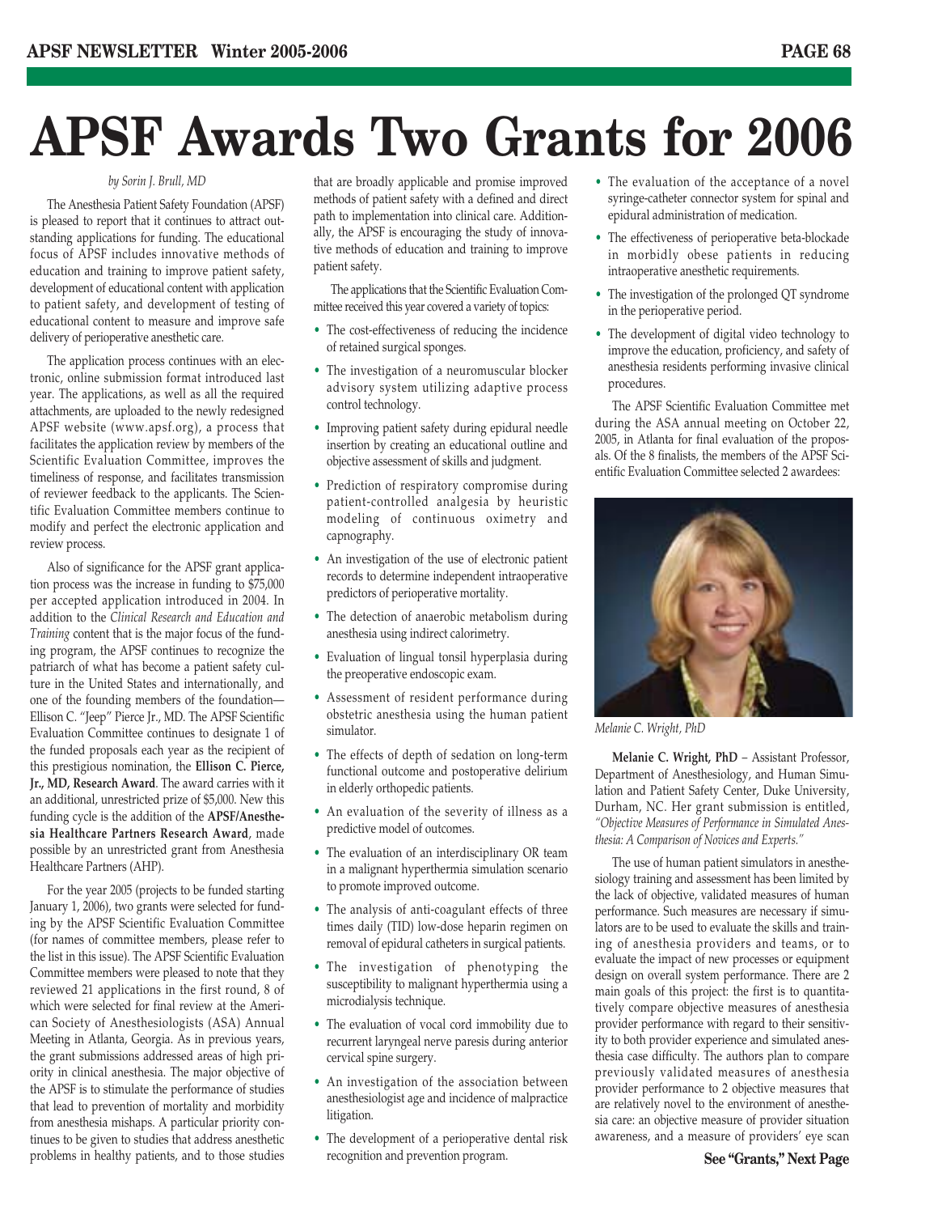# APSF Awards Two Grants for 2006

*by Sorin J. Brull, MD*

The Anesthesia Patient Safety Foundation (APSF) is pleased to report that it continues to attract outstanding applications for funding. The educational focus of APSF includes innovative methods of education and training to improve patient safety, development of educational content with application to patient safety, and development of testing of educational content to measure and improve safe delivery of perioperative anesthetic care.

The application process continues with an electronic, online submission format introduced last year. The applications, as well as all the required attachments, are uploaded to the newly redesigned APSF website (www.apsf.org), a process that facilitates the application review by members of the Scientific Evaluation Committee, improves the timeliness of response, and facilitates transmission of reviewer feedback to the applicants. The Scientific Evaluation Committee members continue to modify and perfect the electronic application and review process.

Also of significance for the APSF grant application process was the increase in funding to $75,000 per accepted application introduced in 2004. In addition to the *Clinical Research and Education and Training* content that is the major focus of the funding program, the APSF continues to recognize the patriarch of what has become a patient safety culture in the United States and internationally, and one of the founding members of the foundation—Ellison C. "Jeep" Pierce Jr., MD. The APSF Scientific Evaluation Committee continues to designate 1 of the funded proposals each year as the recipient of this prestigious nomination, the **Ellison C. Pierce, Jr., MD, Research Award**. The award carries with it an additional, unrestricted prize of $5,000. New this funding cycle is the addition of the **APSF/Anesthesia Healthcare Partners Research Award**, made possible by an unrestricted grant from Anesthesia Healthcare Partners (AHP).

For the year 2005 (projects to be funded starting January 1, 2006), two grants were selected for funding by the APSF Scientific Evaluation Committee (for names of committee members, please refer to the list in this issue). The APSF Scientific Evaluation Committee members were pleased to note that they reviewed 21 applications in the first round, 8 of which were selected for final review at the American Society of Anesthesiologists (ASA) Annual Meeting in Atlanta, Georgia. As in previous years, the grant submissions addressed areas of high priority in clinical anesthesia. The major objective of the APSF is to stimulate the performance of studies that lead to prevention of mortality and morbidity from anesthesia mishaps. A particular priority continues to be given to studies that address anesthetic problems in healthy patients, and to those studies that are broadly applicable and promise improved methods of patient safety with a defined and direct path to implementation into clinical care. Additionally, the APSF is encouraging the study of innovative methods of education and training to improve patient safety.

The applications that the Scientific Evaluation Committee received this year covered a variety of topics:

- The cost-effectiveness of reducing the incidence of retained surgical sponges.
- The investigation of a neuromuscular blocker advisory system utilizing adaptive process control technology.
- Improving patient safety during epidural needle insertion by creating an educational outline and objective assessment of skills and judgment.
- Prediction of respiratory compromise during patient-controlled analgesia by heuristic modeling of continuous oximetry and capnography.
- An investigation of the use of electronic patient records to determine independent intraoperative predictors of perioperative mortality.
- The detection of anaerobic metabolism during anesthesia using indirect calorimetry.
- Evaluation of lingual tonsil hyperplasia during the preoperative endoscopic exam.
- Assessment of resident performance during obstetric anesthesia using the human patient simulator.
- The effects of depth of sedation on long-term functional outcome and postoperative delirium in elderly orthopedic patients.
- An evaluation of the severity of illness as a predictive model of outcomes.
- The evaluation of an interdisciplinary OR team in a malignant hyperthermia simulation scenario to promote improved outcome.
- The analysis of anti-coagulant effects of three times daily (TID) low-dose heparin regimen on removal of epidural catheters in surgical patients.
- The investigation of phenotyping the susceptibility to malignant hyperthermia using a microdialysis technique.
- The evaluation of vocal cord immobility due to recurrent laryngeal nerve paresis during anterior cervical spine surgery.
- An investigation of the association between anesthesiologist age and incidence of malpractice litigation.
- The development of a perioperative dental risk recognition and prevention program.
- The evaluation of the acceptance of a novel syringe-catheter connector system for spinal and epidural administration of medication.
- The effectiveness of perioperative beta-blockade in morbidly obese patients in reducing intraoperative anesthetic requirements.
- The investigation of the prolonged QT syndrome in the perioperative period.
- The development of digital video technology to improve the education, proficiency, and safety of anesthesia residents performing invasive clinical procedures.

The APSF Scientific Evaluation Committee met during the ASA annual meeting on October 22, 2005, in Atlanta for final evaluation of the proposals. Of the 8 finalists, the members of the APSF Scientific Evaluation Committee selected 2 awardees:

*Melanie C. Wright, PhD*

**Melanie C. Wright, PhD** – Assistant Professor, Department of Anesthesiology, and Human Simulation and Patient Safety Center, Duke University, Durham, NC. Her grant submission is entitled, *"Objective Measures of Performance in Simulated Anesthesia: A Comparison of Novices and Experts."*

The use of human patient simulators in anesthesiology training and assessment has been limited by the lack of objective, validated measures of human performance. Such measures are necessary if simulators are to be used to evaluate the skills and training of anesthesia providers and teams, or to evaluate the impact of new processes or equipment design on overall system performance. There are 2 main goals of this project: the first is to quantitatively compare objective measures of anesthesia provider performance with regard to their sensitivity to both provider experience and simulated anesthesia case difficulty. The authors plan to compare previously validated measures of anesthesia provider performance to 2 objective measures that are relatively novel to the environment of anesthesia care: an objective measure of provider situation awareness, and a measure of providers' eye scan

**See "Grants," Next Page**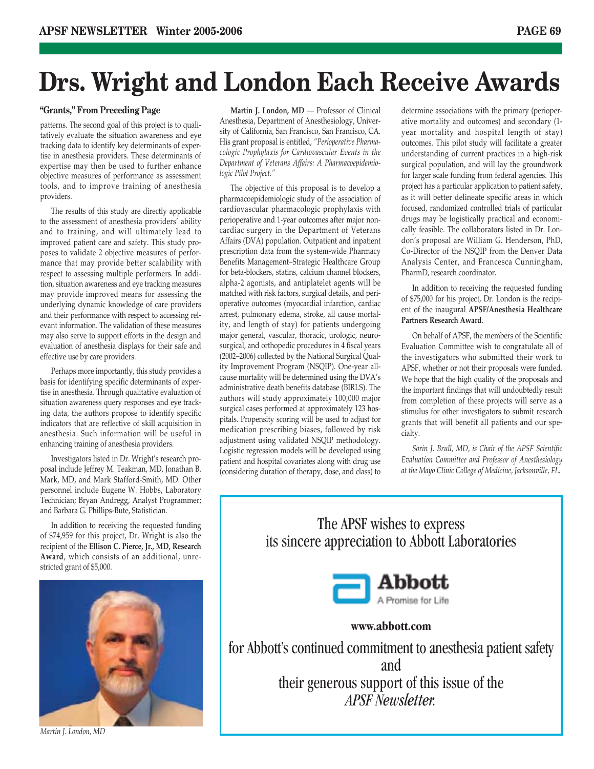# Drs. Wright and London Each Receive Awards

**"Grants," From Preceding Page**

patterns. The second goal of this project is to qualitatively evaluate the situation awareness and eye tracking data to identify key determinants of expertise in anesthesia providers. These determinants of expertise may then be used to further enhance objective measures of performance as assessment tools, and to improve training of anesthesia providers.

The results of this study are directly applicable to the assessment of anesthesia providers' ability and to training, and will ultimately lead to improved patient care and safety. This study proposes to validate 2 objective measures of performance that may provide better scalability with respect to assessing multiple performers. In addition, situation awareness and eye tracking measures may provide improved means for assessing the underlying dynamic knowledge of care providers and their performance with respect to accessing relevant information. The validation of these measures may also serve to support efforts in the design and evaluation of anesthesia displays for their safe and effective use by care providers.

Perhaps more importantly, this study provides a basis for identifying specific determinants of expertise in anesthesia. Through qualitative evaluation of situation awareness query responses and eye tracking data, the authors propose to identify specific indicators that are reflective of skill acquisition in anesthesia. Such information will be useful in enhancing training of anesthesia providers.

Investigators listed in Dr. Wright's research proposal include Jeffrey M. Teakman, MD, Jonathan B. Mark, MD, and Mark Stafford-Smith, MD. Other personnel include Eugene W. Hobbs, Laboratory Technician; Bryan Andregg, Analyst Programmer; and Barbara G. Phillips-Bute, Statistician.

In addition to receiving the requested funding of $74,959 for this project, Dr. Wright is also the recipient of the **Ellison C. Pierce, Jr., MD, Research Award**, which consists of an additional, unrestricted grant of $5,000.

*Martin J. London, MD*

**Martin J. London, MD** — Professor of Clinical Anesthesia, Department of Anesthesiology, University of California, San Francisco, San Francisco, CA. His grant proposal is entitled, *"Perioperative Pharmacologic Prophylaxis for Cardiovascular Events in the Department of Veterans Affairs: A Pharmacoepidemiologic Pilot Project."*

The objective of this proposal is to develop a pharmacoepidemiologic study of the association of cardiovascular pharmacologic prophylaxis with perioperative and 1-year outcomes after major noncardiac surgery in the Department of Veterans Affairs (DVA) population. Outpatient and inpatient prescription data from the system-wide Pharmacy Benefits Management–Strategic Healthcare Group for beta-blockers, statins, calcium channel blockers, alpha-2 agonists, and antiplatelet agents will be matched with risk factors, surgical details, and perioperative outcomes (myocardial infarction, cardiac arrest, pulmonary edema, stroke, all cause mortality, and length of stay) for patients undergoing major general, vascular, thoracic, urologic, neurosurgical, and orthopedic procedures in 4 fiscal years (2002–2006) collected by the National Surgical Quality Improvement Program (NSQIP). One-year all-cause mortality will be determined using the DVA's administrative death benefits database (BIRLS). The authors will study approximately 100,000 major surgical cases performed at approximately 123 hospitals. Propensity scoring will be used to adjust for medication prescribing biases, followed by risk adjustment using validated NSQIP methodology. Logistic regression models will be developed using patient and hospital covariates along with drug use (considering duration of therapy, dose, and class) to determine associations with the primary (perioperative mortality and outcomes) and secondary (1-year mortality and hospital length of stay) outcomes. This pilot study will facilitate a greater understanding of current practices in a high-risk surgical population, and will lay the groundwork for larger scale funding from federal agencies. This project has a particular application to patient safety, as it will better delineate specific areas in which focused, randomized controlled trials of particular drugs may be logistically practical and economically feasible. The collaborators listed in Dr. London's proposal are William G. Henderson, PhD, Co-Director of the NSQIP from the Denver Data Analysis Center, and Francesca Cunningham, PharmD, research coordinator.

In addition to receiving the requested funding of $75,000 for his project, Dr. London is the recipient of the inaugural **APSF/Anesthesia Healthcare Partners Research Award**.

On behalf of APSF, the members of the Scientific Evaluation Committee wish to congratulate all of the investigators who submitted their work to APSF, whether or not their proposals were funded. We hope that the high quality of the proposals and the important findings that will undoubtedly result from completion of these projects will serve as a stimulus for other investigators to submit research grants that will benefit all patients and our specialty.

*Sorin J. Brull, MD, is Chair of the APSF Scientific Evaluation Committee and Professor of Anesthesiology at the Mayo Clinic College of Medicine, Jacksonville, FL.*

---

The APSF wishes to express its sincere appreciation to Abbott Laboratories

**Abbott**
A Promise for Life

**www.abbott.com**

for Abbott's continued commitment to anesthesia patient safety and their generous support of this issue of the *APSF Newsletter.*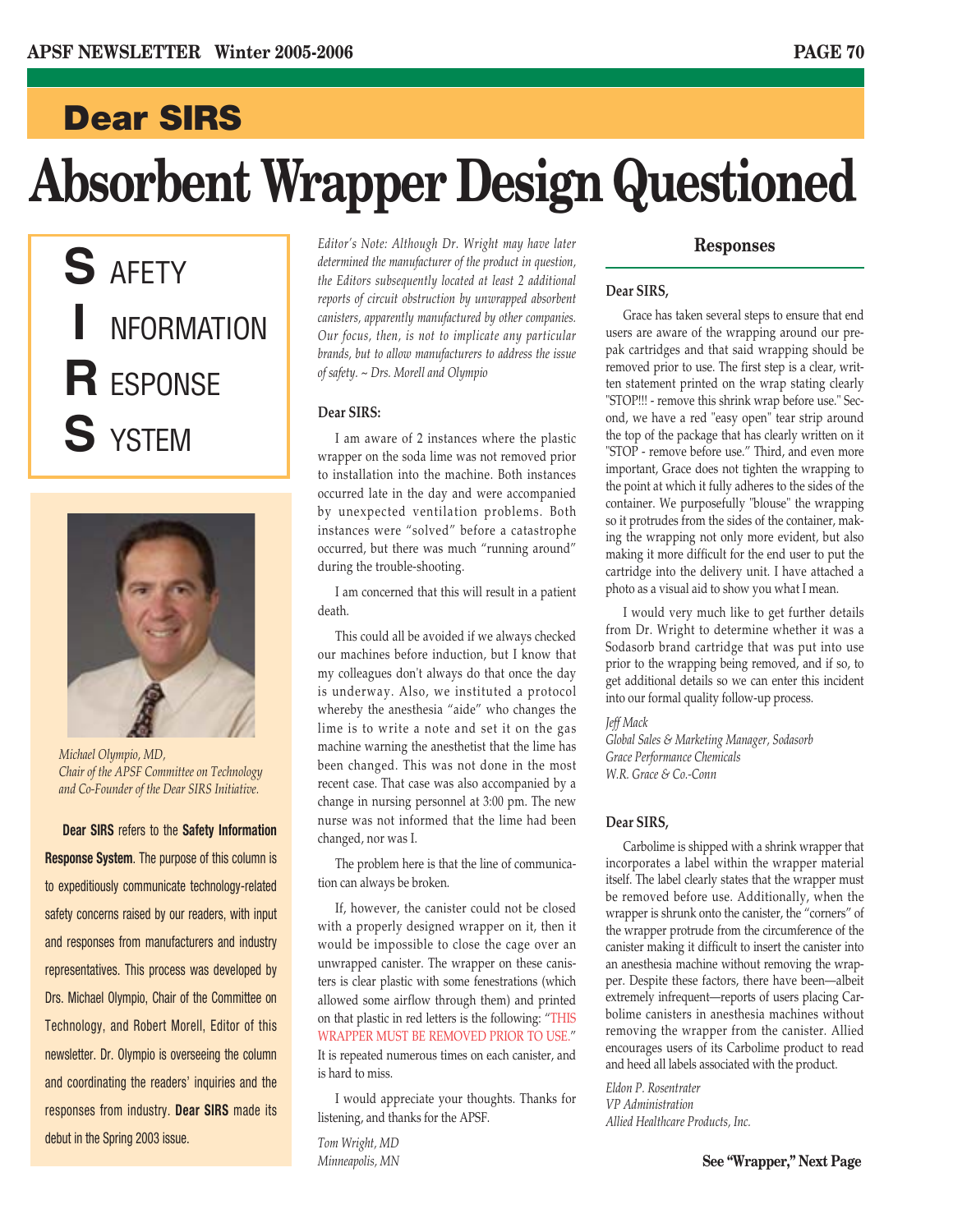## Dear SIRS

# Absorbent Wrapper Design Questioned

**S** AFETY
**I** NFORMATION
**R** ESPONSE
**S** YSTEM

*Michael Olympio, MD, Chair of the APSF Committee on Technology and Co-Founder of the Dear SIRS Initiative.*

**Dear SIRS** refers to the **Safety Information Response System**. The purpose of this column is to expeditiously communicate technology-related safety concerns raised by our readers, with input and responses from manufacturers and industry representatives. This process was developed by Drs. Michael Olympio, Chair of the Committee on Technology, and Robert Morell, Editor of this newsletter. Dr. Olympio is overseeing the column and coordinating the readers' inquiries and the responses from industry. **Dear SIRS** made its debut in the Spring 2003 issue.

*Editor's Note: Although Dr. Wright may have later determined the manufacturer of the product in question, the Editors subsequently located at least 2 additional reports of circuit obstruction by unwrapped absorbent canisters, apparently manufactured by other companies. Our focus, then, is not to implicate any particular brands, but to allow manufacturers to address the issue of safety. ~ Drs. Morell and Olympio*

**Dear SIRS:**

I am aware of 2 instances where the plastic wrapper on the soda lime was not removed prior to installation into the machine. Both instances occurred late in the day and were accompanied by unexpected ventilation problems. Both instances were "solved" before a catastrophe occurred, but there was much "running around" during the trouble-shooting.

I am concerned that this will result in a patient death.

This could all be avoided if we always checked our machines before induction, but I know that my colleagues don't always do that once the day is underway. Also, we instituted a protocol whereby the anesthesia "aide" who changes the lime is to write a note and set it on the gas machine warning the anesthetist that the lime has been changed. This was not done in the most recent case. That case was also accompanied by a change in nursing personnel at 3:00 pm. The new nurse was not informed that the lime had been changed, nor was I.

The problem here is that the line of communication can always be broken.

If, however, the canister could not be closed with a properly designed wrapper on it, then it would be impossible to close the cage over an unwrapped canister. The wrapper on these canisters is clear plastic with some fenestrations (which allowed some airflow through them) and printed on that plastic in red letters is the following: "THIS WRAPPER MUST BE REMOVED PRIOR TO USE." It is repeated numerous times on each canister, and is hard to miss.

I would appreciate your thoughts. Thanks for listening, and thanks for the APSF.

*Tom Wright, MD*
*Minneapolis, MN*

### Responses

**Dear SIRS,**

Grace has taken several steps to ensure that end users are aware of the wrapping around our pre-pak cartridges and that said wrapping should be removed prior to use. The first step is a clear, written statement printed on the wrap stating clearly "STOP!!! - remove this shrink wrap before use." Second, we have a red "easy open" tear strip around the top of the package that has clearly written on it "STOP - remove before use." Third, and even more important, Grace does not tighten the wrapping to the point at which it fully adheres to the sides of the container. We purposefully "blouse" the wrapping so it protrudes from the sides of the container, making the wrapping not only more evident, but also making it more difficult for the end user to put the cartridge into the delivery unit. I have attached a photo as a visual aid to show you what I mean.

I would very much like to get further details from Dr. Wright to determine whether it was a Sodasorb brand cartridge that was put into use prior to the wrapping being removed, and if so, to get additional details so we can enter this incident into our formal quality follow-up process.

*Jeff Mack*
*Global Sales & Marketing Manager, Sodasorb*
*Grace Performance Chemicals*
*W.R. Grace & Co.-Conn*

**Dear SIRS,**

Carbolime is shipped with a shrink wrapper that incorporates a label within the wrapper material itself. The label clearly states that the wrapper must be removed before use. Additionally, when the wrapper is shrunk onto the canister, the "corners" of the wrapper protrude from the circumference of the canister making it difficult to insert the canister into an anesthesia machine without removing the wrapper. Despite these factors, there have been—albeit extremely infrequent—reports of users placing Carbolime canisters in anesthesia machines without removing the wrapper from the canister. Allied encourages users of its Carbolime product to read and heed all labels associated with the product.

*Eldon P. Rosentrater*
*VP Administration*
*Allied Healthcare Products, Inc.*

**See "Wrapper," Next Page**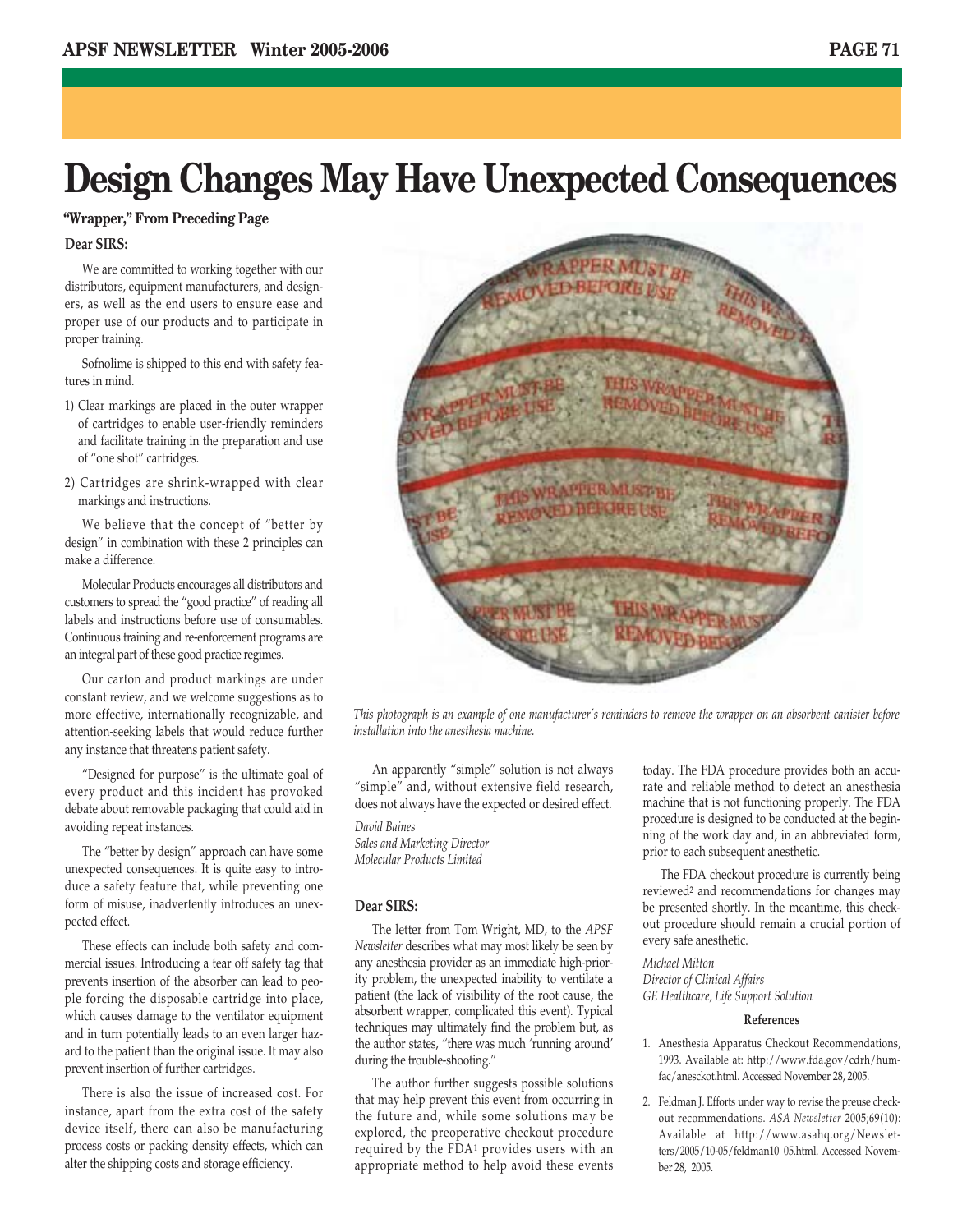# Design Changes May Have Unexpected Consequences

**"Wrapper," From Preceding Page**

**Dear SIRS:**

We are committed to working together with our distributors, equipment manufacturers, and designers, as well as the end users to ensure ease and proper use of our products and to participate in proper training.

Sofnolime is shipped to this end with safety features in mind.

1) Clear markings are placed in the outer wrapper of cartridges to enable user-friendly reminders and facilitate training in the preparation and use of "one shot" cartridges.
2) Cartridges are shrink-wrapped with clear markings and instructions.

We believe that the concept of "better by design" in combination with these 2 principles can make a difference.

Molecular Products encourages all distributors and customers to spread the "good practice" of reading all labels and instructions before use of consumables. Continuous training and re-enforcement programs are an integral part of these good practice regimes.

Our carton and product markings are under constant review, and we welcome suggestions as to more effective, internationally recognizable, and attention-seeking labels that would reduce further any instance that threatens patient safety.

"Designed for purpose" is the ultimate goal of every product and this incident has provoked debate about removable packaging that could aid in avoiding repeat instances.

The "better by design" approach can have some unexpected consequences. It is quite easy to introduce a safety feature that, while preventing one form of misuse, inadvertently introduces an unexpected effect.

These effects can include both safety and commercial issues. Introducing a tear off safety tag that prevents insertion of the absorber can lead to people forcing the disposable cartridge into place, which causes damage to the ventilator equipment and in turn potentially leads to an even larger hazard to the patient than the original issue. It may also prevent insertion of further cartridges.

There is also the issue of increased cost. For instance, apart from the extra cost of the safety device itself, there can also be manufacturing process costs or packing density effects, which can alter the shipping costs and storage efficiency.

*This photograph is an example of one manufacturer's reminders to remove the wrapper on an absorbent canister before installation into the anesthesia machine.*

An apparently "simple" solution is not always "simple" and, without extensive field research, does not always have the expected or desired effect.

*David Baines*
*Sales and Marketing Director*
*Molecular Products Limited*

**Dear SIRS:**

The letter from Tom Wright, MD, to the *APSF Newsletter* describes what may most likely be seen by any anesthesia provider as an immediate high-priority problem, the unexpected inability to ventilate a patient (the lack of visibility of the root cause, the absorbent wrapper, complicated this event). Typical techniques may ultimately find the problem but, as the author states, "there was much 'running around' during the trouble-shooting."

The author further suggests possible solutions that may help prevent this event from occurring in the future and, while some solutions may be explored, the preoperative checkout procedure required by the FDA[1] provides users with an appropriate method to help avoid these events today. The FDA procedure provides both an accurate and reliable method to detect an anesthesia machine that is not functioning properly. The FDA procedure is designed to be conducted at the beginning of the work day and, in an abbreviated form, prior to each subsequent anesthetic.

The FDA checkout procedure is currently being reviewed[2] and recommendations for changes may be presented shortly. In the meantime, this checkout procedure should remain a crucial portion of every safe anesthetic.

*Michael Mitton*
*Director of Clinical Affairs*
*GE Healthcare, Life Support Solution*

**References**

1. Anesthesia Apparatus Checkout Recommendations, 1993. Available at: http://www.fda.gov/cdrh/humfac/anesckot.html. Accessed November 28, 2005.
2. Feldman J. Efforts under way to revise the preuse checkout recommendations. *ASA Newsletter* 2005;69(10): Available at http://www.asahq.org/Newsletters/2005/10-05/feldman10_05.html. Accessed November 28, 2005.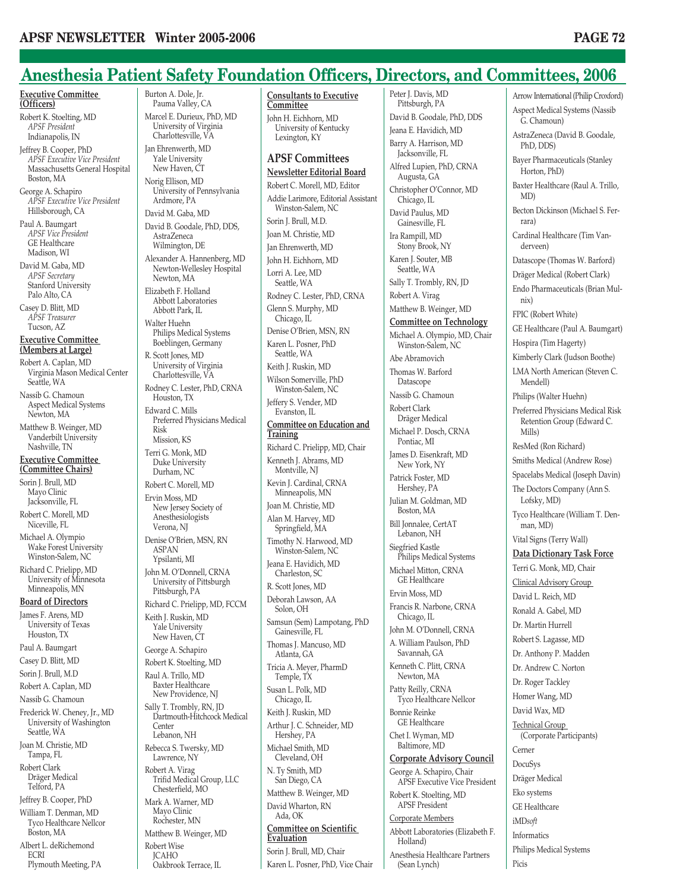# Anesthesia Patient Safety Foundation Officers, Directors, and Committees, 2006

**Executive Committee (Officers)**

Robert K. Stoelting, MD
*APSF President*
Indianapolis, IN

Jeffrey B. Cooper, PhD
*APSF Executive Vice President*
Massachusetts General Hospital
Boston, MA

George A. Schapiro
*APSF Executive Vice President*
Hillsborough, CA

Paul A. Baumgart
*APSF Vice President*
GE Healthcare
Madison, WI

David M. Gaba, MD
*APSF Secretary*
Stanford University
Palo Alto, CA

Casey D. Blitt, MD
*APSF Treasurer*
Tucson, AZ

**Executive Committee (Members at Large)**

Robert A. Caplan, MD
Virginia Mason Medical Center
Seattle, WA

Nassib G. Chamoun
Aspect Medical Systems
Newton, MA

Matthew B. Weinger, MD
Vanderbilt University
Nashville, TN

**Executive Committee (Committee Chairs)**

Sorin J. Brull, MD
Mayo Clinic
Jacksonville, FL

Robert C. Morell, MD
Niceville, FL

Michael A. Olympio
Wake Forest University
Winston-Salem, NC

Richard C. Prielipp, MD
University of Minnesota
Minneapolis, MN

**Board of Directors**

James F. Arens, MD
University of Texas
Houston, TX

Paul A. Baumgart

Casey D. Blitt, MD

Sorin J. Brull, M.D

Robert A. Caplan, MD

Nassib G. Chamoun

Frederick W. Cheney, Jr., MD
University of Washington
Seattle, WA

Joan M. Christie, MD
Tampa, FL

Robert Clark
Dräger Medical
Telford, PA

Jeffrey B. Cooper, PhD

William T. Denman, MD
Tyco Healthcare Nellcor
Boston, MA

Albert L. deRichemond
ECRI
Plymouth Meeting, PA

Burton A. Dole, Jr.
Pauma Valley, CA

Marcel E. Durieux, PhD, MD
University of Virginia
Charlottesville, VA

Jan Ehrenwerth, MD
Yale University
New Haven, CT

Norig Ellison, MD
University of Pennsylvania
Ardmore, PA

David M. Gaba, MD

David B. Goodale, PhD, DDS,
AstraZeneca
Wilmington, DE

Alexander A. Hannenberg, MD
Newton-Wellesley Hospital
Newton, MA

Elizabeth F. Holland
Abbott Laboratories
Abbott Park, IL

Walter Huehn
Philips Medical Systems
Boeblingen, Germany

R. Scott Jones, MD
University of Virginia
Charlottesville, VA

Rodney C. Lester, PhD, CRNA
Houston, TX

Edward C. Mills
Preferred Physicians Medical Risk
Mission, KS

Terri G. Monk, MD
Duke University
Durham, NC

Robert C. Morell, MD

Ervin Moss, MD
New Jersey Society of Anesthesiologists
Verona, NJ

Denise O'Brien, MSN, RN
ASPAN
Ypsilanti, MI

John M. O'Donnell, CRNA
University of Pittsburgh
Pittsburgh, PA

Richard C. Prielipp, MD, FCCM

Keith J. Ruskin, MD
Yale University
New Haven, CT

George A. Schapiro

Robert K. Stoelting, MD

Raul A. Trillo, MD
Baxter Healthcare
New Providence, NJ

Sally T. Trombly, RN, JD
Dartmouth-Hitchcock Medical Center
Lebanon, NH

Rebecca S. Twersky, MD
Lawrence, NY

Robert A. Virag
Trifid Medical Group, LLC
Chesterfield, MO

Mark A. Warner, MD
Mayo Clinic
Rochester, MN

Matthew B. Weinger, MD

Robert Wise
JCAHO
Oakbrook Terrace, IL

**Consultants to Executive Committee**

John H. Eichhorn, MD
University of Kentucky
Lexington, KY

## APSF Committees

**Newsletter Editorial Board**

Robert C. Morell, MD, Editor

Addie Larimore, Editorial Assistant
Winston-Salem, NC

Sorin J. Brull, M.D.

Joan M. Christie, MD

Jan Ehrenwerth, MD

John H. Eichhorn, MD

Lorri A. Lee, MD
Seattle, WA

Rodney C. Lester, PhD, CRNA

Glenn S. Murphy, MD
Chicago, IL

Denise O'Brien, MSN, RN

Karen L. Posner, PhD
Seattle, WA

Keith J. Ruskin, MD

Wilson Somerville, PhD
Winston-Salem, NC

Jeffery S. Vender, MD
Evanston, IL

**Committee on Education and Training**

Richard C. Prielipp, MD, Chair

Kenneth J. Abrams, MD
Montville, NJ

Kevin J. Cardinal, CRNA
Minneapolis, MN

Joan M. Christie, MD

Alan M. Harvey, MD
Springfield, MA

Timothy N. Harwood, MD
Winston-Salem, NC

Jeana E. Havidich, MD
Charleston, SC

R. Scott Jones, MD

Deborah Lawson, AA
Solon, OH

Samsun (Sem) Lampotang, PhD
Gainesville, FL

Thomas J. Mancuso, MD
Atlanta, GA

Tricia A. Meyer, PharmD
Temple, TX

Susan L. Polk, MD
Chicago, IL

Keith J. Ruskin, MD

Arthur J. C. Schneider, MD
Hershey, PA

Michael Smith, MD
Cleveland, OH

N. Ty Smith, MD
San Diego, CA

Matthew B. Weinger, MD

David Wharton, RN
Ada, OK

**Committee on Scientific Evaluation**

Sorin J. Brull, MD, Chair

Karen L. Posner, PhD, Vice Chair

Peter J. Davis, MD
Pittsburgh, PA

David B. Goodale, PhD, DDS

Jeana E. Havidich, MD

Barry A. Harrison, MD
Jacksonville, FL

Alfred Lupien, PhD, CRNA
Augusta, GA

Christopher O'Connor, MD
Chicago, IL

David Paulus, MD
Gainesville, FL

Ira Rampill, MD
Stony Brook, NY

Karen J. Souter, MB
Seattle, WA

Sally T. Trombly, RN, JD

Robert A. Virag

Matthew B. Weinger, MD

**Committee on Technology**

Michael A. Olympio, MD, Chair
Winston-Salem, NC

Abe Abramovich

Thomas W. Barford
Datascope

Nassib G. Chamoun

Robert Clark
Dräger Medical

Michael P. Dosch, CRNA
Pontiac, MI

James D. Eisenkraft, MD
New York, NY

Patrick Foster, MD
Hershey, PA

Julian M. Goldman, MD
Boston, MA

Bill Jonnalee, CertAT
Lebanon, NH

Siegfried Kastle
Philips Medical Systems

Michael Mitton, CRNA
GE Healthcare

Ervin Moss, MD

Francis R. Narbone, CRNA
Chicago, IL

John M. O'Donnell, CRNA

A. William Paulson, PhD
Savannah, GA

Kenneth C. Plitt, CRNA
Newton, MA

Patty Reilly, CRNA
Tyco Healthcare Nellcor

Bonnie Reinke
GE Healthcare

Chet I. Wyman, MD
Baltimore, MD

**Corporate Advisory Council**

George A. Schapiro, Chair
APSF Executive Vice President

Robert K. Stoelting, MD
APSF President

Corporate Members

Abbott Laboratories (Elizabeth F. Holland)

Anesthesia Healthcare Partners (Sean Lynch)

Arrow International (Philip Croxford)

Aspect Medical Systems (Nassib G. Chamoun)

AstraZeneca (David B. Goodale, PhD, DDS)

Bayer Pharmaceuticals (Stanley Horton, PhD)

Baxter Healthcare (Raul A. Trillo, MD)

Becton Dickinson (Michael S. Ferrara)

Cardinal Healthcare (Tim Vanderveen)

Datascope (Thomas W. Barford)

Dräger Medical (Robert Clark)

Endo Pharmaceuticals (Brian Mulnix)

FPIC (Robert White)

GE Healthcare (Paul A. Baumgart)

Hospira (Tim Hagerty)

Kimberly Clark (Judson Boothe)

LMA North American (Steven C. Mendell)

Philips (Walter Huehn)

Preferred Physicians Medical Risk Retention Group (Edward C. Mills)

ResMed (Ron Richard)

Smiths Medical (Andrew Rose)

Spacelabs Medical (Joseph Davin)

The Doctors Company (Ann S. Lofsky, MD)

Tyco Healthcare (William T. Denman, MD)

Vital Signs (Terry Wall)

**Data Dictionary Task Force**

Terri G. Monk, MD, Chair

Clinical Advisory Group

David L. Reich, MD

Ronald A. Gabel, MD

Dr. Martin Hurrell

Robert S. Lagasse, MD

Dr. Anthony P. Madden

Dr. Andrew C. Norton

Dr. Roger Tackley

Homer Wang, MD

David Wax, MD

Technical Group
(Corporate Participants)

Cerner

DocuSys

Dräger Medical

Eko systems

GE Healthcare

iMD*soft*

Informatics

Philips Medical Systems

Picis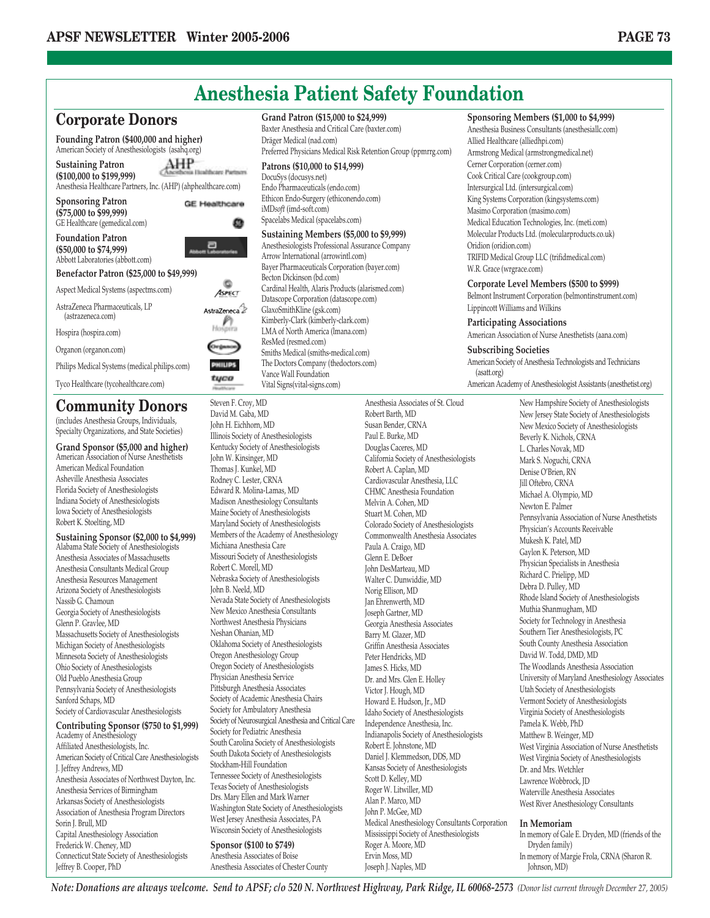# Anesthesia Patient Safety Foundation

## Corporate Donors

**Founding Patron ($400,000 and higher)**
American Society of Anesthesiologists (asahq.org)

**Sustaining Patron ($100,000 to $199,999)**
Anesthesia Healthcare Partners, Inc. (AHP) (ahphealthcare.com)

**Sponsoring Patron ($75,000 to $99,999)**
GE Healthcare (gemedical.com)

**Foundation Patron ($50,000 to $74,999)**
Abbott Laboratories (abbott.com)

**Benefactor Patron ($25,000 to $49,999)**
Aspect Medical Systems (aspectms.com)
AstraZeneca Pharmaceuticals, LP (astrazeneca.com)
Hospira (hospira.com)
Organon (organon.com)
Philips Medical Systems (medical.philips.com)
Tyco Healthcare (tycohealthcare.com)

**Grand Patron ($15,000 to $24,999)**
Baxter Anesthesia and Critical Care (baxter.com)
Dräger Medical (nad.com)
Preferred Physicians Medical Risk Retention Group (ppmrrg.com)

**Patrons ($10,000 to $14,999)**
DocuSys (docusys.net)
Endo Pharmaceuticals (endo.com)
Ethicon Endo-Surgery (ethiconendo.com)
iMD*soft* (imd-soft.com)
Spacelabs Medical (spacelabs.com)

**Sustaining Members ($5,000 to $9,999)**
Anesthesiologists Professional Assurance Company
Arrow International (arrowintl.com)
Bayer Pharmaceuticals Corporation (bayer.com)
Becton Dickinson (bd.com)
Cardinal Health, Alaris Products (alarismed.com)
Datascope Corporation (datascope.com)
GlaxoSmithKline (gsk.com)
Kimberly-Clark (kimberly-clark.com)
LMA of North America (lmana.com)
ResMed (resmed.com)
Smiths Medical (smiths-medical.com)
The Doctors Company (thedoctors.com)
Vance Wall Foundation
Vital Signs(vital-signs.com)

**Sponsoring Members ($1,000 to $4,999)**
Anesthesia Business Consultants (anesthesiallc.com)
Allied Healthcare (alliedhpi.com)
Armstrong Medical (armstrongmedical.net)
Cerner Corporation (cerner.com)
Cook Critical Care (cookgroup.com)
Intersurgical Ltd. (intersurgical.com)
King Systems Corporation (kingsystems.com)
Masimo Corporation (masimo.com)
Medical Education Technologies, Inc. (meti.com)
Molecular Products Ltd. (molecularproducts.co.uk)
Oridion (oridion.com)
TRIFID Medical Group LLC (trifidmedical.com)
W.R. Grace (wrgrace.com)

**Corporate Level Members ($500 to $999)**
Belmont Instrument Corporation (belmontinstrument.com)
Lippincott Williams and Wilkins

**Participating Associations**
American Association of Nurse Anesthetists (aana.com)

**Subscribing Societies**
American Society of Anesthesia Technologists and Technicians (asatt.org)
American Academy of Anesthesiologist Assistants (anesthetist.org)

## Community Donors

(includes Anesthesia Groups, Individuals, Specialty Organizations, and State Societies)

**Grand Sponsor ($5,000 and higher)**
American Association of Nurse Anesthetists
American Medical Foundation
Asheville Anesthesia Associates
Florida Society of Anesthesiologists
Indiana Society of Anesthesiologists
Iowa Society of Anesthesiologists
Robert K. Stoelting, MD

**Sustaining Sponsor ($2,000 to $4,999)**
Alabama State Society of Anesthesiologists
Anesthesia Associates of Massachusetts
Anesthesia Consultants Medical Group
Anesthesia Resources Management
Arizona Society of Anesthesiologists
Nassib G. Chamoun
Georgia Society of Anesthesiologists
Glenn P. Gravlee, MD
Massachusetts Society of Anesthesiologists
Michigan Society of Anesthesiologists
Minnesota Society of Anesthesiologists
Ohio Society of Anesthesiologists
Old Pueblo Anesthesia Group
Pennsylvania Society of Anesthesiologists
Sanford Schaps, MD
Society of Cardiovascular Anesthesiologists

**Contributing Sponsor ($750 to $1,999)**
Academy of Anesthesiology
Affiliated Anesthesiologists, Inc.
American Society of Critical Care Anesthesiologists
J. Jeffrey Andrews, MD
Anesthesia Associates of Northwest Dayton, Inc.
Anesthesia Services of Birmingham
Arkansas Society of Anesthesiologists
Association of Anesthesia Program Directors
Sorin J. Brull, MD
Capital Anesthesiology Association
Frederick W. Cheney, MD
Connecticut State Society of Anesthesiologists
Jeffrey B. Cooper, PhD
Steven F. Croy, MD
David M. Gaba, MD
John H. Eichhorn, MD
Illinois Society of Anesthesiologists
Kentucky Society of Anesthesiologists
John W. Kinsinger, MD
Thomas J. Kunkel, MD
Rodney C. Lester, CRNA
Edward R. Molina-Lamas, MD
Madison Anesthesiology Consultants
Maine Society of Anesthesiologists
Maryland Society of Anesthesiologists
Members of the Academy of Anesthesiology
Michiana Anesthesia Care
Missouri Society of Anesthesiologists
Robert C. Morell, MD
Nebraska Society of Anesthesiologists
John B. Neeld, MD
Nevada State Society of Anesthesiologists
New Mexico Anesthesia Consultants
Northwest Anesthesia Physicians
Neshan Ohanian, MD
Oklahoma Society of Anesthesiologists
Oregon Anesthesiology Group
Oregon Society of Anesthesiologists
Physician Anesthesia Service
Pittsburgh Anesthesia Associates
Society of Academic Anesthesia Chairs
Society for Ambulatory Anesthesia
Society of Neurosurgical Anesthesia and Critical Care
Society for Pediatric Anesthesia
South Carolina Society of Anesthesiologists
South Dakota Society of Anesthesiologists
Stockham-Hill Foundation
Tennessee Society of Anesthesiologists
Texas Society of Anesthesiologists
Drs. Mary Ellen and Mark Warner
Washington State Society of Anesthesiologists
West Jersey Anesthesia Associates, PA
Wisconsin Society of Anesthesiologists

**Sponsor ($100 to $749)**
Anesthesia Associates of Boise
Anesthesia Associates of Chester County
Anesthesia Associates of St. Cloud
Robert Barth, MD
Susan Bender, CRNA
Paul E. Burke, MD
Douglas Caceres, MD
California Society of Anesthesiologists
Robert A. Caplan, MD
Cardiovascular Anesthesia, LLC
CHMC Anesthesia Foundation
Melvin A. Cohen, MD
Stuart M. Cohen, MD
Colorado Society of Anesthesiologists
Commonwealth Anesthesia Associates
Paula A. Craigo, MD
Glenn E. DeBoer
John DesMarteau, MD
Walter C. Dunwiddie, MD
Norig Ellison, MD
Jan Ehrenwerth, MD
Joseph Gartner, MD
Georgia Anesthesia Associates
Barry M. Glazer, MD
Griffin Anesthesia Associates
Peter Hendricks, MD
James S. Hicks, MD
Dr. and Mrs. Glen E. Holley
Victor J. Hough, MD
Howard E. Hudson, Jr., MD
Idaho Society of Anesthesiologists
Independence Anesthesia, Inc.
Indianapolis Society of Anesthesiologists
Robert E. Johnstone, MD
Daniel J. Klemmedson, DDS, MD
Kansas Society of Anesthesiologists
Scott D. Kelley, MD
Roger W. Litwiller, MD
Alan P. Marco, MD
John P. McGee, MD
Medical Anesthesiology Consultants Corporation
Mississippi Society of Anesthesiologists
Roger A. Moore, MD
Ervin Moss, MD
Joseph J. Naples, MD
New Hampshire Society of Anesthesiologists
New Jersey State Society of Anesthesiologists
New Mexico Society of Anesthesiologists
Beverly K. Nichols, CRNA
L. Charles Novak, MD
Mark S. Noguchi, CRNA
Denise O'Brien, RN
Jill Oftebro, CRNA
Michael A. Olympio, MD
Newton E. Palmer
Pennsylvania Association of Nurse Anesthetists
Physician's Accounts Receivable
Mukesh K. Patel, MD
Gaylon K. Peterson, MD
Physician Specialists in Anesthesia
Richard C. Prielipp, MD
Debra D. Pulley, MD
Rhode Island Society of Anesthesiologists
Muthia Shanmugham, MD
Society for Technology in Anesthesia
Southern Tier Anesthesiologists, PC
South County Anesthesia Association
David W. Todd, DMD, MD
The Woodlands Anesthesia Association
University of Maryland Anesthesiology Associates
Utah Society of Anesthesiologists
Vermont Society of Anesthesiologists
Virginia Society of Anesthesiologists
Pamela K. Webb, PhD
Matthew B. Weinger, MD
West Virginia Association of Nurse Anesthetists
West Virginia Society of Anesthesiologists
Dr. and Mrs. Wetchler
Lawrence Wobbrock, JD
Waterville Anesthesia Associates
West River Anesthesiology Consultants

**In Memoriam**
In memory of Gale E. Dryden, MD (friends of the Dryden family)
In memory of Margie Frola, CRNA (Sharon R. Johnson, MD)

*Note: Donations are always welcome. Send to APSF; c/o 520 N. Northwest Highway, Park Ridge, IL 60068-2573* *(Donor list current through December 27, 2005)*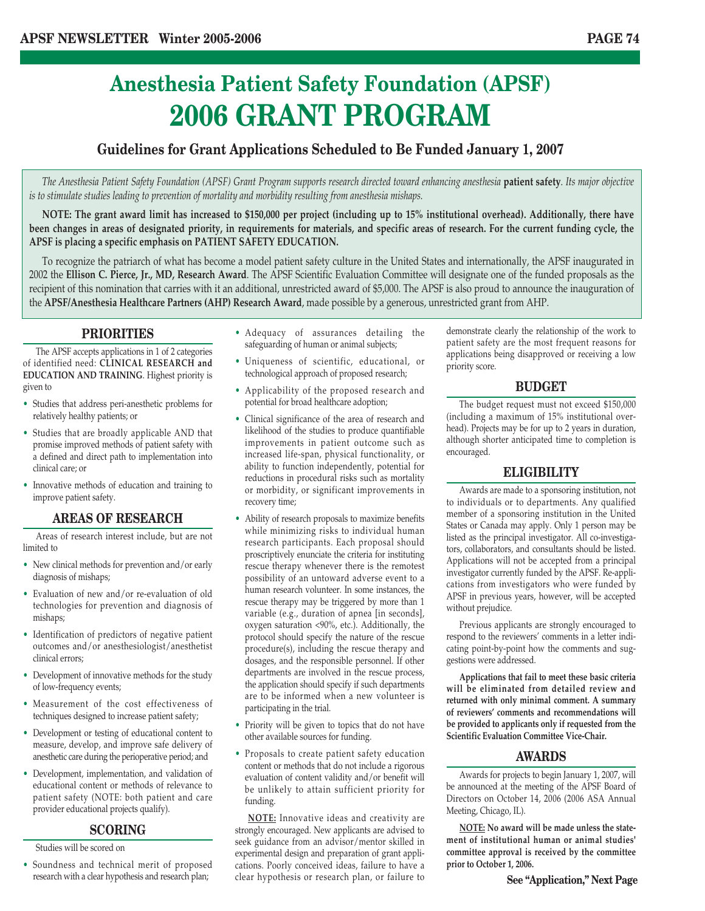# Anesthesia Patient Safety Foundation (APSF)

# 2006 GRANT PROGRAM

## Guidelines for Grant Applications Scheduled to Be Funded January 1, 2007

*The Anesthesia Patient Safety Foundation (APSF) Grant Program supports research directed toward enhancing anesthesia* **patient safety**. *Its major objective is to stimulate studies leading to prevention of mortality and morbidity resulting from anesthesia mishaps.*

**NOTE: The grant award limit has increased to $150,000 per project (including up to 15% institutional overhead). Additionally, there have been changes in areas of designated priority, in requirements for materials, and specific areas of research. For the current funding cycle, the APSF is placing a specific emphasis on PATIENT SAFETY EDUCATION.**

To recognize the patriarch of what has become a model patient safety culture in the United States and internationally, the APSF inaugurated in 2002 the **Ellison C. Pierce, Jr., MD, Research Award**. The APSF Scientific Evaluation Committee will designate one of the funded proposals as the recipient of this nomination that carries with it an additional, unrestricted award of $5,000. The APSF is also proud to announce the inauguration of the **APSF/Anesthesia Healthcare Partners (AHP) Research Award**, made possible by a generous, unrestricted grant from AHP.

### PRIORITIES

The APSF accepts applications in 1 of 2 categories of identified need: **CLINICAL RESEARCH and EDUCATION AND TRAINING**. Highest priority is given to

- Studies that address peri-anesthetic problems for relatively healthy patients; or
- Studies that are broadly applicable AND that promise improved methods of patient safety with a defined and direct path to implementation into clinical care; or
- Innovative methods of education and training to improve patient safety.

### AREAS OF RESEARCH

Areas of research interest include, but are not limited to

- New clinical methods for prevention and/or early diagnosis of mishaps;
- Evaluation of new and/or re-evaluation of old technologies for prevention and diagnosis of mishaps;
- Identification of predictors of negative patient outcomes and/or anesthesiologist/anesthetist clinical errors;
- Development of innovative methods for the study of low-frequency events;
- Measurement of the cost effectiveness of techniques designed to increase patient safety;
- Development or testing of educational content to measure, develop, and improve safe delivery of anesthetic care during the perioperative period; and
- Development, implementation, and validation of educational content or methods of relevance to patient safety (NOTE: both patient and care provider educational projects qualify).

### SCORING

Studies will be scored on

- Soundness and technical merit of proposed research with a clear hypothesis and research plan;
- Adequacy of assurances detailing the safeguarding of human or animal subjects;
- Uniqueness of scientific, educational, or technological approach of proposed research;
- Applicability of the proposed research and potential for broad healthcare adoption;
- Clinical significance of the area of research and likelihood of the studies to produce quantifiable improvements in patient outcome such as increased life-span, physical functionality, or ability to function independently, potential for reductions in procedural risks such as mortality or morbidity, or significant improvements in recovery time;
- Ability of research proposals to maximize benefits while minimizing risks to individual human research participants. Each proposal should proscriptively enunciate the criteria for instituting rescue therapy whenever there is the remotest possibility of an untoward adverse event to a human research volunteer. In some instances, the rescue therapy may be triggered by more than 1 variable (e.g., duration of apnea [in seconds], oxygen saturation <90%, etc.). Additionally, the protocol should specify the nature of the rescue procedure(s), including the rescue therapy and dosages, and the responsible personnel. If other departments are involved in the rescue process, the application should specify if such departments are to be informed when a new volunteer is participating in the trial.
- Priority will be given to topics that do not have other available sources for funding.
- Proposals to create patient safety education content or methods that do not include a rigorous evaluation of content validity and/or benefit will be unlikely to attain sufficient priority for funding.

**NOTE:** Innovative ideas and creativity are strongly encouraged. New applicants are advised to seek guidance from an advisor/mentor skilled in experimental design and preparation of grant applications. Poorly conceived ideas, failure to have a clear hypothesis or research plan, or failure to demonstrate clearly the relationship of the work to patient safety are the most frequent reasons for applications being disapproved or receiving a low priority score.

### BUDGET

The budget request must not exceed $150,000 (including a maximum of 15% institutional overhead). Projects may be for up to 2 years in duration, although shorter anticipated time to completion is encouraged.

### ELIGIBILITY

Awards are made to a sponsoring institution, not to individuals or to departments. Any qualified member of a sponsoring institution in the United States or Canada may apply. Only 1 person may be listed as the principal investigator. All co-investigators, collaborators, and consultants should be listed. Applications will not be accepted from a principal investigator currently funded by the APSF. Re-applications from investigators who were funded by APSF in previous years, however, will be accepted without prejudice.

Previous applicants are strongly encouraged to respond to the reviewers' comments in a letter indicating point-by-point how the comments and suggestions were addressed.

**Applications that fail to meet these basic criteria will be eliminated from detailed review and returned with only minimal comment. A summary of reviewers' comments and recommendations will be provided to applicants only if requested from the Scientific Evaluation Committee Vice-Chair.**

### AWARDS

Awards for projects to begin January 1, 2007, will be announced at the meeting of the APSF Board of Directors on October 14, 2006 (2006 ASA Annual Meeting, Chicago, IL).

**NOTE: No award will be made unless the statement of institutional human or animal studies' committee approval is received by the committee prior to October 1, 2006.**

**See "Application," Next Page**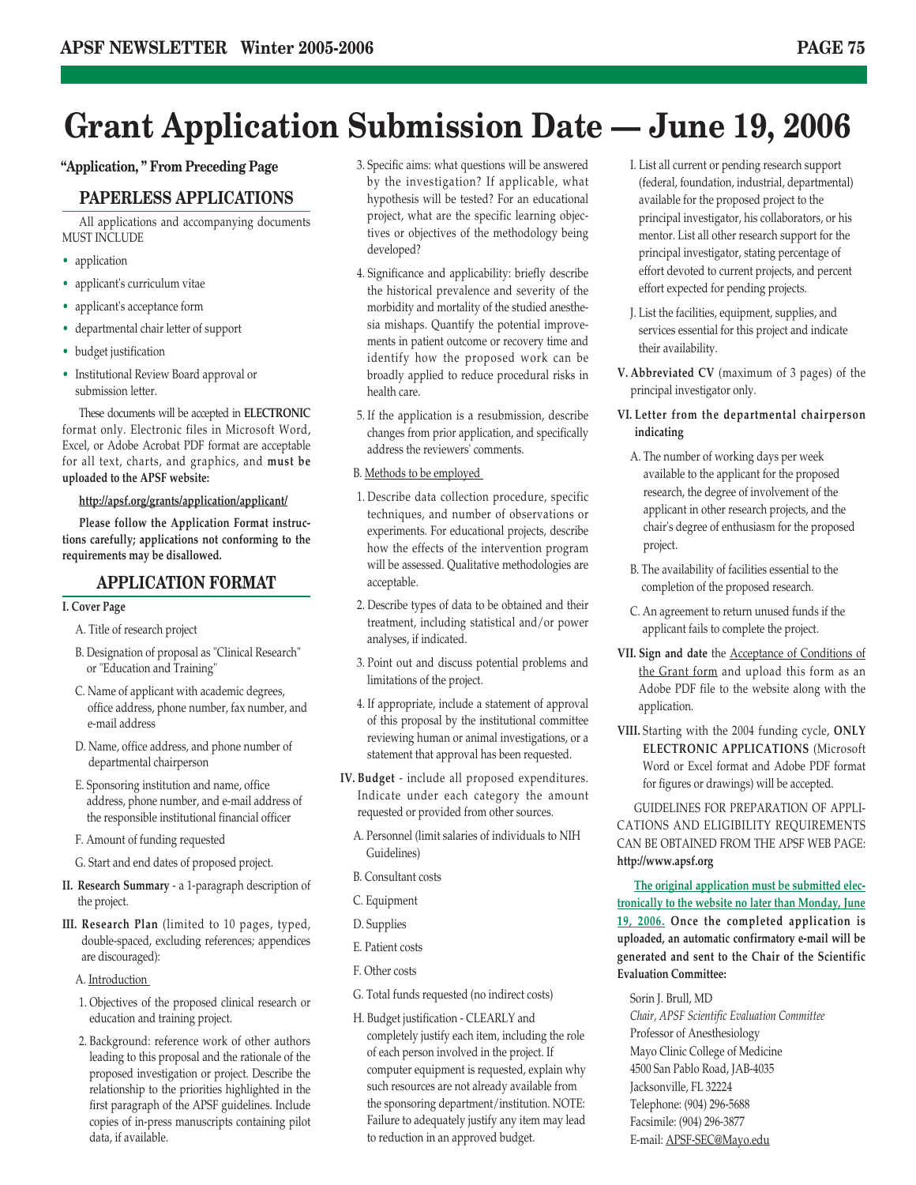# Grant Application Submission Date — June 19, 2006

**"Application," From Preceding Page**

## PAPERLESS APPLICATIONS

All applications and accompanying documents MUST INCLUDE

- application
- applicant's curriculum vitae
- applicant's acceptance form
- departmental chair letter of support
- budget justification
- Institutional Review Board approval or submission letter.

These documents will be accepted in **ELECTRONIC** format only. Electronic files in Microsoft Word, Excel, or Adobe Acrobat PDF format are acceptable for all text, charts, and graphics, and **must be uploaded to the APSF website:**

**http://apsf.org/grants/application/applicant/**

**Please follow the Application Format instructions carefully; applications not conforming to the requirements may be disallowed.**

## APPLICATION FORMAT

**I. Cover Page**

A. Title of research project

B. Designation of proposal as "Clinical Research" or "Education and Training"

C. Name of applicant with academic degrees, office address, phone number, fax number, and e-mail address

D. Name, office address, and phone number of departmental chairperson

E. Sponsoring institution and name, office address, phone number, and e-mail address of the responsible institutional financial officer

F. Amount of funding requested

G. Start and end dates of proposed project.

**II. Research Summary** - a 1-paragraph description of the project.

**III. Research Plan** (limited to 10 pages, typed, double-spaced, excluding references; appendices are discouraged):

A. Introduction

1. Objectives of the proposed clinical research or education and training project.
2. Background: reference work of other authors leading to this proposal and the rationale of the proposed investigation or project. Describe the relationship to the priorities highlighted in the first paragraph of the APSF guidelines. Include copies of in-press manuscripts containing pilot data, if available.
3. Specific aims: what questions will be answered by the investigation? If applicable, what hypothesis will be tested? For an educational project, what are the specific learning objectives or objectives of the methodology being developed?
4. Significance and applicability: briefly describe the historical prevalence and severity of the morbidity and mortality of the studied anesthesia mishaps. Quantify the potential improvements in patient outcome or recovery time and identify how the proposed work can be broadly applied to reduce procedural risks in health care.
5. If the application is a resubmission, describe changes from prior application, and specifically address the reviewers' comments.

B. Methods to be employed

1. Describe data collection procedure, specific techniques, and number of observations or experiments. For educational projects, describe how the effects of the intervention program will be assessed. Qualitative methodologies are acceptable.
2. Describe types of data to be obtained and their treatment, including statistical and/or power analyses, if indicated.
3. Point out and discuss potential problems and limitations of the project.
4. If appropriate, include a statement of approval of this proposal by the institutional committee reviewing human or animal investigations, or a statement that approval has been requested.

**IV. Budget** - include all proposed expenditures. Indicate under each category the amount requested or provided from other sources.

A. Personnel (limit salaries of individuals to NIH Guidelines)

B. Consultant costs

C. Equipment

D. Supplies

E. Patient costs

F. Other costs

G. Total funds requested (no indirect costs)

H. Budget justification - CLEARLY and completely justify each item, including the role of each person involved in the project. If computer equipment is requested, explain why such resources are not already available from the sponsoring department/institution. NOTE: Failure to adequately justify any item may lead to reduction in an approved budget.

I. List all current or pending research support (federal, foundation, industrial, departmental) available for the proposed project to the principal investigator, his collaborators, or his mentor. List all other research support for the principal investigator, stating percentage of effort devoted to current projects, and percent effort expected for pending projects.

J. List the facilities, equipment, supplies, and services essential for this project and indicate their availability.

**V. Abbreviated CV** (maximum of 3 pages) of the principal investigator only.

**VI. Letter from the departmental chairperson indicating**

A. The number of working days per week available to the applicant for the proposed research, the degree of involvement of the applicant in other research projects, and the chair's degree of enthusiasm for the proposed project.

B. The availability of facilities essential to the completion of the proposed research.

C. An agreement to return unused funds if the applicant fails to complete the project.

**VII. Sign and date** the Acceptance of Conditions of the Grant form and upload this form as an Adobe PDF file to the website along with the application.

**VIII.** Starting with the 2004 funding cycle, **ONLY ELECTRONIC APPLICATIONS** (Microsoft Word or Excel format and Adobe PDF format for figures or drawings) will be accepted.

GUIDELINES FOR PREPARATION OF APPLICATIONS AND ELIGIBILITY REQUIREMENTS CAN BE OBTAINED FROM THE APSF WEB PAGE: **http://www.apsf.org**

**The original application must be submitted electronically to the website no later than Monday, June 19, 2006. Once the completed application is uploaded, an automatic confirmatory e-mail will be generated and sent to the Chair of the Scientific Evaluation Committee:**

Sorin J. Brull, MD
*Chair, APSF Scientific Evaluation Committee*
Professor of Anesthesiology
Mayo Clinic College of Medicine
4500 San Pablo Road, JAB-4035
Jacksonville, FL 32224
Telephone: (904) 296-5688
Facsimile: (904) 296-3877
E-mail: APSF-SEC@Mayo.edu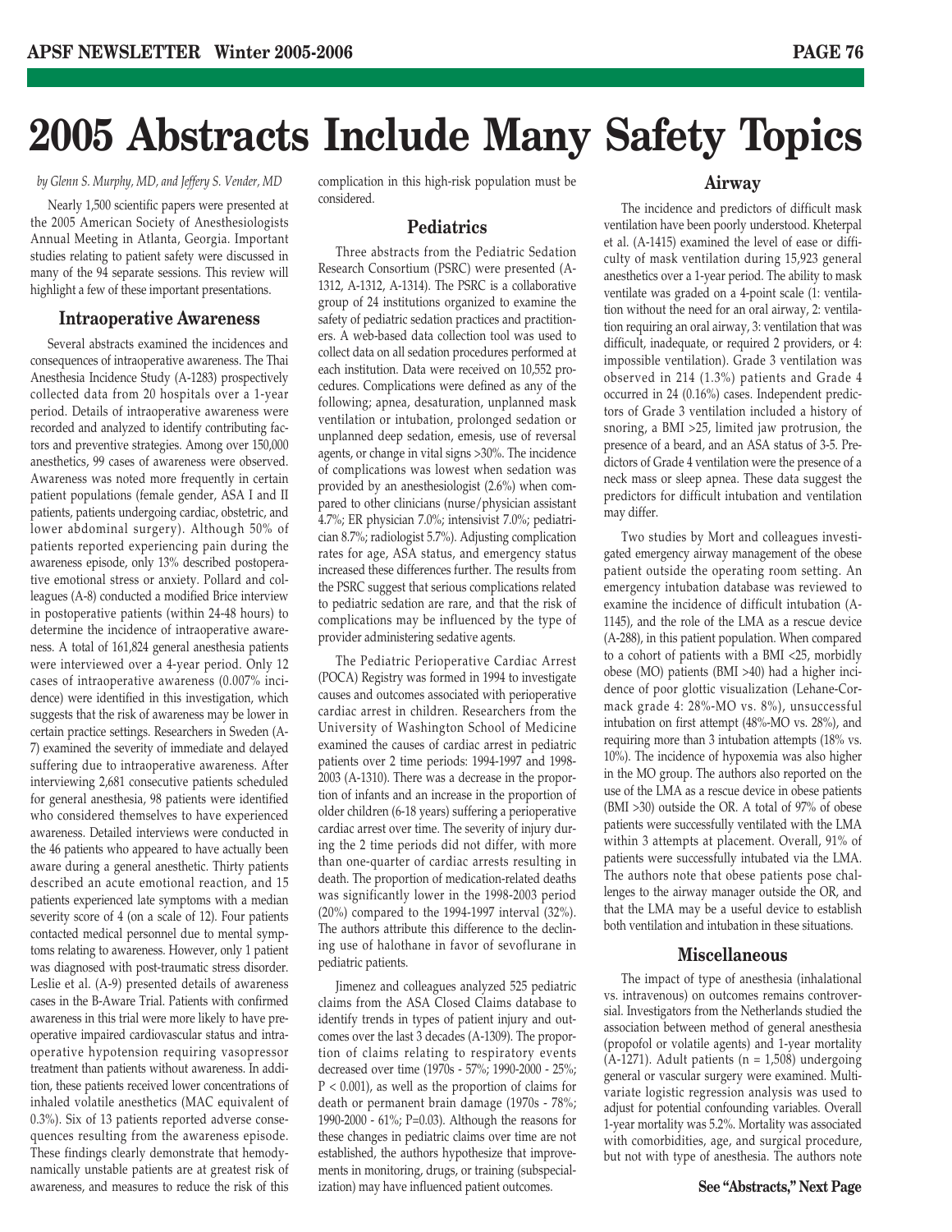# 2005 Abstracts Include Many Safety Topics

*by Glenn S. Murphy, MD, and Jeffery S. Vender, MD*

Nearly 1,500 scientific papers were presented at the 2005 American Society of Anesthesiologists Annual Meeting in Atlanta, Georgia. Important studies relating to patient safety were discussed in many of the 94 separate sessions. This review will highlight a few of these important presentations.

## Intraoperative Awareness

Several abstracts examined the incidences and consequences of intraoperative awareness. The Thai Anesthesia Incidence Study (A-1283) prospectively collected data from 20 hospitals over a 1-year period. Details of intraoperative awareness were recorded and analyzed to identify contributing factors and preventive strategies. Among over 150,000 anesthetics, 99 cases of awareness were observed. Awareness was noted more frequently in certain patient populations (female gender, ASA I and II patients, patients undergoing cardiac, obstetric, and lower abdominal surgery). Although 50% of patients reported experiencing pain during the awareness episode, only 13% described postoperative emotional stress or anxiety. Pollard and colleagues (A-8) conducted a modified Brice interview in postoperative patients (within 24-48 hours) to determine the incidence of intraoperative awareness. A total of 161,824 general anesthesia patients were interviewed over a 4-year period. Only 12 cases of intraoperative awareness (0.007% incidence) were identified in this investigation, which suggests that the risk of awareness may be lower in certain practice settings. Researchers in Sweden (A-7) examined the severity of immediate and delayed suffering due to intraoperative awareness. After interviewing 2,681 consecutive patients scheduled for general anesthesia, 98 patients were identified who considered themselves to have experienced awareness. Detailed interviews were conducted in the 46 patients who appeared to have actually been aware during a general anesthetic. Thirty patients described an acute emotional reaction, and 15 patients experienced late symptoms with a median severity score of 4 (on a scale of 12). Four patients contacted medical personnel due to mental symptoms relating to awareness. However, only 1 patient was diagnosed with post-traumatic stress disorder. Leslie et al. (A-9) presented details of awareness cases in the B-Aware Trial. Patients with confirmed awareness in this trial were more likely to have preoperative impaired cardiovascular status and intraoperative hypotension requiring vasopressor treatment than patients without awareness. In addition, these patients received lower concentrations of inhaled volatile anesthetics (MAC equivalent of 0.3%). Six of 13 patients reported adverse consequences resulting from the awareness episode. These findings clearly demonstrate that hemodynamically unstable patients are at greatest risk of awareness, and measures to reduce the risk of this complication in this high-risk population must be considered.

## Pediatrics

Three abstracts from the Pediatric Sedation Research Consortium (PSRC) were presented (A-1312, A-1312, A-1314). The PSRC is a collaborative group of 24 institutions organized to examine the safety of pediatric sedation practices and practitioners. A web-based data collection tool was used to collect data on all sedation procedures performed at each institution. Data were received on 10,552 procedures. Complications were defined as any of the following; apnea, desaturation, unplanned mask ventilation or intubation, prolonged sedation or unplanned deep sedation, emesis, use of reversal agents, or change in vital signs >30%. The incidence of complications was lowest when sedation was provided by an anesthesiologist (2.6%) when compared to other clinicians (nurse/physician assistant 4.7%; ER physician 7.0%; intensivist 7.0%; pediatrician 8.7%; radiologist 5.7%). Adjusting complication rates for age, ASA status, and emergency status increased these differences further. The results from the PSRC suggest that serious complications related to pediatric sedation are rare, and that the risk of complications may be influenced by the type of provider administering sedative agents.

The Pediatric Perioperative Cardiac Arrest (POCA) Registry was formed in 1994 to investigate causes and outcomes associated with perioperative cardiac arrest in children. Researchers from the University of Washington School of Medicine examined the causes of cardiac arrest in pediatric patients over 2 time periods: 1994-1997 and 1998-2003 (A-1310). There was a decrease in the proportion of infants and an increase in the proportion of older children (6-18 years) suffering a perioperative cardiac arrest over time. The severity of injury during the 2 time periods did not differ, with more than one-quarter of cardiac arrests resulting in death. The proportion of medication-related deaths was significantly lower in the 1998-2003 period (20%) compared to the 1994-1997 interval (32%). The authors attribute this difference to the declining use of halothane in favor of sevoflurane in pediatric patients.

Jimenez and colleagues analyzed 525 pediatric claims from the ASA Closed Claims database to identify trends in types of patient injury and outcomes over the last 3 decades (A-1309). The proportion of claims relating to respiratory events decreased over time (1970s - 57%; 1990-2000 - 25%; $P < 0.001$), as well as the proportion of claims for death or permanent brain damage (1970s - 78%; 1990-2000 - 61%; $P=0.03$). Although the reasons for these changes in pediatric claims over time are not established, the authors hypothesize that improvements in monitoring, drugs, or training (subspecialization) may have influenced patient outcomes.

## Airway

The incidence and predictors of difficult mask ventilation have been poorly understood. Kheterpal et al. (A-1415) examined the level of ease or difficulty of mask ventilation during 15,923 general anesthetics over a 1-year period. The ability to mask ventilate was graded on a 4-point scale (1: ventilation without the need for an oral airway, 2: ventilation requiring an oral airway, 3: ventilation that was difficult, inadequate, or required 2 providers, or 4: impossible ventilation). Grade 3 ventilation was observed in 214 (1.3%) patients and Grade 4 occurred in 24 (0.16%) cases. Independent predictors of Grade 3 ventilation included a history of snoring, a BMI >25, limited jaw protrusion, the presence of a beard, and an ASA status of 3-5. Predictors of Grade 4 ventilation were the presence of a neck mass or sleep apnea. These data suggest the predictors for difficult intubation and ventilation may differ.

Two studies by Mort and colleagues investigated emergency airway management of the obese patient outside the operating room setting. An emergency intubation database was reviewed to examine the incidence of difficult intubation (A-1145), and the role of the LMA as a rescue device (A-288), in this patient population. When compared to a cohort of patients with a BMI <25, morbidly obese (MO) patients (BMI >40) had a higher incidence of poor glottic visualization (Lehane-Cormack grade 4: 28%-MO vs. 8%), unsuccessful intubation on first attempt (48%-MO vs. 28%), and requiring more than 3 intubation attempts (18% vs. 10%). The incidence of hypoxemia was also higher in the MO group. The authors also reported on the use of the LMA as a rescue device in obese patients (BMI >30) outside the OR. A total of 97% of obese patients were successfully ventilated with the LMA within 3 attempts at placement. Overall, 91% of patients were successfully intubated via the LMA. The authors note that obese patients pose challenges to the airway manager outside the OR, and that the LMA may be a useful device to establish both ventilation and intubation in these situations.

## Miscellaneous

The impact of type of anesthesia (inhalational vs. intravenous) on outcomes remains controversial. Investigators from the Netherlands studied the association between method of general anesthesia (propofol or volatile agents) and 1-year mortality (A-1271). Adult patients (n = 1,508) undergoing general or vascular surgery were examined. Multivariate logistic regression analysis was used to adjust for potential confounding variables. Overall 1-year mortality was 5.2%. Mortality was associated with comorbidities, age, and surgical procedure, but not with type of anesthesia. The authors note

**See "Abstracts," Next Page**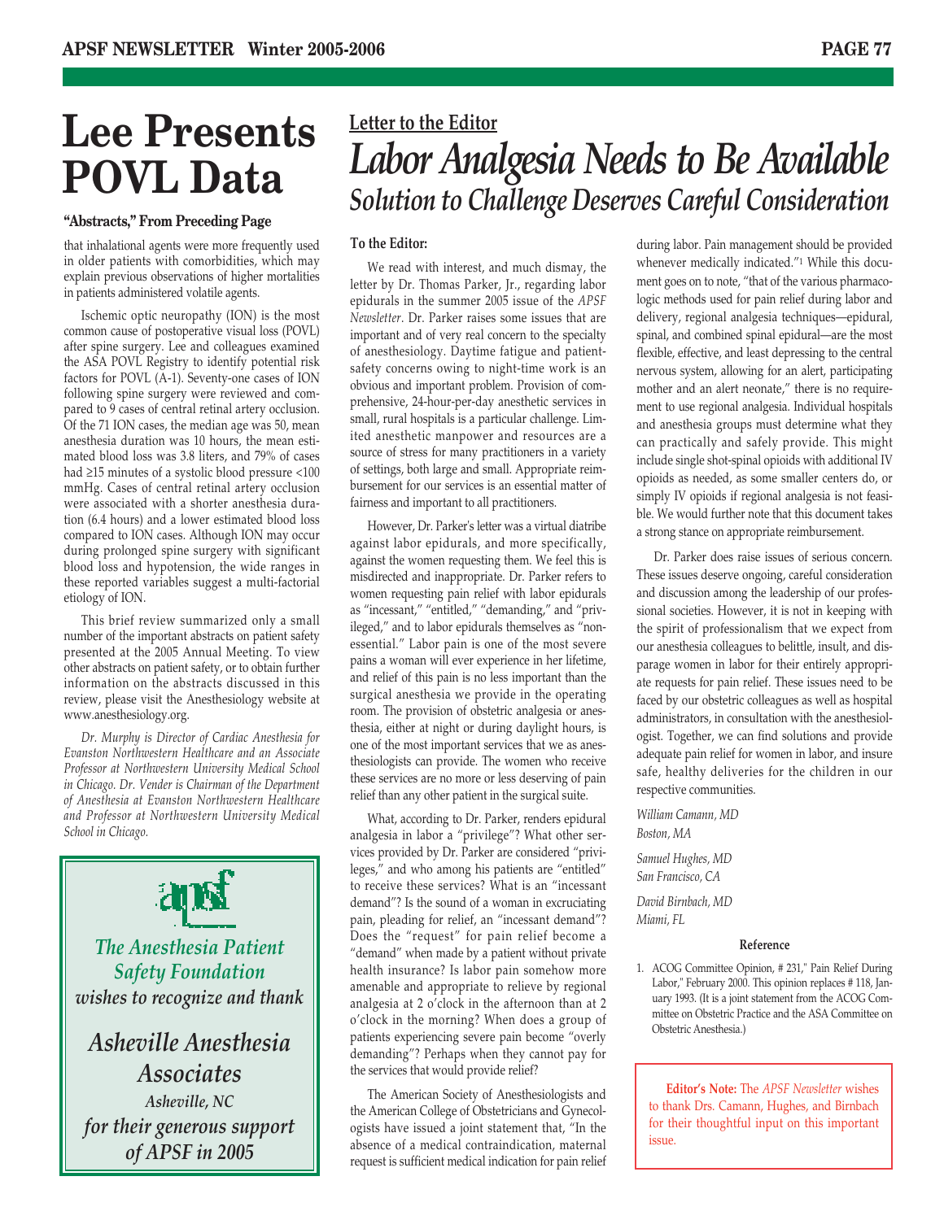# Lee Presents POVL Data

**"Abstracts," From Preceding Page**

that inhalational agents were more frequently used in older patients with comorbidities, which may explain previous observations of higher mortalities in patients administered volatile agents.

Ischemic optic neuropathy (ION) is the most common cause of postoperative visual loss (POVL) after spine surgery. Lee and colleagues examined the ASA POVL Registry to identify potential risk factors for POVL (A-1). Seventy-one cases of ION following spine surgery were reviewed and compared to 9 cases of central retinal artery occlusion. Of the 71 ION cases, the median age was 50, mean anesthesia duration was 10 hours, the mean estimated blood loss was 3.8 liters, and 79% of cases had ≥15 minutes of a systolic blood pressure <100 mmHg. Cases of central retinal artery occlusion were associated with a shorter anesthesia duration (6.4 hours) and a lower estimated blood loss compared to ION cases. Although ION may occur during prolonged spine surgery with significant blood loss and hypotension, the wide ranges in these reported variables suggest a multi-factorial etiology of ION.

This brief review summarized only a small number of the important abstracts on patient safety presented at the 2005 Annual Meeting. To view other abstracts on patient safety, or to obtain further information on the abstracts discussed in this review, please visit the Anesthesiology website at www.anesthesiology.org.

*Dr. Murphy is Director of Cardiac Anesthesia for Evanston Northwestern Healthcare and an Associate Professor at Northwestern University Medical School in Chicago. Dr. Vender is Chairman of the Department of Anesthesia at Evanston Northwestern Healthcare and Professor at Northwestern University Medical School in Chicago.*

apsf

*The Anesthesia Patient Safety Foundation wishes to recognize and thank*

*Asheville Anesthesia Associates*

*Asheville, NC*

*for their generous support of APSF in 2005*

**Letter to the Editor**

# *Labor Analgesia Needs to Be Available*

## *Solution to Challenge Deserves Careful Consideration*

**To the Editor:**

We read with interest, and much dismay, the letter by Dr. Thomas Parker, Jr., regarding labor epidurals in the summer 2005 issue of the *APSF Newsletter*. Dr. Parker raises some issues that are important and of very real concern to the specialty of anesthesiology. Daytime fatigue and patient-safety concerns owing to night-time work is an obvious and important problem. Provision of comprehensive, 24-hour-per-day anesthetic services in small, rural hospitals is a particular challenge. Limited anesthetic manpower and resources are a source of stress for many practitioners in a variety of settings, both large and small. Appropriate reimbursement for our services is an essential matter of fairness and important to all practitioners.

However, Dr. Parker's letter was a virtual diatribe against labor epidurals, and more specifically, against the women requesting them. We feel this is misdirected and inappropriate. Dr. Parker refers to women requesting pain relief with labor epidurals as "incessant," "entitled," "demanding," and "privileged," and to labor epidurals themselves as "non-essential." Labor pain is one of the most severe pains a woman will ever experience in her lifetime, and relief of this pain is no less important than the surgical anesthesia we provide in the operating room. The provision of obstetric analgesia or anesthesia, either at night or during daylight hours, is one of the most important services that we as anesthesiologists can provide. The women who receive these services are no more or less deserving of pain relief than any other patient in the surgical suite.

What, according to Dr. Parker, renders epidural analgesia in labor a "privilege"? What other services provided by Dr. Parker are considered "privileges," and who among his patients are "entitled" to receive these services? What is an "incessant demand"? Is the sound of a woman in excruciating pain, pleading for relief, an "incessant demand"? Does the "request" for pain relief become a "demand" when made by a patient without private health insurance? Is labor pain somehow more amenable and appropriate to relieve by regional analgesia at 2 o'clock in the afternoon than at 2 o'clock in the morning? When does a group of patients experiencing severe pain become "overly demanding"? Perhaps when they cannot pay for the services that would provide relief?

The American Society of Anesthesiologists and the American College of Obstetricians and Gynecologists have issued a joint statement that, "In the absence of a medical contraindication, maternal request is sufficient medical indication for pain relief during labor. Pain management should be provided whenever medically indicated."[1] While this document goes on to note, "that of the various pharmacologic methods used for pain relief during labor and delivery, regional analgesia techniques—epidural, spinal, and combined spinal epidural—are the most flexible, effective, and least depressing to the central nervous system, allowing for an alert, participating mother and an alert neonate," there is no requirement to use regional analgesia. Individual hospitals and anesthesia groups must determine what they can practically and safely provide. This might include single shot-spinal opioids with additional IV opioids as needed, as some smaller centers do, or simply IV opioids if regional analgesia is not feasible. We would further note that this document takes a strong stance on appropriate reimbursement.

Dr. Parker does raise issues of serious concern. These issues deserve ongoing, careful consideration and discussion among the leadership of our professional societies. However, it is not in keeping with the spirit of professionalism that we expect from our anesthesia colleagues to belittle, insult, and disparage women in labor for their entirely appropriate requests for pain relief. These issues need to be faced by our obstetric colleagues as well as hospital administrators, in consultation with the anesthesiologist. Together, we can find solutions and provide adequate pain relief for women in labor, and insure safe, healthy deliveries for the children in our respective communities.

*William Camann, MD*
*Boston, MA*

*Samuel Hughes, MD*
*San Francisco, CA*

*David Birnbach, MD*
*Miami, FL*

**Reference**

1. ACOG Committee Opinion, # 231," Pain Relief During Labor," February 2000. This opinion replaces # 118, January 1993. (It is a joint statement from the ACOG Committee on Obstetric Practice and the ASA Committee on Obstetric Anesthesia.)

**Editor's Note:** The *APSF Newsletter* wishes to thank Drs. Camann, Hughes, and Birnbach for their thoughtful input on this important issue.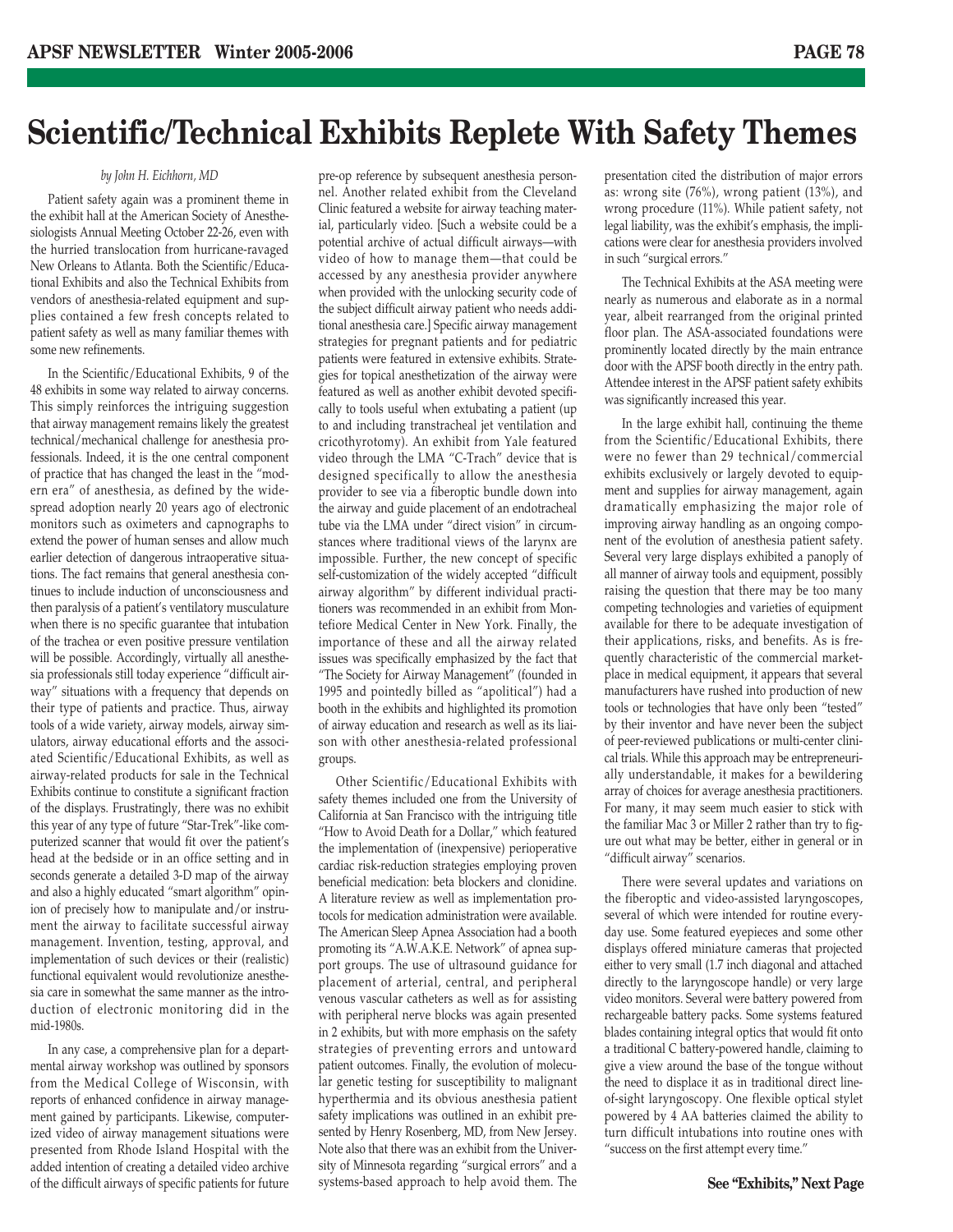# Scientific/Technical Exhibits Replete With Safety Themes

*by John H. Eichhorn, MD*

Patient safety again was a prominent theme in the exhibit hall at the American Society of Anesthesiologists Annual Meeting October 22-26, even with the hurried translocation from hurricane-ravaged New Orleans to Atlanta. Both the Scientific/Educational Exhibits and also the Technical Exhibits from vendors of anesthesia-related equipment and supplies contained a few fresh concepts related to patient safety as well as many familiar themes with some new refinements.

In the Scientific/Educational Exhibits, 9 of the 48 exhibits in some way related to airway concerns. This simply reinforces the intriguing suggestion that airway management remains likely the greatest technical/mechanical challenge for anesthesia professionals. Indeed, it is the one central component of practice that has changed the least in the "modern era" of anesthesia, as defined by the widespread adoption nearly 20 years ago of electronic monitors such as oximeters and capnographs to extend the power of human senses and allow much earlier detection of dangerous intraoperative situations. The fact remains that general anesthesia continues to include induction of unconsciousness and then paralysis of a patient's ventilatory musculature when there is no specific guarantee that intubation of the trachea or even positive pressure ventilation will be possible. Accordingly, virtually all anesthesia professionals still today experience "difficult airway" situations with a frequency that depends on their type of patients and practice. Thus, airway tools of a wide variety, airway models, airway simulators, airway educational efforts and the associated Scientific/Educational Exhibits, as well as airway-related products for sale in the Technical Exhibits continue to constitute a significant fraction of the displays. Frustratingly, there was no exhibit this year of any type of future "Star-Trek"-like computerized scanner that would fit over the patient's head at the bedside or in an office setting and in seconds generate a detailed 3-D map of the airway and also a highly educated "smart algorithm" opinion of precisely how to manipulate and/or instrument the airway to facilitate successful airway management. Invention, testing, approval, and implementation of such devices or their (realistic) functional equivalent would revolutionize anesthesia care in somewhat the same manner as the introduction of electronic monitoring did in the mid-1980s.

In any case, a comprehensive plan for a departmental airway workshop was outlined by sponsors from the Medical College of Wisconsin, with reports of enhanced confidence in airway management gained by participants. Likewise, computerized video of airway management situations were presented from Rhode Island Hospital with the added intention of creating a detailed video archive of the difficult airways of specific patients for future pre-op reference by subsequent anesthesia personnel. Another related exhibit from the Cleveland Clinic featured a website for airway teaching material, particularly video. [Such a website could be a potential archive of actual difficult airways—with video of how to manage them—that could be accessed by any anesthesia provider anywhere when provided with the unlocking security code of the subject difficult airway patient who needs additional anesthesia care.] Specific airway management strategies for pregnant patients and for pediatric patients were featured in extensive exhibits. Strategies for topical anesthetization of the airway were featured as well as another exhibit devoted specifically to tools useful when extubating a patient (up to and including transtracheal jet ventilation and cricothyrotomy). An exhibit from Yale featured video through the LMA "C-Trach" device that is designed specifically to allow the anesthesia provider to see via a fiberoptic bundle down into the airway and guide placement of an endotracheal tube via the LMA under "direct vision" in circumstances where traditional views of the larynx are impossible. Further, the new concept of specific self-customization of the widely accepted "difficult airway algorithm" by different individual practitioners was recommended in an exhibit from Montefiore Medical Center in New York. Finally, the importance of these and all the airway related issues was specifically emphasized by the fact that "The Society for Airway Management" (founded in 1995 and pointedly billed as "apolitical") had a booth in the exhibits and highlighted its promotion of airway education and research as well as its liaison with other anesthesia-related professional groups.

Other Scientific/Educational Exhibits with safety themes included one from the University of California at San Francisco with the intriguing title "How to Avoid Death for a Dollar," which featured the implementation of (inexpensive) perioperative cardiac risk-reduction strategies employing proven beneficial medication: beta blockers and clonidine. A literature review as well as implementation protocols for medication administration were available. The American Sleep Apnea Association had a booth promoting its "A.W.A.K.E. Network" of apnea support groups. The use of ultrasound guidance for placement of arterial, central, and peripheral venous vascular catheters as well as for assisting with peripheral nerve blocks was again presented in 2 exhibits, but with more emphasis on the safety strategies of preventing errors and untoward patient outcomes. Finally, the evolution of molecular genetic testing for susceptibility to malignant hyperthermia and its obvious anesthesia patient safety implications was outlined in an exhibit presented by Henry Rosenberg, MD, from New Jersey. Note also that there was an exhibit from the University of Minnesota regarding "surgical errors" and a systems-based approach to help avoid them. The presentation cited the distribution of major errors as: wrong site (76%), wrong patient (13%), and wrong procedure (11%). While patient safety, not legal liability, was the exhibit's emphasis, the implications were clear for anesthesia providers involved in such "surgical errors."

The Technical Exhibits at the ASA meeting were nearly as numerous and elaborate as in a normal year, albeit rearranged from the original printed floor plan. The ASA-associated foundations were prominently located directly by the main entrance door with the APSF booth directly in the entry path. Attendee interest in the APSF patient safety exhibits was significantly increased this year.

In the large exhibit hall, continuing the theme from the Scientific/Educational Exhibits, there were no fewer than 29 technical/commercial exhibits exclusively or largely devoted to equipment and supplies for airway management, again dramatically emphasizing the major role of improving airway handling as an ongoing component of the evolution of anesthesia patient safety. Several very large displays exhibited a panoply of all manner of airway tools and equipment, possibly raising the question that there may be too many competing technologies and varieties of equipment available for there to be adequate investigation of their applications, risks, and benefits. As is frequently characteristic of the commercial marketplace in medical equipment, it appears that several manufacturers have rushed into production of new tools or technologies that have only been "tested" by their inventor and have never been the subject of peer-reviewed publications or multi-center clinical trials. While this approach may be entrepreneurially understandable, it makes for a bewildering array of choices for average anesthesia practitioners. For many, it may seem much easier to stick with the familiar Mac 3 or Miller 2 rather than try to figure out what may be better, either in general or in "difficult airway" scenarios.

There were several updates and variations on the fiberoptic and video-assisted laryngoscopes, several of which were intended for routine everyday use. Some featured eyepieces and some other displays offered miniature cameras that projected either to very small (1.7 inch diagonal and attached directly to the laryngoscope handle) or very large video monitors. Several were battery powered from rechargeable battery packs. Some systems featured blades containing integral optics that would fit onto a traditional C battery-powered handle, claiming to give a view around the base of the tongue without the need to displace it as in traditional direct line-of-sight laryngoscopy. One flexible optical stylet powered by 4 AA batteries claimed the ability to turn difficult intubations into routine ones with "success on the first attempt every time."

**See "Exhibits," Next Page**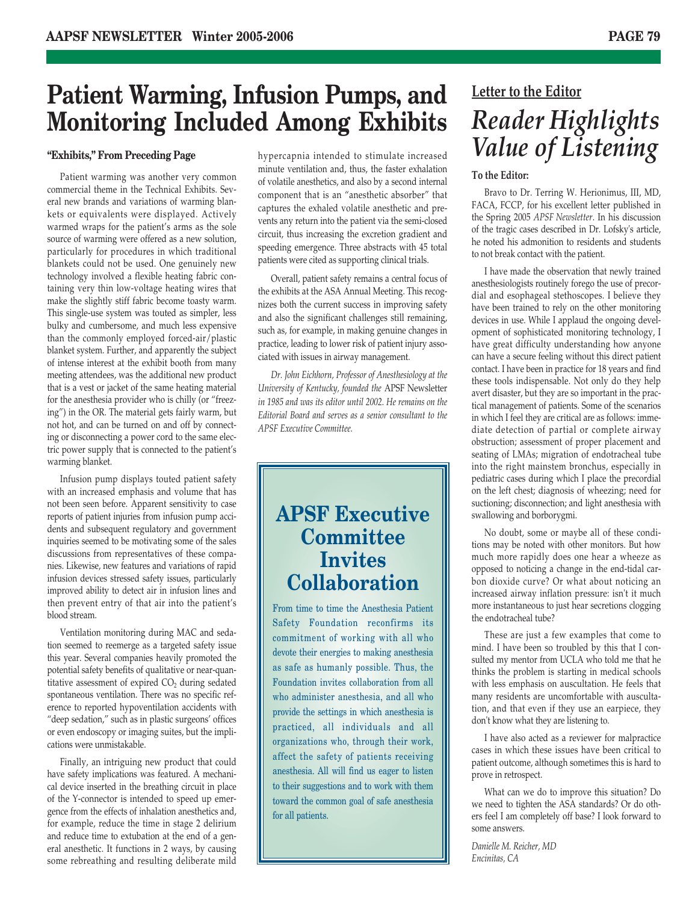# Patient Warming, Infusion Pumps, and Monitoring Included Among Exhibits

**"Exhibits," From Preceding Page**

Patient warming was another very common commercial theme in the Technical Exhibits. Several new brands and variations of warming blankets or equivalents were displayed. Actively warmed wraps for the patient's arms as the sole source of warming were offered as a new solution, particularly for procedures in which traditional blankets could not be used. One genuinely new technology involved a flexible heating fabric containing very thin low-voltage heating wires that make the slightly stiff fabric become toasty warm. This single-use system was touted as simpler, less bulky and cumbersome, and much less expensive than the commonly employed forced-air/plastic blanket system. Further, and apparently the subject of intense interest at the exhibit booth from many meeting attendees, was the additional new product that is a vest or jacket of the same heating material for the anesthesia provider who is chilly (or "freezing") in the OR. The material gets fairly warm, but not hot, and can be turned on and off by connecting or disconnecting a power cord to the same electric power supply that is connected to the patient's warming blanket.

Infusion pump displays touted patient safety with an increased emphasis and volume that has not been seen before. Apparent sensitivity to case reports of patient injuries from infusion pump accidents and subsequent regulatory and government inquiries seemed to be motivating some of the sales discussions from representatives of these companies. Likewise, new features and variations of rapid infusion devices stressed safety issues, particularly improved ability to detect air in infusion lines and then prevent entry of that air into the patient's blood stream.

Ventilation monitoring during MAC and sedation seemed to reemerge as a targeted safety issue this year. Several companies heavily promoted the potential safety benefits of qualitative or near-quantitative assessment of expired $CO_2$ during sedated spontaneous ventilation. There was no specific reference to reported hypoventilation accidents with "deep sedation," such as in plastic surgeons' offices or even endoscopy or imaging suites, but the implications were unmistakable.

Finally, an intriguing new product that could have safety implications was featured. A mechanical device inserted in the breathing circuit in place of the Y-connector is intended to speed up emergence from the effects of inhalation anesthetics and, for example, reduce the time in stage 2 delirium and reduce time to extubation at the end of a general anesthetic. It functions in 2 ways, by causing some rebreathing and resulting deliberate mild hypercapnia intended to stimulate increased minute ventilation and, thus, the faster exhalation of volatile anesthetics, and also by a second internal component that is an "anesthetic absorber" that captures the exhaled volatile anesthetic and prevents any return into the patient via the semi-closed circuit, thus increasing the excretion gradient and speeding emergence. Three abstracts with 45 total patients were cited as supporting clinical trials.

Overall, patient safety remains a central focus of the exhibits at the ASA Annual Meeting. This recognizes both the current success in improving safety and also the significant challenges still remaining, such as, for example, in making genuine changes in practice, leading to lower risk of patient injury associated with issues in airway management.

*Dr. John Eichhorn, Professor of Anesthesiology at the University of Kentucky, founded the* APSF Newsletter *in 1985 and was its editor until 2002. He remains on the Editorial Board and serves as a senior consultant to the APSF Executive Committee.*

## APSF Executive Committee Invites Collaboration

From time to time the Anesthesia Patient Safety Foundation reconfirms its commitment of working with all who devote their energies to making anesthesia as safe as humanly possible. Thus, the Foundation invites collaboration from all who administer anesthesia, and all who provide the settings in which anesthesia is practiced, all individuals and all organizations who, through their work, affect the safety of patients receiving anesthesia. All will find us eager to listen to their suggestions and to work with them toward the common goal of safe anesthesia for all patients.

**Letter to the Editor**

# *Reader Highlights Value of Listening*

**To the Editor:**

Bravo to Dr. Terring W. Herionimus, III, MD, FACA, FCCP, for his excellent letter published in the Spring 2005 *APSF Newsletter*. In his discussion of the tragic cases described in Dr. Lofsky's article, he noted his admonition to residents and students to not break contact with the patient.

I have made the observation that newly trained anesthesiologists routinely forego the use of precordial and esophageal stethoscopes. I believe they have been trained to rely on the other monitoring devices in use. While I applaud the ongoing development of sophisticated monitoring technology, I have great difficulty understanding how anyone can have a secure feeling without this direct patient contact. I have been in practice for 18 years and find these tools indispensable. Not only do they help avert disaster, but they are so important in the practical management of patients. Some of the scenarios in which I feel they are critical are as follows: immediate detection of partial or complete airway obstruction; assessment of proper placement and seating of LMAs; migration of endotracheal tube into the right mainstem bronchus, especially in pediatric cases during which I place the precordial on the left chest; diagnosis of wheezing; need for suctioning; disconnection; and light anesthesia with swallowing and borborygmi.

No doubt, some or maybe all of these conditions may be noted with other monitors. But how much more rapidly does one hear a wheeze as opposed to noticing a change in the end-tidal carbon dioxide curve? Or what about noticing an increased airway inflation pressure: isn't it much more instantaneous to just hear secretions clogging the endotracheal tube?

These are just a few examples that come to mind. I have been so troubled by this that I consulted my mentor from UCLA who told me that he thinks the problem is starting in medical schools with less emphasis on auscultation. He feels that many residents are uncomfortable with auscultation, and that even if they use an earpiece, they don't know what they are listening to.

I have also acted as a reviewer for malpractice cases in which these issues have been critical to patient outcome, although sometimes this is hard to prove in retrospect.

What can we do to improve this situation? Do we need to tighten the ASA standards? Or do others feel I am completely off base? I look forward to some answers.

*Danielle M. Reicher, MD*
*Encinitas, CA*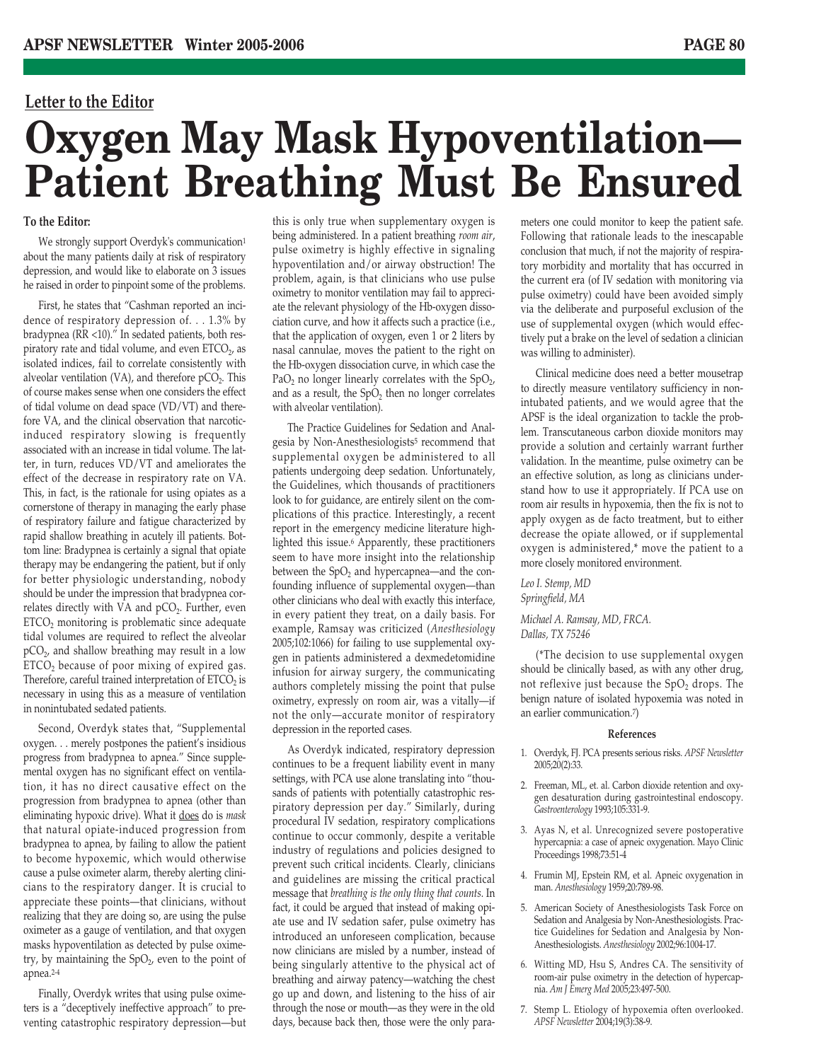## Letter to the Editor

# Oxygen May Mask Hypoventilation—Patient Breathing Must Be Ensured

**To the Editor:**

We strongly support Overdyk's communication[1] about the many patients daily at risk of respiratory depression, and would like to elaborate on 3 issues he raised in order to pinpoint some of the problems.

First, he states that "Cashman reported an incidence of respiratory depression of. . . 1.3% by bradypnea (RR <10)." In sedated patients, both respiratory rate and tidal volume, and even $ETCO_2$, as isolated indices, fail to correlate consistently with alveolar ventilation (VA), and therefore $pCO_2$. This of course makes sense when one considers the effect of tidal volume on dead space (VD/VT) and therefore VA, and the clinical observation that narcotic-induced respiratory slowing is frequently associated with an increase in tidal volume. The latter, in turn, reduces VD/VT and ameliorates the effect of the decrease in respiratory rate on VA. This, in fact, is the rationale for using opiates as a cornerstone of therapy in managing the early phase of respiratory failure and fatigue characterized by rapid shallow breathing in acutely ill patients. Bottom line: Bradypnea is certainly a signal that opiate therapy may be endangering the patient, but if only for better physiologic understanding, nobody should be under the impression that bradypnea correlates directly with VA and $pCO_2$. Further, even $ETCO_2$ monitoring is problematic since adequate tidal volumes are required to reflect the alveolar $pCO_2$, and shallow breathing may result in a low $ETCO_2$ because of poor mixing of expired gas. Therefore, careful trained interpretation of $ETCO_2$ is necessary in using this as a measure of ventilation in nonintubated sedated patients.

Second, Overdyk states that, "Supplemental oxygen. . . merely postpones the patient's insidious progress from bradypnea to apnea." Since supplemental oxygen has no significant effect on ventilation, it has no direct causative effect on the progression from bradypnea to apnea (other than eliminating hypoxic drive). What it <u>does</u> do is *mask* that natural opiate-induced progression from bradypnea to apnea, by failing to allow the patient to become hypoxemic, which would otherwise cause a pulse oximeter alarm, thereby alerting clinicians to the respiratory danger. It is crucial to appreciate these points—that clinicians, without realizing that they are doing so, are using the pulse oximeter as a gauge of ventilation, and that oxygen masks hypoventilation as detected by pulse oximetry, by maintaining the $SpO_2$, even to the point of apnea.[2-4]

Finally, Overdyk writes that using pulse oximeters is a "deceptively ineffective approach" to preventing catastrophic respiratory depression—but this is only true when supplementary oxygen is being administered. In a patient breathing *room air*, pulse oximetry is highly effective in signaling hypoventilation and/or airway obstruction! The problem, again, is that clinicians who use pulse oximetry to monitor ventilation may fail to appreciate the relevant physiology of the Hb-oxygen dissociation curve, and how it affects such a practice (i.e., that the application of oxygen, even 1 or 2 liters by nasal cannulae, moves the patient to the right on the Hb-oxygen dissociation curve, in which case the $PaO_2$ no longer linearly correlates with the $SpO_2$, and as a result, the $SpO_2$ then no longer correlates with alveolar ventilation).

The Practice Guidelines for Sedation and Analgesia by Non-Anesthesiologists[5] recommend that supplemental oxygen be administered to all patients undergoing deep sedation. Unfortunately, the Guidelines, which thousands of practitioners look to for guidance, are entirely silent on the complications of this practice. Interestingly, a recent report in the emergency medicine literature highlighted this issue.[6] Apparently, these practitioners seem to have more insight into the relationship between the $SpO_2$ and hypercapnea—and the confounding influence of supplemental oxygen—than other clinicians who deal with exactly this interface, in every patient they treat, on a daily basis. For example, Ramsay was criticized (*Anesthesiology* 2005;102:1066) for failing to use supplemental oxygen in patients administered a dexmedetomidine infusion for airway surgery, the communicating authors completely missing the point that pulse oximetry, expressly on room air, was a vitally—if not the only—accurate monitor of respiratory depression in the reported cases.

As Overdyk indicated, respiratory depression continues to be a frequent liability event in many settings, with PCA use alone translating into "thousands of patients with potentially catastrophic respiratory depression per day." Similarly, during procedural IV sedation, respiratory complications continue to occur commonly, despite a veritable industry of regulations and policies designed to prevent such critical incidents. Clearly, clinicians and guidelines are missing the critical practical message that *breathing is the only thing that counts.* In fact, it could be argued that instead of making opiate use and IV sedation safer, pulse oximetry has introduced an unforeseen complication, because now clinicians are misled by a number, instead of being singularly attentive to the physical act of breathing and airway patency—watching the chest go up and down, and listening to the hiss of air through the nose or mouth—as they were in the old days, because back then, those were the only parameters one could monitor to keep the patient safe. Following that rationale leads to the inescapable conclusion that much, if not the majority of respiratory morbidity and mortality that has occurred in the current era (of IV sedation with monitoring via pulse oximetry) could have been avoided simply via the deliberate and purposeful exclusion of the use of supplemental oxygen (which would effectively put a brake on the level of sedation a clinician was willing to administer).

Clinical medicine does need a better mousetrap to directly measure ventilatory sufficiency in non-intubated patients, and we would agree that the APSF is the ideal organization to tackle the problem. Transcutaneous carbon dioxide monitors may provide a solution and certainly warrant further validation. In the meantime, pulse oximetry can be an effective solution, as long as clinicians understand how to use it appropriately. If PCA use on room air results in hypoxemia, then the fix is not to apply oxygen as de facto treatment, but to either decrease the opiate allowed, or if supplemental oxygen is administered,* move the patient to a more closely monitored environment.

*Leo I. Stemp, MD*
*Springfield, MA*

*Michael A. Ramsay, MD, FRCA.*
*Dallas, TX 75246*

(*The decision to use supplemental oxygen should be clinically based, as with any other drug, not reflexive just because the $SpO_2$ drops. The benign nature of isolated hypoxemia was noted in an earlier communication.[7])

#### References

1. Overdyk, FJ. PCA presents serious risks. *APSF Newsletter* 2005;20(2):33.
2. Freeman, ML, et. al. Carbon dioxide retention and oxygen desaturation during gastrointestinal endoscopy. *Gastroenterology* 1993;105:331-9.
3. Ayas N, et al. Unrecognized severe postoperative hypercapnia: a case of apneic oxygenation. Mayo Clinic Proceedings 1998;73:51-4
4. Frumin MJ, Epstein RM, et al. Apneic oxygenation in man. *Anesthesiology* 1959;20:789-98.
5. American Society of Anesthesiologists Task Force on Sedation and Analgesia by Non-Anesthesiologists. Practice Guidelines for Sedation and Analgesia by Non-Anesthesiologists. *Anesthesiology* 2002;96:1004-17.
6. Witting MD, Hsu S, Andres CA. The sensitivity of room-air pulse oximetry in the detection of hypercapnia. *Am J Emerg Med* 2005;23:497-500.
7. Stemp L. Etiology of hypoxemia often overlooked. *APSF Newsletter* 2004;19(3):38-9.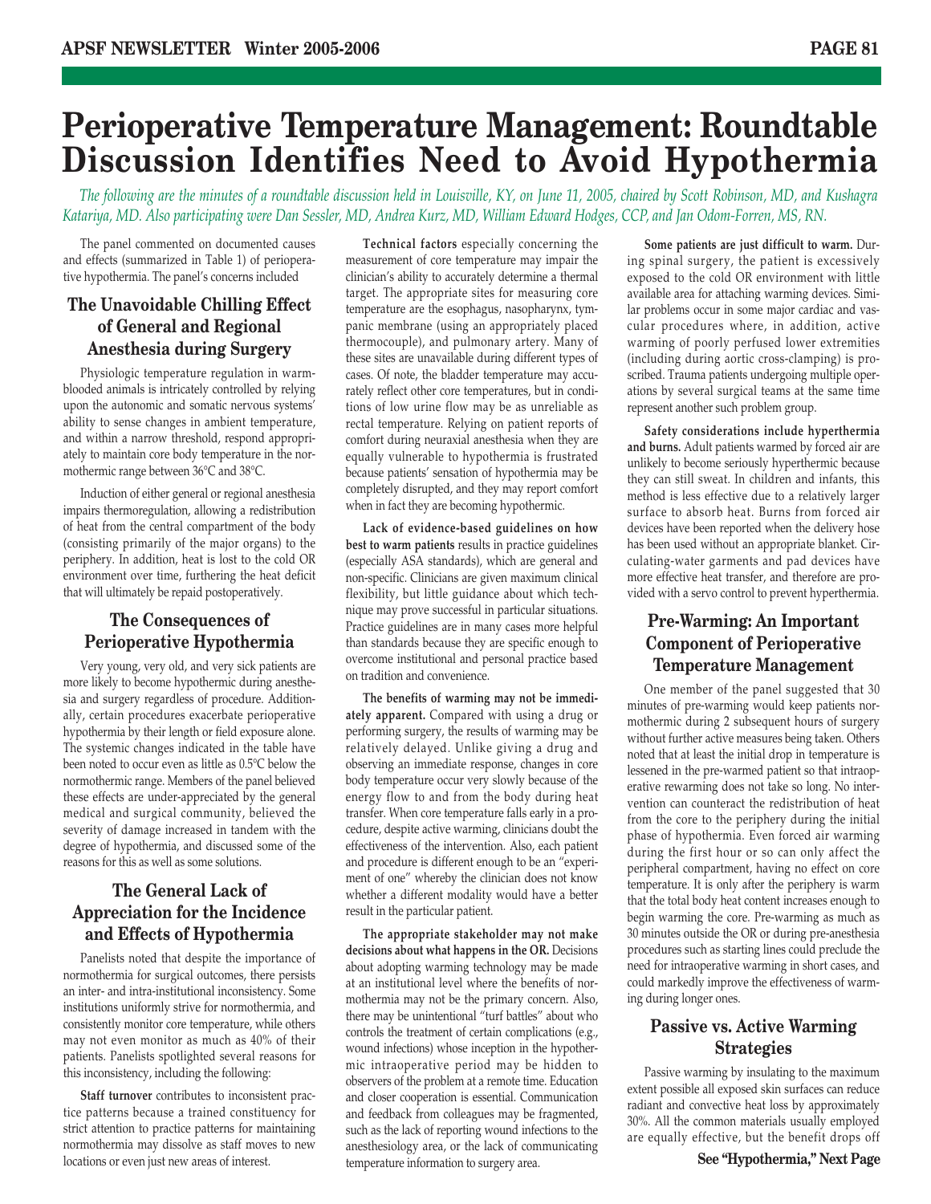# Perioperative Temperature Management: Roundtable Discussion Identifies Need to Avoid Hypothermia

*The following are the minutes of a roundtable discussion held in Louisville, KY, on June 11, 2005, chaired by Scott Robinson, MD, and Kushagra Katariya, MD. Also participating were Dan Sessler, MD, Andrea Kurz, MD, William Edward Hodges, CCP, and Jan Odom-Forren, MS, RN.*

The panel commented on documented causes and effects (summarized in Table 1) of perioperative hypothermia. The panel's concerns included

## The Unavoidable Chilling Effect of General and Regional Anesthesia during Surgery

Physiologic temperature regulation in warm-blooded animals is intricately controlled by relying upon the autonomic and somatic nervous systems' ability to sense changes in ambient temperature, and within a narrow threshold, respond appropriately to maintain core body temperature in the normothermic range between 36°C and 38°C.

Induction of either general or regional anesthesia impairs thermoregulation, allowing a redistribution of heat from the central compartment of the body (consisting primarily of the major organs) to the periphery. In addition, heat is lost to the cold OR environment over time, furthering the heat deficit that will ultimately be repaid postoperatively.

## The Consequences of Perioperative Hypothermia

Very young, very old, and very sick patients are more likely to become hypothermic during anesthesia and surgery regardless of procedure. Additionally, certain procedures exacerbate perioperative hypothermia by their length or field exposure alone. The systemic changes indicated in the table have been noted to occur even as little as 0.5°C below the normothermic range. Members of the panel believed these effects are under-appreciated by the general medical and surgical community, believed the severity of damage increased in tandem with the degree of hypothermia, and discussed some of the reasons for this as well as some solutions.

## The General Lack of Appreciation for the Incidence and Effects of Hypothermia

Panelists noted that despite the importance of normothermia for surgical outcomes, there persists an inter- and intra-institutional inconsistency. Some institutions uniformly strive for normothermia, and consistently monitor core temperature, while others may not even monitor as much as 40% of their patients. Panelists spotlighted several reasons for this inconsistency, including the following:

**Staff turnover** contributes to inconsistent practice patterns because a trained constituency for strict attention to practice patterns for maintaining normothermia may dissolve as staff moves to new locations or even just new areas of interest.

**Technical factors** especially concerning the measurement of core temperature may impair the clinician's ability to accurately determine a thermal target. The appropriate sites for measuring core temperature are the esophagus, nasopharynx, tympanic membrane (using an appropriately placed thermocouple), and pulmonary artery. Many of these sites are unavailable during different types of cases. Of note, the bladder temperature may accurately reflect other core temperatures, but in conditions of low urine flow may be as unreliable as rectal temperature. Relying on patient reports of comfort during neuraxial anesthesia when they are equally vulnerable to hypothermia is frustrated because patients' sensation of hypothermia may be completely disrupted, and they may report comfort when in fact they are becoming hypothermic.

**Lack of evidence-based guidelines on how best to warm patients** results in practice guidelines (especially ASA standards), which are general and non-specific. Clinicians are given maximum clinical flexibility, but little guidance about which technique may prove successful in particular situations. Practice guidelines are in many cases more helpful than standards because they are specific enough to overcome institutional and personal practice based on tradition and convenience.

**The benefits of warming may not be immediately apparent.** Compared with using a drug or performing surgery, the results of warming may be relatively delayed. Unlike giving a drug and observing an immediate response, changes in core body temperature occur very slowly because of the energy flow to and from the body during heat transfer. When core temperature falls early in a procedure, despite active warming, clinicians doubt the effectiveness of the intervention. Also, each patient and procedure is different enough to be an "experiment of one" whereby the clinician does not know whether a different modality would have a better result in the particular patient.

**The appropriate stakeholder may not make decisions about what happens in the OR.** Decisions about adopting warming technology may be made at an institutional level where the benefits of normothermia may not be the primary concern. Also, there may be unintentional "turf battles" about who controls the treatment of certain complications (e.g., wound infections) whose inception in the hypothermic intraoperative period may be hidden to observers of the problem at a remote time. Education and closer cooperation is essential. Communication and feedback from colleagues may be fragmented, such as the lack of reporting wound infections to the anesthesiology area, or the lack of communicating temperature information to surgery area.

**Some patients are just difficult to warm.** During spinal surgery, the patient is excessively exposed to the cold OR environment with little available area for attaching warming devices. Similar problems occur in some major cardiac and vascular procedures where, in addition, active warming of poorly perfused lower extremities (including during aortic cross-clamping) is proscribed. Trauma patients undergoing multiple operations by several surgical teams at the same time represent another such problem group.

**Safety considerations include hyperthermia and burns.** Adult patients warmed by forced air are unlikely to become seriously hyperthermic because they can still sweat. In children and infants, this method is less effective due to a relatively larger surface to absorb heat. Burns from forced air devices have been reported when the delivery hose has been used without an appropriate blanket. Circulating-water garments and pad devices have more effective heat transfer, and therefore are provided with a servo control to prevent hyperthermia.

## Pre-Warming: An Important Component of Perioperative Temperature Management

One member of the panel suggested that 30 minutes of pre-warming would keep patients normothermic during 2 subsequent hours of surgery without further active measures being taken. Others noted that at least the initial drop in temperature is lessened in the pre-warmed patient so that intraoperative rewarming does not take so long. No intervention can counteract the redistribution of heat from the core to the periphery during the initial phase of hypothermia. Even forced air warming during the first hour or so can only affect the peripheral compartment, having no effect on core temperature. It is only after the periphery is warm that the total body heat content increases enough to begin warming the core. Pre-warming as much as 30 minutes outside the OR or during pre-anesthesia procedures such as starting lines could preclude the need for intraoperative warming in short cases, and could markedly improve the effectiveness of warming during longer ones.

## Passive vs. Active Warming Strategies

Passive warming by insulating to the maximum extent possible all exposed skin surfaces can reduce radiant and convective heat loss by approximately 30%. All the common materials usually employed are equally effective, but the benefit drops off

**See "Hypothermia," Next Page**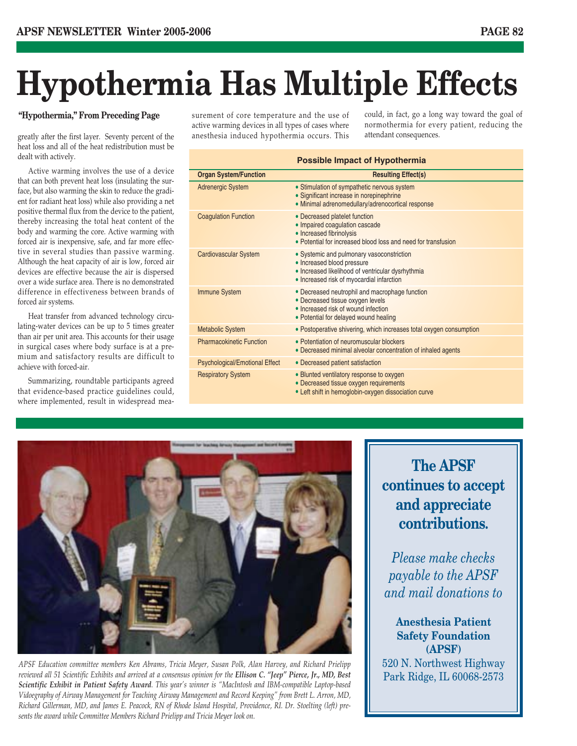# Hypothermia Has Multiple Effects

**"Hypothermia," From Preceding Page**

greatly after the first layer. Seventy percent of the heat loss and all of the heat redistribution must be dealt with actively.

Active warming involves the use of a device that can both prevent heat loss (insulating the surface, but also warming the skin to reduce the gradient for radiant heat loss) while also providing a net positive thermal flux from the device to the patient, thereby increasing the total heat content of the body and warming the core. Active warming with forced air is inexpensive, safe, and far more effective in several studies than passive warming. Although the heat capacity of air is low, forced air devices are effective because the air is dispersed over a wide surface area. There is no demonstrated difference in effectiveness between brands of forced air systems.

Heat transfer from advanced technology circulating-water devices can be up to 5 times greater than air per unit area. This accounts for their usage in surgical cases where body surface is at a premium and satisfactory results are difficult to achieve with forced-air.

Summarizing, roundtable participants agreed that evidence-based practice guidelines could, where implemented, result in widespread measurement of core temperature and the use of active warming devices in all types of cases where anesthesia induced hypothermia occurs. This could, in fact, go a long way toward the goal of normothermia for every patient, reducing the attendant consequences.

**Possible Impact of Hypothermia**

| Organ System/Function | Resulting Effect(s) |
|---|---|
| Adrenergic System | • Stimulation of sympathetic nervous system<br>• Significant increase in norepinephrine<br>• Minimal adrenomedullary/adrenocortical response |
| Coagulation Function | • Decreased platelet function<br>• Impaired coagulation cascade<br>• Increased fibrinolysis<br>• Potential for increased blood loss and need for transfusion |
| Cardiovascular System | • Systemic and pulmonary vasoconstriction<br>• Increased blood pressure<br>• Increased likelihood of ventricular dysrhythmia<br>• Increased risk of myocardial infarction |
| Immune System | • Decreased neutrophil and macrophage function<br>• Decreased tissue oxygen levels<br>• Increased risk of wound infection<br>• Potential for delayed wound healing |
| Metabolic System | • Postoperative shivering, which increases total oxygen consumption |
| Pharmacokinetic Function | • Potentiation of neuromuscular blockers<br>• Decreased minimal alveolar concentration of inhaled agents |
| Psychological/Emotional Effect | • Decreased patient satisfaction |
| Respiratory System | • Blunted ventilatory response to oxygen<br>• Decreased tissue oxygen requirements<br>• Left shift in hemoglobin-oxygen dissociation curve |

*APSF Education committee members Ken Abrams, Tricia Meyer, Susan Polk, Alan Harvey, and Richard Prielipp reviewed all 51 Scientific Exhibits and arrived at a consensus opinion for the* ***Ellison C. "Jeep" Pierce, Jr., MD, Best Scientific Exhibit in Patient Safety Award****. This year's winner is "MacIntosh and IBM-compatible Laptop-based Videography of Airway Management for Teaching Airway Management and Record Keeping" from Brett L. Arron, MD, Richard Gillerman, MD, and James E. Peacock, RN of Rhode Island Hospital, Providence, RI. Dr. Stoelting (left) presents the award while Committee Members Richard Prielipp and Tricia Meyer look on.*

**The APSF continues to accept and appreciate contributions.**

*Please make checks payable to the APSF and mail donations to*

**Anesthesia Patient Safety Foundation (APSF)**
520 N. Northwest Highway
Park Ridge, IL 60068-2573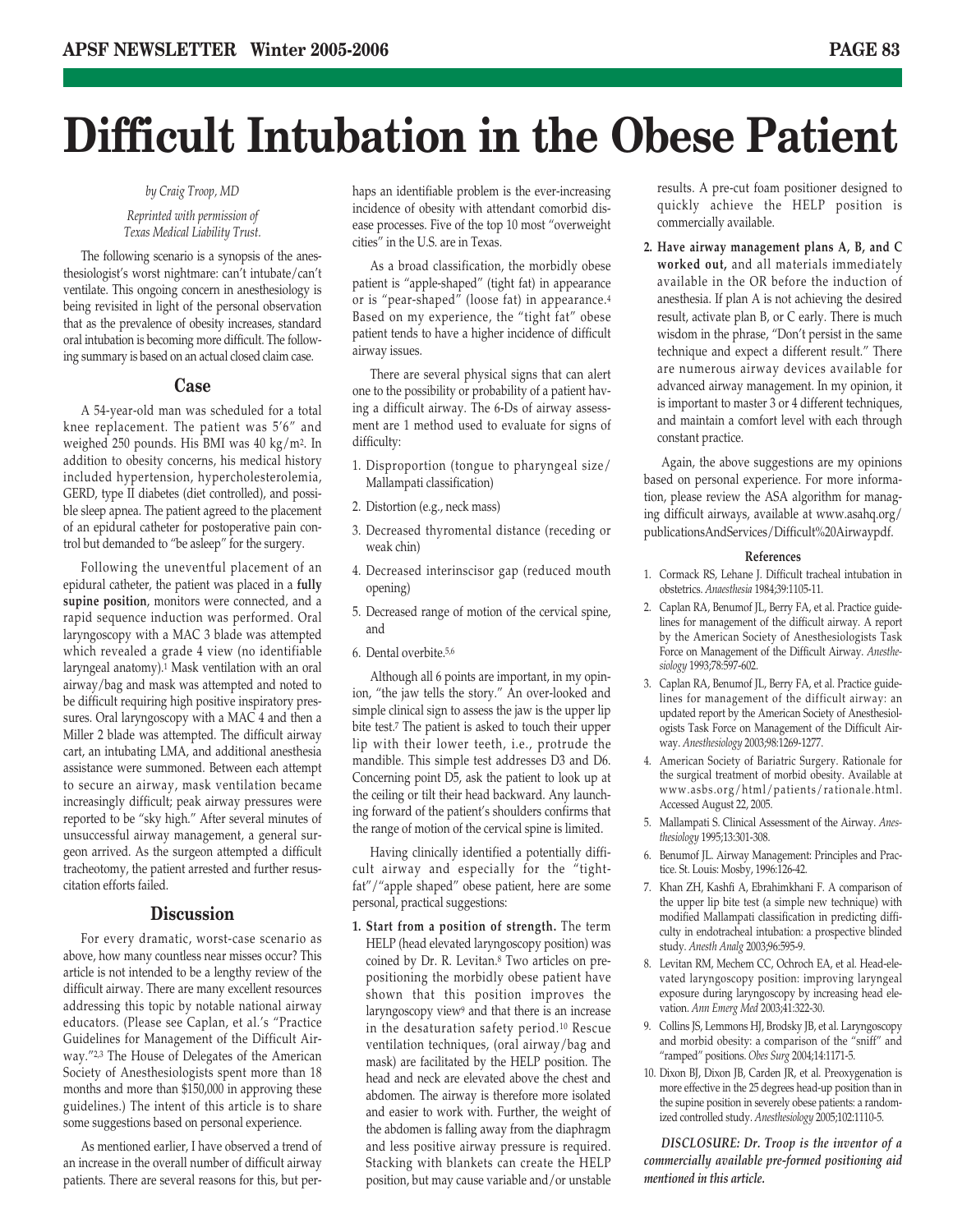# Difficult Intubation in the Obese Patient

*by Craig Troop, MD*

*Reprinted with permission of Texas Medical Liability Trust.*

The following scenario is a synopsis of the anesthesiologist's worst nightmare: can't intubate/can't ventilate. This ongoing concern in anesthesiology is being revisited in light of the personal observation that as the prevalence of obesity increases, standard oral intubation is becoming more difficult. The following summary is based on an actual closed claim case.

## Case

A 54-year-old man was scheduled for a total knee replacement. The patient was 5′6″ and weighed 250 pounds. His BMI was 40 kg/m². In addition to obesity concerns, his medical history included hypertension, hypercholesterolemia, GERD, type II diabetes (diet controlled), and possible sleep apnea. The patient agreed to the placement of an epidural catheter for postoperative pain control but demanded to "be asleep" for the surgery.

Following the uneventful placement of an epidural catheter, the patient was placed in a **fully supine position**, monitors were connected, and a rapid sequence induction was performed. Oral laryngoscopy with a MAC 3 blade was attempted which revealed a grade 4 view (no identifiable laryngeal anatomy).[1] Mask ventilation with an oral airway/bag and mask was attempted and noted to be difficult requiring high positive inspiratory pressures. Oral laryngoscopy with a MAC 4 and then a Miller 2 blade was attempted. The difficult airway cart, an intubating LMA, and additional anesthesia assistance were summoned. Between each attempt to secure an airway, mask ventilation became increasingly difficult; peak airway pressures were reported to be "sky high." After several minutes of unsuccessful airway management, a general surgeon arrived. As the surgeon attempted a difficult tracheotomy, the patient arrested and further resuscitation efforts failed.

## Discussion

For every dramatic, worst-case scenario as above, how many countless near misses occur? This article is not intended to be a lengthy review of the difficult airway. There are many excellent resources addressing this topic by notable national airway educators. (Please see Caplan, et al.'s "Practice Guidelines for Management of the Difficult Airway."[2,3] The House of Delegates of the American Society of Anesthesiologists spent more than 18 months and more than $150,000 in approving these guidelines.) The intent of this article is to share some suggestions based on personal experience.

As mentioned earlier, I have observed a trend of an increase in the overall number of difficult airway patients. There are several reasons for this, but perhaps an identifiable problem is the ever-increasing incidence of obesity with attendant comorbid disease processes. Five of the top 10 most "overweight cities" in the U.S. are in Texas.

As a broad classification, the morbidly obese patient is "apple-shaped" (tight fat) in appearance or is "pear-shaped" (loose fat) in appearance.[4] Based on my experience, the "tight fat" obese patient tends to have a higher incidence of difficult airway issues.

There are several physical signs that can alert one to the possibility or probability of a patient having a difficult airway. The 6-Ds of airway assessment are 1 method used to evaluate for signs of difficulty:

1. Disproportion (tongue to pharyngeal size/Mallampati classification)
2. Distortion (e.g., neck mass)
3. Decreased thyromental distance (receding or weak chin)
4. Decreased interinscisor gap (reduced mouth opening)
5. Decreased range of motion of the cervical spine, and
6. Dental overbite.[5,6]

Although all 6 points are important, in my opinion, "the jaw tells the story." An over-looked and simple clinical sign to assess the jaw is the upper lip bite test.[7] The patient is asked to touch their upper lip with their lower teeth, i.e., protrude the mandible. This simple test addresses D3 and D6. Concerning point D5, ask the patient to look up at the ceiling or tilt their head backward. Any launching forward of the patient's shoulders confirms that the range of motion of the cervical spine is limited.

Having clinically identified a potentially difficult airway and especially for the "tight-fat"/"apple shaped" obese patient, here are some personal, practical suggestions:

1. **Start from a position of strength.** The term HELP (head elevated laryngoscopy position) was coined by Dr. R. Levitan.[8] Two articles on prepositioning the morbidly obese patient have shown that this position improves the laryngoscopy view[9] and that there is an increase in the desaturation safety period.[10] Rescue ventilation techniques, (oral airway/bag and mask) are facilitated by the HELP position. The head and neck are elevated above the chest and abdomen. The airway is therefore more isolated and easier to work with. Further, the weight of the abdomen is falling away from the diaphragm and less positive airway pressure is required. Stacking with blankets can create the HELP position, but may cause variable and/or unstable results. A pre-cut foam positioner designed to quickly achieve the HELP position is commercially available.
2. **Have airway management plans A, B, and C worked out,** and all materials immediately available in the OR before the induction of anesthesia. If plan A is not achieving the desired result, activate plan B, or C early. There is much wisdom in the phrase, "Don't persist in the same technique and expect a different result." There are numerous airway devices available for advanced airway management. In my opinion, it is important to master 3 or 4 different techniques, and maintain a comfort level with each through constant practice.

Again, the above suggestions are my opinions based on personal experience. For more information, please review the ASA algorithm for managing difficult airways, available at www.asahq.org/publicationsAndServices/Difficult%20Airwaypdf.

#### References

1. Cormack RS, Lehane J. Difficult tracheal intubation in obstetrics. *Anaesthesia* 1984;39:1105-11.
2. Caplan RA, Benumof JL, Berry FA, et al. Practice guidelines for management of the difficult airway. A report by the American Society of Anesthesiologists Task Force on Management of the Difficult Airway. *Anesthesiology* 1993;78:597-602.
3. Caplan RA, Benumof JL, Berry FA, et al. Practice guidelines for management of the difficult airway: an updated report by the American Society of Anesthesiologists Task Force on Management of the Difficult Airway. *Anesthesiology* 2003;98:1269-1277.
4. American Society of Bariatric Surgery. Rationale for the surgical treatment of morbid obesity. Available at www.asbs.org/html/patients/rationale.html. Accessed August 22, 2005.
5. Mallampati S. Clinical Assessment of the Airway. *Anesthesiology* 1995;13:301-308.
6. Benumof JL. Airway Management: Principles and Practice. St. Louis: Mosby, 1996:126-42.
7. Khan ZH, Kashfi A, Ebrahimkhani F. A comparison of the upper lip bite test (a simple new technique) with modified Mallampati classification in predicting difficulty in endotracheal intubation: a prospective blinded study. *Anesth Analg* 2003;96:595-9.
8. Levitan RM, Mechem CC, Ochroch EA, et al. Head-elevated laryngoscopy position: improving laryngeal exposure during laryngoscopy by increasing head elevation. *Ann Emerg Med* 2003;41:322-30.
9. Collins JS, Lemmons HJ, Brodsky JB, et al. Laryngoscopy and morbid obesity: a comparison of the "sniff" and "ramped" positions. *Obes Surg* 2004;14:1171-5.
10. Dixon BJ, Dixon JB, Carden JR, et al. Preoxygenation is more effective in the 25 degrees head-up position than in the supine position in severely obese patients: a randomized controlled study. *Anesthesiology* 2005;102:1110-5.

***DISCLOSURE: Dr. Troop is the inventor of a commercially available pre-formed positioning aid mentioned in this article.***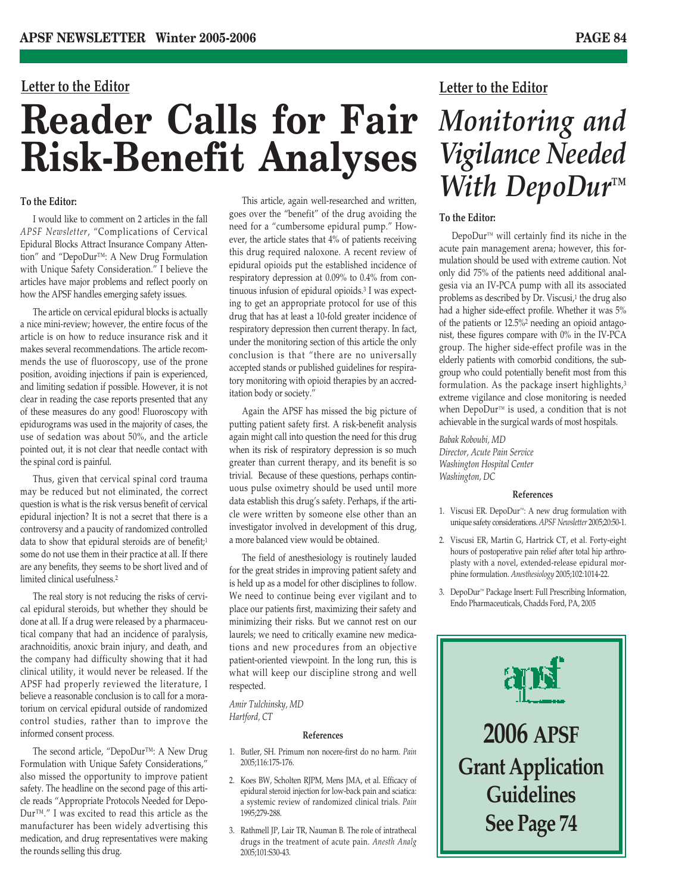## Letter to the Editor

# Reader Calls for Fair Risk-Benefit Analyses

**To the Editor:**

I would like to comment on 2 articles in the fall *APSF Newsletter*, "Complications of Cervical Epidural Blocks Attract Insurance Company Attention" and "DepoDur™: A New Drug Formulation with Unique Safety Consideration." I believe the articles have major problems and reflect poorly on how the APSF handles emerging safety issues.

The article on cervical epidural blocks is actually a nice mini-review; however, the entire focus of the article is on how to reduce insurance risk and it makes several recommendations. The article recommends the use of fluoroscopy, use of the prone position, avoiding injections if pain is experienced, and limiting sedation if possible. However, it is not clear in reading the case reports presented that any of these measures do any good! Fluoroscopy with epidurograms was used in the majority of cases, the use of sedation was about 50%, and the article pointed out, it is not clear that needle contact with the spinal cord is painful.

Thus, given that cervical spinal cord trauma may be reduced but not eliminated, the correct question is what is the risk versus benefit of cervical epidural injection? It is not a secret that there is a controversy and a paucity of randomized controlled data to show that epidural steroids are of benefit;[1] some do not use them in their practice at all. If there are any benefits, they seems to be short lived and of limited clinical usefulness.[2]

The real story is not reducing the risks of cervical epidural steroids, but whether they should be done at all. If a drug were released by a pharmaceutical company that had an incidence of paralysis, arachnoiditis, anoxic brain injury, and death, and the company had difficulty showing that it had clinical utility, it would never be released. If the APSF had properly reviewed the literature, I believe a reasonable conclusion is to call for a moratorium on cervical epidural outside of randomized control studies, rather than to improve the informed consent process.

The second article, "DepoDur™: A New Drug Formulation with Unique Safety Considerations," also missed the opportunity to improve patient safety. The headline on the second page of this article reads "Appropriate Protocols Needed for DepoDur™." I was excited to read this article as the manufacturer has been widely advertising this medication, and drug representatives were making the rounds selling this drug.

This article, again well-researched and written, goes over the "benefit" of the drug avoiding the need for a "cumbersome epidural pump." However, the article states that 4% of patients receiving this drug required naloxone. A recent review of epidural opioids put the established incidence of respiratory depression at 0.09% to 0.4% from continuous infusion of epidural opioids.[3] I was expecting to get an appropriate protocol for use of this drug that has at least a 10-fold greater incidence of respiratory depression then current therapy. In fact, under the monitoring section of this article the only conclusion is that "there are no universally accepted stands or published guidelines for respiratory monitoring with opioid therapies by an accreditation body or society."

Again the APSF has missed the big picture of putting patient safety first. A risk-benefit analysis again might call into question the need for this drug when its risk of respiratory depression is so much greater than current therapy, and its benefit is so trivial. Because of these questions, perhaps continuous pulse oximetry should be used until more data establish this drug's safety. Perhaps, if the article were written by someone else other than an investigator involved in development of this drug, a more balanced view would be obtained.

The field of anesthesiology is routinely lauded for the great strides in improving patient safety and is held up as a model for other disciplines to follow. We need to continue being ever vigilant and to place our patients first, maximizing their safety and minimizing their risks. But we cannot rest on our laurels; we need to critically examine new medications and new procedures from an objective patient-oriented viewpoint. In the long run, this is what will keep our discipline strong and well respected.

*Amir Tulchinsky, MD*
*Hartford, CT*

#### References

1. Butler, SH. Primum non nocere-first do no harm. *Pain* 2005;116:175-176.
2. Koes BW, Scholten RJPM, Mens JMA, et al. Efficacy of epidural steroid injection for low-back pain and sciatica: a systemic review of randomized clinical trials. *Pain* 1995;279-288.
3. Rathmell JP, Lair TR, Nauman B. The role of intrathecal drugs in the treatment of acute pain. *Anesth Analg* 2005;101:S30-43.

## Letter to the Editor

# *Monitoring and Vigilance Needed With DepoDur™*

**To the Editor:**

DepoDur™ will certainly find its niche in the acute pain management arena; however, this formulation should be used with extreme caution. Not only did 75% of the patients need additional analgesia via an IV-PCA pump with all its associated problems as described by Dr. Viscusi,[1] the drug also had a higher side-effect profile. Whether it was 5% of the patients or 12.5%[2] needing an opioid antagonist, these figures compare with 0% in the IV-PCA group. The higher side-effect profile was in the elderly patients with comorbid conditions, the subgroup who could potentially benefit most from this formulation. As the package insert highlights,[3] extreme vigilance and close monitoring is needed when DepoDur™ is used, a condition that is not achievable in the surgical wards of most hospitals.

*Babak Roboubi, MD*
*Director, Acute Pain Service*
*Washington Hospital Center*
*Washington, DC*

#### References

1. Viscusi ER. DepoDur™: A new drug formulation with unique safety considerations. *APSF Newsletter* 2005;20:50-1.
2. Viscusi ER, Martin G, Hartrick CT, et al. Forty-eight hours of postoperative pain relief after total hip arthroplasty with a novel, extended-release epidural morphine formulation. *Anesthesiology* 2005;102:1014-22.
3. DepoDur™ Package Insert: Full Prescribing Information, Endo Pharmaceuticals, Chadds Ford, PA, 2005

**2006 APSF Grant Application Guidelines See Page 74**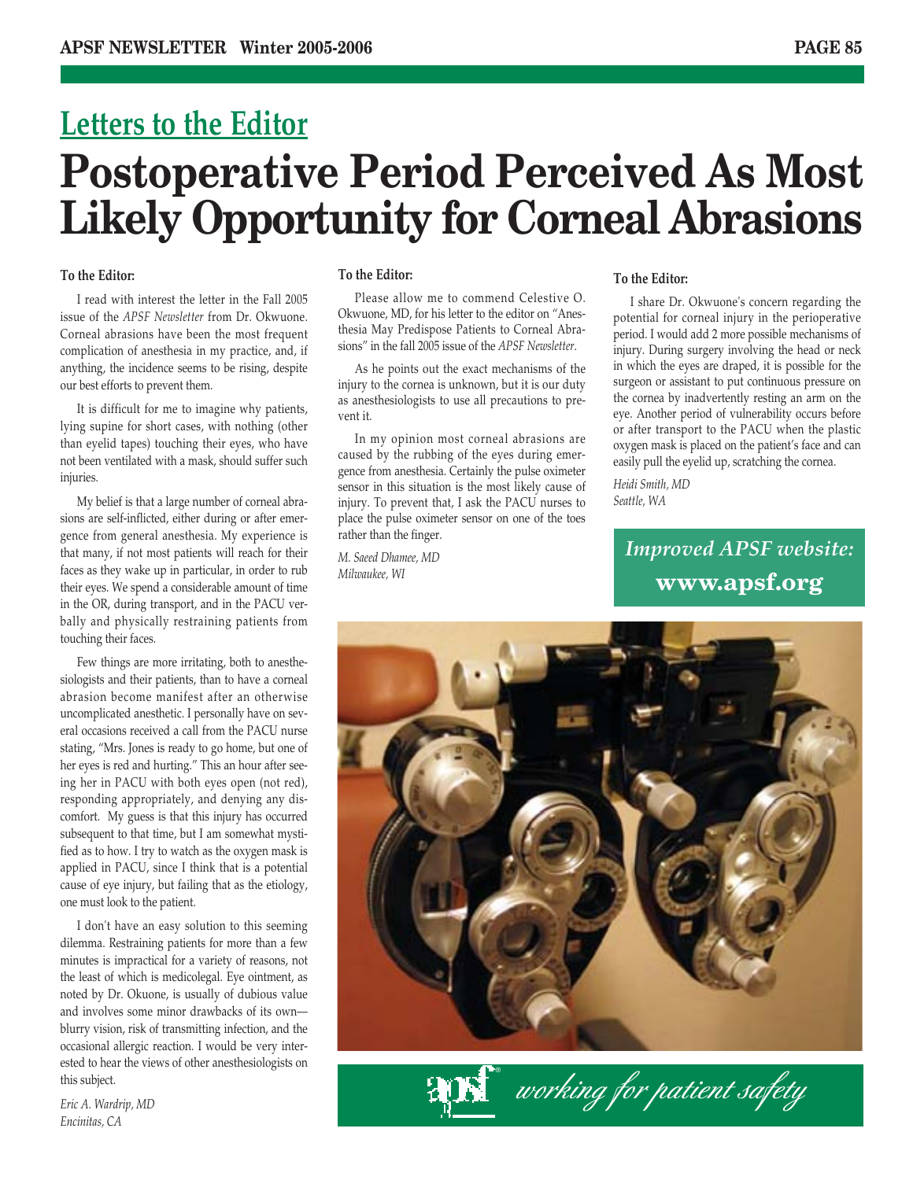## Letters to the Editor

# Postoperative Period Perceived As Most Likely Opportunity for Corneal Abrasions

**To the Editor:**

I read with interest the letter in the Fall 2005 issue of the *APSF Newsletter* from Dr. Okwuone. Corneal abrasions have been the most frequent complication of anesthesia in my practice, and, if anything, the incidence seems to be rising, despite our best efforts to prevent them.

It is difficult for me to imagine why patients, lying supine for short cases, with nothing (other than eyelid tapes) touching their eyes, who have not been ventilated with a mask, should suffer such injuries.

My belief is that a large number of corneal abrasions are self-inflicted, either during or after emergence from general anesthesia. My experience is that many, if not most patients will reach for their faces as they wake up in particular, in order to rub their eyes. We spend a considerable amount of time in the OR, during transport, and in the PACU verbally and physically restraining patients from touching their faces.

Few things are more irritating, both to anesthesiologists and their patients, than to have a corneal abrasion become manifest after an otherwise uncomplicated anesthetic. I personally have on several occasions received a call from the PACU nurse stating, "Mrs. Jones is ready to go home, but one of her eyes is red and hurting." This an hour after seeing her in PACU with both eyes open (not red), responding appropriately, and denying any discomfort. My guess is that this injury has occurred subsequent to that time, but I am somewhat mystified as to how. I try to watch as the oxygen mask is applied in PACU, since I think that is a potential cause of eye injury, but failing that as the etiology, one must look to the patient.

I don't have an easy solution to this seeming dilemma. Restraining patients for more than a few minutes is impractical for a variety of reasons, not the least of which is medicolegal. Eye ointment, as noted by Dr. Okuone, is usually of dubious value and involves some minor drawbacks of its own—blurry vision, risk of transmitting infection, and the occasional allergic reaction. I would be very interested to hear the views of other anesthesiologists on this subject.

*Eric A. Wardrip, MD*
*Encinitas, CA*

**To the Editor:**

Please allow me to commend Celestive O. Okwuone, MD, for his letter to the editor on "Anesthesia May Predispose Patients to Corneal Abrasions" in the fall 2005 issue of the *APSF Newsletter*.

As he points out the exact mechanisms of the injury to the cornea is unknown, but it is our duty as anesthesiologists to use all precautions to prevent it.

In my opinion most corneal abrasions are caused by the rubbing of the eyes during emergence from anesthesia. Certainly the pulse oximeter sensor in this situation is the most likely cause of injury. To prevent that, I ask the PACU nurses to place the pulse oximeter sensor on one of the toes rather than the finger.

*M. Saeed Dhamee, MD*
*Milwaukee, WI*

**To the Editor:**

I share Dr. Okwuone's concern regarding the potential for corneal injury in the perioperative period. I would add 2 more possible mechanisms of injury. During surgery involving the head or neck in which the eyes are draped, it is possible for the surgeon or assistant to put continuous pressure on the cornea by inadvertently resting an arm on the eye. Another period of vulnerability occurs before or after transport to the PACU when the plastic oxygen mask is placed on the patient's face and can easily pull the eyelid up, scratching the cornea.

*Heidi Smith, MD*
*Seattle, WA*

***Improved APSF website:***
**www.apsf.org**

*working for patient safety*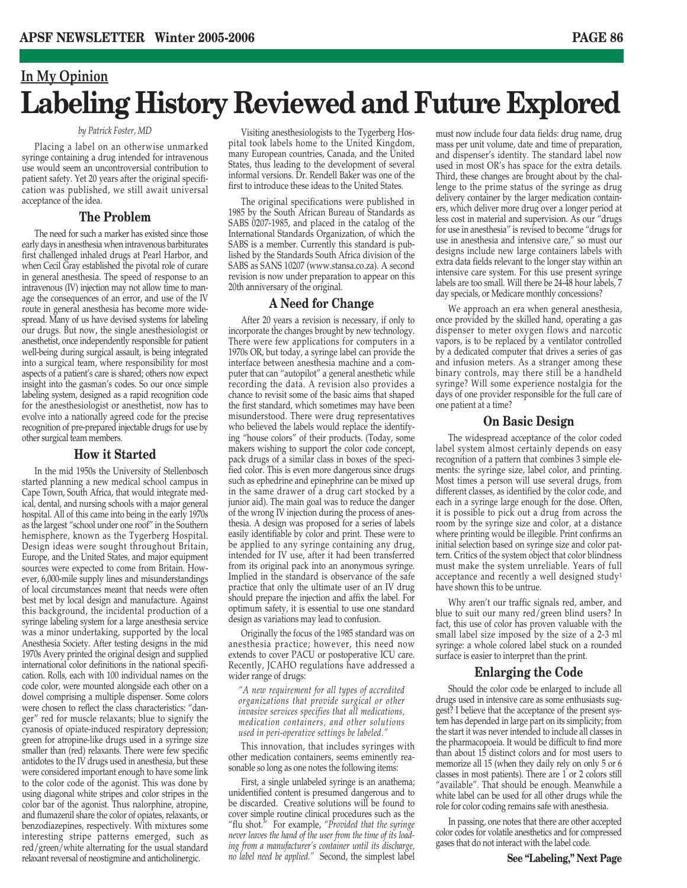In My Opinion

# Labeling History Reviewed and Future Explored

*by Patrick Foster, MD*

Placing a label on an otherwise unmarked syringe containing a drug intended for intravenous use would seem an uncontroversial contribution to patient safety. Yet 20 years after the original specification was published, we still await universal acceptance of the idea.

## The Problem

The need for such a marker has existed since those early days in anesthesia when intravenous barbiturates first challenged inhaled drugs at Pearl Harbor, and when Cecil Gray established the pivotal role of curare in general anesthesia. The speed of response to an intravenous (IV) injection may not allow time to manage the consequences of an error, and use of the IV route in general anesthesia has become more widespread. Many of us have devised systems for labeling our drugs. But now, the single anesthesiologist or anesthetist, once independently responsible for patient well-being during surgical assault, is being integrated into a surgical team, where responsibility for most aspects of a patient's care is shared; others now expect insight into the gasman's codes. So our once simple labeling system, designed as a rapid recognition code for the anesthesiologist or anesthetist, now has to evolve into a nationally agreed code for the precise recognition of pre-prepared injectable drugs for use by other surgical team members.

## How it Started

In the mid 1950s the University of Stellenbosch started planning a new medical school campus in Cape Town, South Africa, that would integrate medical, dental, and nursing schools with a major general hospital. All of this came into being in the early 1970s as the largest "school under one roof" in the Southern hemisphere, known as the Tygerberg Hospital. Design ideas were sought throughout Britain, Europe, and the United States, and major equipment sources were expected to come from Britain. However, 6,000-mile supply lines and misunderstandings of local circumstances meant that needs were often best met by local design and manufacture. Against this background, the incidental production of a syringe labeling system for a large anesthesia service was a minor undertaking, supported by the local Anesthesia Society. After testing designs in the mid 1970s Avery printed the original design and supplied international color definitions in the national specification. Rolls, each with 100 individual names on the code color, were mounted alongside each other on a dowel comprising a multiple dispenser. Some colors were chosen to reflect the class characteristics: "danger" red for muscle relaxants; blue to signify the cyanosis of opiate-induced respiratory depression; green for atropine-like drugs used in a syringe size smaller than (red) relaxants. There were few specific antidotes to the IV drugs used in anesthesia, but these were considered important enough to have some link to the color code of the agonist. This was done by using diagonal white stripes and color stripes in the color bar of the agonist. Thus nalorphine, atropine, and flumazenil share the color of opiates, relaxants, or benzodiazepines, respectively. With mixtures some interesting stripe patterns emerged, such as red/green/white alternating for the usual standard relaxant reversal of neostigmine and anticholinergic.

Visiting anesthesiologists to the Tygerberg Hospital took labels home to the United Kingdom, many European countries, Canada, and the United States, thus leading to the development of several informal versions. Dr. Rendell Baker was one of the first to introduce these ideas to the United States.

The original specifications were published in 1985 by the South African Bureau of Standards as SABS 0207-1985, and placed in the catalog of the International Standards Organization, of which the SABS is a member. Currently this standard is published by the Standards South Africa division of the SABS as SANS 10207 (www.stansa.co.za). A second revision is now under preparation to appear on this 20th anniversary of the original.

## A Need for Change

After 20 years a revision is necessary, if only to incorporate the changes brought by new technology. There were few applications for computers in a 1970s OR, but today, a syringe label can provide the interface between anesthesia machine and a computer that can "autopilot" a general anesthetic while recording the data. A revision also provides a chance to revisit some of the basic aims that shaped the first standard, which sometimes may have been misunderstood. There were drug representatives who believed the labels would replace the identifying "house colors" of their products. (Today, some makers wishing to support the color code concept, pack drugs of a similar class in boxes of the specified color. This is even more dangerous since drugs such as ephedrine and epinephrine can be mixed up in the same drawer of a drug cart stocked by a junior aid). The main goal was to reduce the danger of the wrong IV injection during the process of anesthesia. A design was proposed for a series of labels easily identifiable by color and print. These were to be applied to any syringe containing any drug, intended for IV use, after it had been transferred from its original pack into an anonymous syringe. Implied in the standard is observance of the safe practice that only the ultimate user of an IV drug should prepare the injection and affix the label. For optimum safety, it is essential to use one standard design as variations may lead to confusion.

Originally the focus of the 1985 standard was on anesthesia practice; however, this need now extends to cover PACU or postoperative ICU care. Recently, JCAHO regulations have addressed a wider range of drugs:

> *"A new requirement for all types of accredited organizations that provide surgical or other invasive services specifies that all medications, medication containers, and other solutions used in peri-operative settings be labeled."*

This innovation, that includes syringes with other medication containers, seems eminently reasonable so long as one notes the following items:

First, a single unlabeled syringe is an anathema; unidentified content is presumed dangerous and to be discarded. Creative solutions will be found to cover simple routine clinical procedures such as the "flu shot." For example, *"Provided that the syringe never leaves the hand of the user from the time of its loading from a manufacturer's container until its discharge, no label need be applied."* Second, the simplest label must now include four data fields: drug name, drug mass per unit volume, date and time of preparation, and dispenser's identity. The standard label now used in most OR's has space for the extra details. Third, these changes are brought about by the challenge to the prime status of the syringe as drug delivery container by the larger medication containers, which deliver more drug over a longer period at less cost in material and supervision. As our "drugs for use in anesthesia" is revised to become "drugs for use in anesthesia and intensive care," so must our designs include new large containers labels with extra data fields relevant to the longer stay within an intensive care system. For this use present syringe labels are too small. Will there be 24-48 hour labels, 7 day specials, or Medicare monthly concessions?

We approach an era when general anesthesia, once provided by the skilled hand, operating a gas dispenser to meter oxygen flows and narcotic vapors, is to be replaced by a ventilator controlled by a dedicated computer that drives a series of gas and infusion meters. As a stranger among these binary controls, may there still be a handheld syringe? Will some experience nostalgia for the days of one provider responsible for the full care of one patient at a time?

## On Basic Design

The widespread acceptance of the color coded label system almost certainly depends on easy recognition of a pattern that combines 3 simple elements: the syringe size, label color, and printing. Most times a person will use several drugs, from different classes, as identified by the color code, and each in a syringe large enough for the dose. Often, it is possible to pick out a drug from across the room by the syringe size and color, at a distance where printing would be illegible. Print confirms an initial selection based on syringe size and color pattern. Critics of the system object that color blindness must make the system unreliable. Years of full acceptance and recently a well designed study[1] have shown this to be untrue.

Why aren't our traffic signals red, amber, and blue to suit our many red/green blind users? In fact, this use of color has proven valuable with the small label size imposed by the size of a 2-3 ml syringe: a whole colored label stuck on a rounded surface is easier to interpret than the print.

## Enlarging the Code

Should the color code be enlarged to include all drugs used in intensive care as some enthusiasts suggest? I believe that the acceptance of the present system has depended in large part on its simplicity; from the start it was never intended to include all classes in the pharmacopoeia. It would be difficult to find more than about 15 distinct colors and for most users to memorize all 15 (when they daily rely on only 5 or 6 classes in most patients). There are 1 or 2 colors still "available". That should be enough. Meanwhile a white label can be used for all other drugs while the role for color coding remains safe with anesthesia.

In passing, one notes that there are other accepted color codes for volatile anesthetics and for compressed gases that do not interact with the label code.

**See "Labeling," Next Page**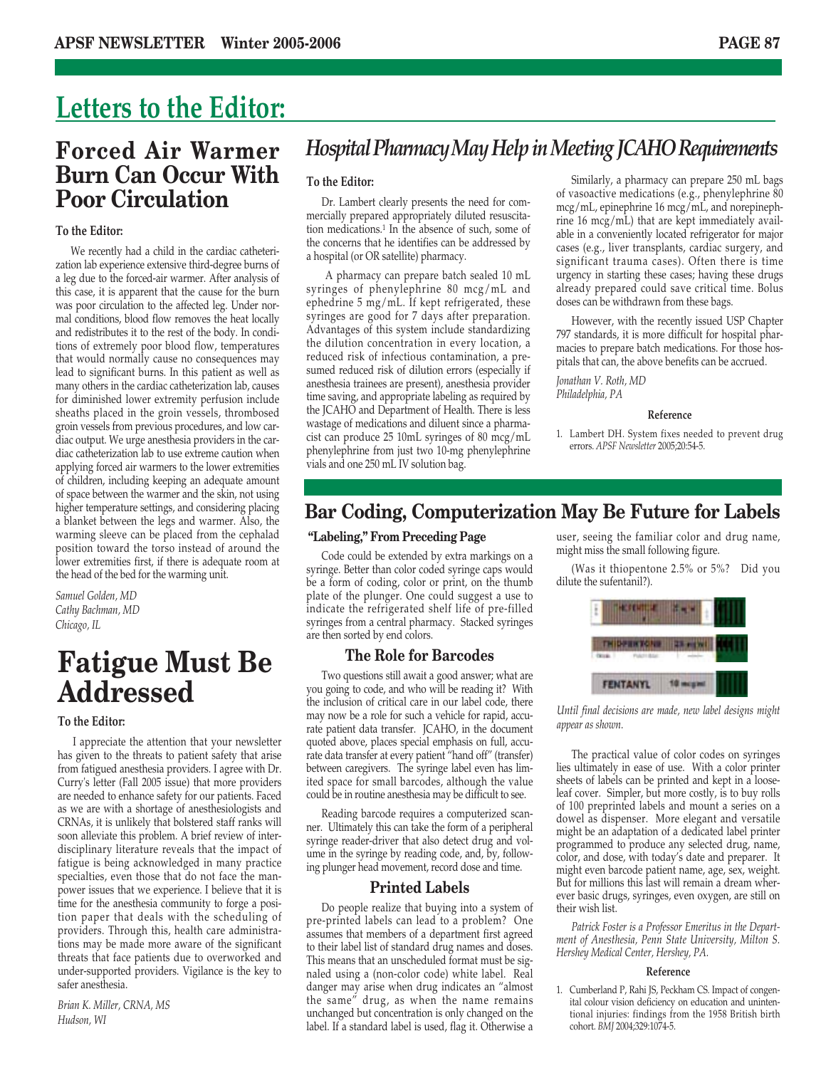# Letters to the Editor:

## Forced Air Warmer Burn Can Occur With Poor Circulation

**To the Editor:**

We recently had a child in the cardiac catheterization lab experience extensive third-degree burns of a leg due to the forced-air warmer. After analysis of this case, it is apparent that the cause for the burn was poor circulation to the affected leg. Under normal conditions, blood flow removes the heat locally and redistributes it to the rest of the body. In conditions of extremely poor blood flow, temperatures that would normally cause no consequences may lead to significant burns. In this patient as well as many others in the cardiac catheterization lab, causes for diminished lower extremity perfusion include sheaths placed in the groin vessels, thrombosed groin vessels from previous procedures, and low cardiac output. We urge anesthesia providers in the cardiac catheterization lab to use extreme caution when applying forced air warmers to the lower extremities of children, including keeping an adequate amount of space between the warmer and the skin, not using higher temperature settings, and considering placing a blanket between the legs and warmer. Also, the warming sleeve can be placed from the cephalad position toward the torso instead of around the lower extremities first, if there is adequate room at the head of the bed for the warming unit.

*Samuel Golden, MD*
*Cathy Bachman, MD*
*Chicago, IL*

## Fatigue Must Be Addressed

**To the Editor:**

I appreciate the attention that your newsletter has given to the threats to patient safety that arise from fatigued anesthesia providers. I agree with Dr. Curry's letter (Fall 2005 issue) that more providers are needed to enhance safety for our patients. Faced as we are with a shortage of anesthesiologists and CRNAs, it is unlikely that bolstered staff ranks will soon alleviate this problem. A brief review of interdisciplinary literature reveals that the impact of fatigue is being acknowledged in many practice specialties, even those that do not face the manpower issues that we experience. I believe that it is time for the anesthesia community to forge a position paper that deals with the scheduling of providers. Through this, health care administrations may be made more aware of the significant threats that face patients due to overworked and under-supported providers. Vigilance is the key to safer anesthesia.

*Brian K. Miller, CRNA, MS*
*Hudson, WI*

## *Hospital Pharmacy May Help in Meeting JCAHO Requirements*

**To the Editor:**

Dr. Lambert clearly presents the need for commercially prepared appropriately diluted resuscitation medications.[1] In the absence of such, some of the concerns that he identifies can be addressed by a hospital (or OR satellite) pharmacy.

A pharmacy can prepare batch sealed 10 mL syringes of phenylephrine 80 mcg/mL and ephedrine 5 mg/mL. If kept refrigerated, these syringes are good for 7 days after preparation. Advantages of this system include standardizing the dilution concentration in every location, a reduced risk of infectious contamination, a presumed reduced risk of dilution errors (especially if anesthesia trainees are present), anesthesia provider time saving, and appropriate labeling as required by the JCAHO and Department of Health. There is less wastage of medications and diluent since a pharmacist can produce 25 10mL syringes of 80 mcg/mL phenylephrine from just two 10-mg phenylephrine vials and one 250 mL IV solution bag.

Similarly, a pharmacy can prepare 250 mL bags of vasoactive medications (e.g., phenylephrine 80 mcg/mL, epinephrine 16 mcg/mL, and norepinephrine 16 mcg/mL) that are kept immediately available in a conveniently located refrigerator for major cases (e.g., liver transplants, cardiac surgery, and significant trauma cases). Often there is time urgency in starting these cases; having these drugs already prepared could save critical time. Bolus doses can be withdrawn from these bags.

However, with the recently issued USP Chapter 797 standards, it is more difficult for hospital pharmacies to prepare batch medications. For those hospitals that can, the above benefits can be accrued.

*Jonathan V. Roth, MD*
*Philadelphia, PA*

#### Reference

1. Lambert DH. System fixes needed to prevent drug errors. *APSF Newsletter* 2005;20:54-5.

## Bar Coding, Computerization May Be Future for Labels

**"Labeling," From Preceding Page**

Code could be extended by extra markings on a syringe. Better than color coded syringe caps would be a form of coding, color or print, on the thumb plate of the plunger. One could suggest a use to indicate the refrigerated shelf life of pre-filled syringes from a central pharmacy. Stacked syringes are then sorted by end colors.

### The Role for Barcodes

Two questions still await a good answer; what are you going to code, and who will be reading it? With the inclusion of critical care in our label code, there may now be a role for such a vehicle for rapid, accurate patient data transfer. JCAHO, in the document quoted above, places special emphasis on full, accurate data transfer at every patient "hand off" (transfer) between caregivers. The syringe label even has limited space for small barcodes, although the value could be in routine anesthesia may be difficult to see.

Reading barcode requires a computerized scanner. Ultimately this can take the form of a peripheral syringe reader-driver that also detect drug and volume in the syringe by reading code, and, by, following plunger head movement, record dose and time.

### Printed Labels

Do people realize that buying into a system of pre-printed labels can lead to a problem? One assumes that members of a department first agreed to their label list of standard drug names and doses. This means that an unscheduled format must be signaled using a (non-color code) white label. Real danger may arise when drug indicates an "almost the same" drug, as when the name remains unchanged but concentration is only changed on the label. If a standard label is used, flag it. Otherwise a user, seeing the familiar color and drug name, might miss the small following figure.

(Was it thiopentone 2.5% or 5%? Did you dilute the sufentanil?).

*Until final decisions are made, new label designs might appear as shown.*

The practical value of color codes on syringes lies ultimately in ease of use. With a color printer sheets of labels can be printed and kept in a looseleaf cover. Simpler, but more costly, is to buy rolls of 100 preprinted labels and mount a series on a dowel as dispenser. More elegant and versatile might be an adaptation of a dedicated label printer programmed to produce any selected drug, name, color, and dose, with today's date and preparer. It might even barcode patient name, age, sex, weight. But for millions this last will remain a dream wherever basic drugs, syringes, even oxygen, are still on their wish list.

*Patrick Foster is a Professor Emeritus in the Department of Anesthesia, Penn State University, Milton S. Hershey Medical Center, Hershey, PA.*

#### Reference

1. Cumberland P, Rahi JS, Peckham CS. Impact of congenital colour vision deficiency on education and unintentional injuries: findings from the 1958 British birth cohort. *BMJ* 2004;329:1074-5.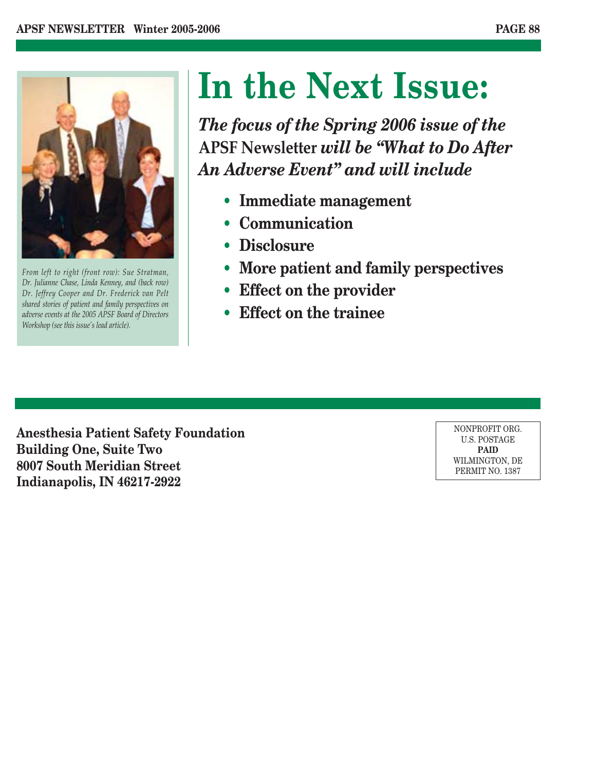From left to right (front row): Sue Stratman, Dr. Julianne Chase, Linda Kenney, and (back row) Dr. Jeffrey Cooper and Dr. Frederick van Pelt shared stories of patient and family perspectives on adverse events at the 2005 APSF Board of Directors Workshop (see this issue's lead article).

# In the Next Issue:

***The focus of the Spring 2006 issue of the* APSF Newsletter *will be "What to Do After An Adverse Event" and will include***

- **Immediate management**
- **Communication**
- **Disclosure**
- **More patient and family perspectives**
- **Effect on the provider**
- **Effect on the trainee**

**Anesthesia Patient Safety Foundation**
**Building One, Suite Two**
**8007 South Meridian Street**
**Indianapolis, IN 46217-2922**

NONPROFIT ORG.
U.S. POSTAGE
**PAID**
WILMINGTON, DE
PERMIT NO. 1387